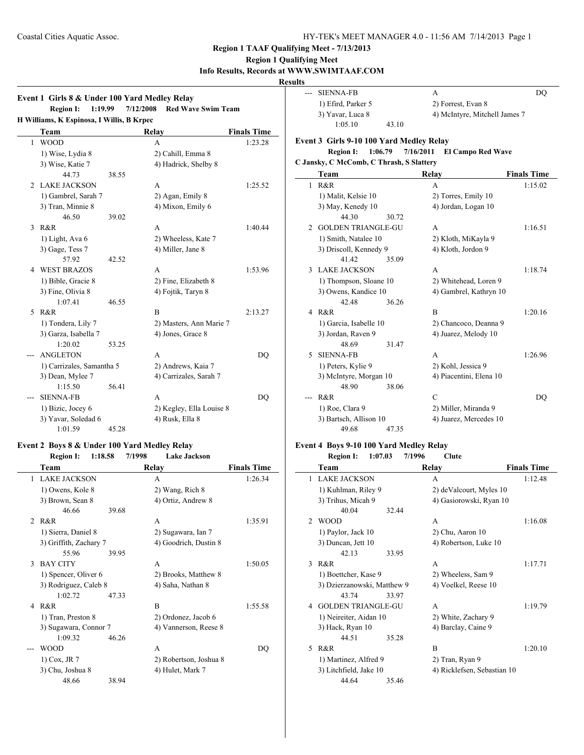**Region 1 TAAF Qualifying Meet - 7/13/2013**

**Region 1 Qualifying Meet**

**Info Results, Records at WWW.SWIMTAAF.COM**

**Results**

### Event 1 Girls 8 & Under 100 Yard Medley Relay

**Region I: 1:19.99 7/12/2008 Red Wave Swim Team**
**H Williams, K Espinosa, I Willis, B Krpec**

| | Team | Relay | Finals Time |
|---|---|---|---|
| 1 | WOOD | A | 1:23.28 |
| | 1) Wise, Lydia 8 | 2) Cahill, Emma 8 | |
| | 3) Wise, Katie 7 | 4) Hadrick, Shelby 8 | |
| | 44.73 38.55 | | |
| 2 | LAKE JACKSON | A | 1:25.52 |
| | 1) Gambrel, Sarah 7 | 2) Agan, Emily 8 | |
| | 3) Tran, Minnie 8 | 4) Mixon, Emily 6 | |
| | 46.50 39.02 | | |
| 3 | R&R | A | 1:40.44 |
| | 1) Light, Ava 6 | 2) Wheeless, Kate 7 | |
| | 3) Gage, Tess 7 | 4) Miller, Jane 8 | |
| | 57.92 42.52 | | |
| 4 | WEST BRAZOS | A | 1:53.96 |
| | 1) Bible, Gracie 8 | 2) Fine, Elizabeth 8 | |
| | 3) Fine, Olivia 8 | 4) Fojtik, Taryn 8 | |
| | 1:07.41 46.55 | | |
| 5 | R&R | B | 2:13.27 |
| | 1) Tondera, Lily 7 | 2) Masters, Ann Marie 7 | |
| | 3) Garza, Isabella 7 | 4) Jones, Grace 8 | |
| | 1:20.02 53.25 | | |
| --- | ANGLETON | A | DQ |
| | 1) Carrizales, Samantha 5 | 2) Andrews, Kaia 7 | |
| | 3) Dean, Mylee 7 | 4) Carrizales, Sarah 7 | |
| | 1:15.50 56.41 | | |
| --- | SIENNA-FB | A | DQ |
| | 1) Bizic, Jocey 6 | 2) Kegley, Ella Louise 8 | |
| | 3) Yavar, Soledad 6 | 4) Rusk, Ella 8 | |
| | 1:01.59 45.28 | | |

### Event 2 Boys 8 & Under 100 Yard Medley Relay

**Region I: 1:18.58 7/1998 Lake Jackson**

| | Team | Relay | Finals Time |
|---|---|---|---|
| 1 | LAKE JACKSON | A | 1:26.34 |
| | 1) Owens, Kole 8 | 2) Wang, Rich 8 | |
| | 3) Brown, Sean 8 | 4) Ortiz, Andrew 8 | |
| | 46.66 39.68 | | |
| 2 | R&R | A | 1:35.91 |
| | 1) Sierra, Daniel 8 | 2) Sugawara, Ian 7 | |
| | 3) Griffith, Zachary 7 | 4) Goodrich, Dustin 8 | |
| | 55.96 39.95 | | |
| 3 | BAY CITY | A | 1:50.05 |
| | 1) Spencer, Oliver 6 | 2) Brooks, Matthew 8 | |
| | 3) Rodriguez, Caleb 8 | 4) Saha, Nathan 8 | |
| | 1:02.72 47.33 | | |
| 4 | R&R | B | 1:55.58 |
| | 1) Tran, Preston 8 | 2) Ordonez, Jacob 6 | |
| | 3) Sugawara, Connor 7 | 4) Vannerson, Reese 8 | |
| | 1:09.32 46.26 | | |
| --- | WOOD | A | DQ |
| | 1) Cox, JR 7 | 2) Robertson, Joshua 8 | |
| | 3) Chu, Joshua 8 | 4) Hulet, Mark 7 | |
| | 48.66 38.94 | | |
| --- | SIENNA-FB | A | DQ |
| | 1) Efird, Parker 5 | 2) Forrest, Evan 8 | |
| | 3) Yavar, Luca 8 | 4) McIntyre, Mitchell James 7 | |
| | 1:05.10 43.10 | | |

### Event 3 Girls 9-10 100 Yard Medley Relay

**Region I: 1:06.79 7/16/2011 El Campo Red Wave**
**C Jansky, C McComb, C Thrash, S Slattery**

| | Team | Relay | Finals Time |
|---|---|---|---|
| 1 | R&R | A | 1:15.02 |
| | 1) Malit, Kelsie 10 | 2) Torres, Emily 10 | |
| | 3) May, Kenedy 10 | 4) Jordan, Logan 10 | |
| | 44.30 30.72 | | |
| 2 | GOLDEN TRIANGLE-GU | A | 1:16.51 |
| | 1) Smith, Natalee 10 | 2) Kloth, MiKayla 9 | |
| | 3) Driscoll, Kennedy 9 | 4) Kloth, Jordon 9 | |
| | 41.42 35.09 | | |
| 3 | LAKE JACKSON | A | 1:18.74 |
| | 1) Thompson, Sloane 10 | 2) Whitehead, Loren 9 | |
| | 3) Owens, Kandice 10 | 4) Gambrel, Kathryn 10 | |
| | 42.48 36.26 | | |
| 4 | R&R | B | 1:20.16 |
| | 1) Garcia, Isabelle 10 | 2) Chancoco, Deanna 9 | |
| | 3) Jordan, Raven 9 | 4) Juarez, Melody 10 | |
| | 48.69 31.47 | | |
| 5 | SIENNA-FB | A | 1:26.96 |
| | 1) Peters, Kylie 9 | 2) Kohl, Jessica 9 | |
| | 3) McIntyre, Morgan 10 | 4) Piacentini, Elena 10 | |
| | 48.90 38.06 | | |
| --- | R&R | C | DQ |
| | 1) Roe, Clara 9 | 2) Miller, Miranda 9 | |
| | 3) Bartsch, Allison 10 | 4) Juarez, Mercedes 10 | |
| | 49.68 47.35 | | |

### Event 4 Boys 9-10 100 Yard Medley Relay

**Region I: 1:07.03 7/1996 Clute**

| | Team | Relay | Finals Time |
|---|---|---|---|
| 1 | LAKE JACKSON | A | 1:12.48 |
| | 1) Kuhlman, Riley 9 | 2) deValcourt, Myles 10 | |
| | 3) Trihus, Micah 9 | 4) Gasiorowski, Ryan 10 | |
| | 40.04 32.44 | | |
| 2 | WOOD | A | 1:16.08 |
| | 1) Paylor, Jack 10 | 2) Chu, Aaron 10 | |
| | 3) Duncan, Jett 10 | 4) Robertson, Luke 10 | |
| | 42.13 33.95 | | |
| 3 | R&R | A | 1:17.71 |
| | 1) Boettcher, Kase 9 | 2) Wheeless, Sam 9 | |
| | 3) Dzierzanowski, Matthew 9 | 4) Voelkel, Reese 10 | |
| | 43.74 33.97 | | |
| 4 | GOLDEN TRIANGLE-GU | A | 1:19.79 |
| | 1) Neireiter, Aidan 10 | 2) White, Zachary 9 | |
| | 3) Hack, Ryan 10 | 4) Barclay, Caine 9 | |
| | 44.51 35.28 | | |
| 5 | R&R | B | 1:20.10 |
| | 1) Martinez, Alfred 9 | 2) Tran, Ryan 9 | |
| | 3) Litchfield, Jake 10 | 4) Ricklefsen, Sebastian 10 | |
| | 44.64 35.46 | | |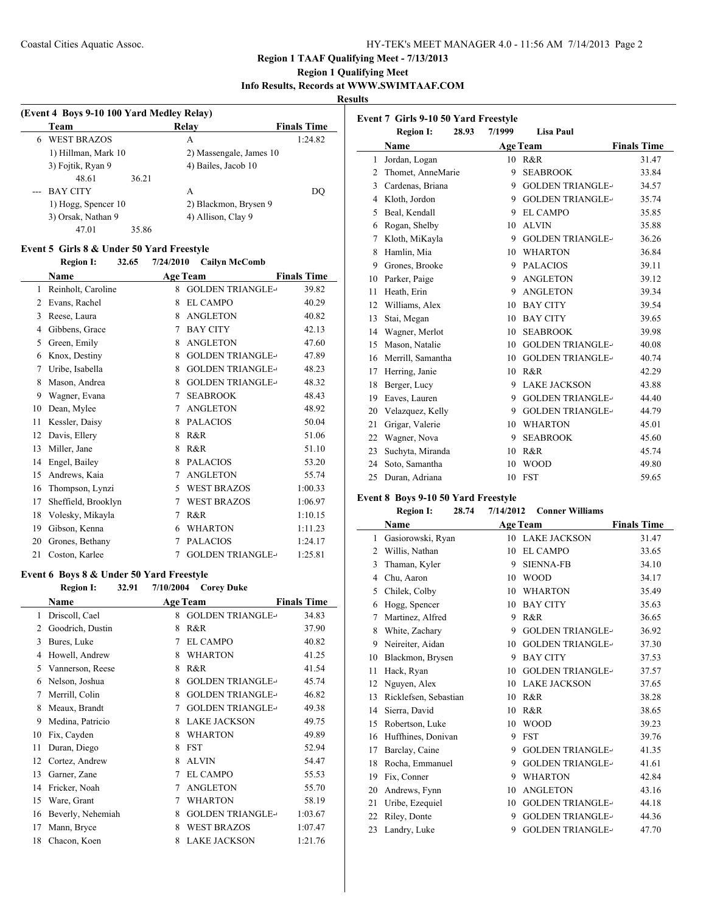## Region 1 TAAF Qualifying Meet - 7/13/2013

### Region 1 Qualifying Meet

### Info Results, Records at WWW.SWIMTAAF.COM

### Results

**(Event 4 Boys 9-10 100 Yard Medley Relay)**

| | Team | Relay | Finals Time |
|---|---|---|---|
| 6 | WEST BRAZOS | A | 1:24.82 |
| | 1) Hillman, Mark 10 | 2) Massengale, James 10 | |
| | 3) Fojtik, Ryan 9 | 4) Bailes, Jacob 10 | |
| | 48.61 36.21 | | |
| --- | BAY CITY | A | DQ |
| | 1) Hogg, Spencer 10 | 2) Blackmon, Brysen 9 | |
| | 3) Orsak, Nathan 9 | 4) Allison, Clay 9 | |
| | 47.01 35.86 | | |

**Event 5 Girls 8 & Under 50 Yard Freestyle**

Region I: 32.65 7/24/2010 Cailyn McComb

| | Name | Age | Team | Finals Time |
|---|---|---|---|---|
| 1 | Reinholt, Caroline | 8 | GOLDEN TRIANGLE- | 39.82 |
| 2 | Evans, Rachel | 8 | EL CAMPO | 40.29 |
| 3 | Reese, Laura | 8 | ANGLETON | 40.82 |
| 4 | Gibbens, Grace | 7 | BAY CITY | 42.13 |
| 5 | Green, Emily | 8 | ANGLETON | 47.60 |
| 6 | Knox, Destiny | 8 | GOLDEN TRIANGLE- | 47.89 |
| 7 | Uribe, Isabella | 8 | GOLDEN TRIANGLE- | 48.23 |
| 8 | Mason, Andrea | 8 | GOLDEN TRIANGLE- | 48.32 |
| 9 | Wagner, Evana | 7 | SEABROOK | 48.43 |
| 10 | Dean, Mylee | 7 | ANGLETON | 48.92 |
| 11 | Kessler, Daisy | 8 | PALACIOS | 50.04 |
| 12 | Davis, Ellery | 8 | R&R | 51.06 |
| 13 | Miller, Jane | 8 | R&R | 51.10 |
| 14 | Engel, Bailey | 8 | PALACIOS | 53.20 |
| 15 | Andrews, Kaia | 7 | ANGLETON | 55.74 |
| 16 | Thompson, Lynzi | 5 | WEST BRAZOS | 1:00.33 |
| 17 | Sheffield, Brooklyn | 7 | WEST BRAZOS | 1:06.97 |
| 18 | Volesky, Mikayla | 7 | R&R | 1:10.15 |
| 19 | Gibson, Kenna | 6 | WHARTON | 1:11.23 |
| 20 | Grones, Bethany | 7 | PALACIOS | 1:24.17 |
| 21 | Coston, Karlee | 7 | GOLDEN TRIANGLE- | 1:25.81 |

**Event 6 Boys 8 & Under 50 Yard Freestyle**

Region I: 32.91 7/10/2004 Corey Duke

| | Name | Age | Team | Finals Time |
|---|---|---|---|---|
| 1 | Driscoll, Cael | 8 | GOLDEN TRIANGLE- | 34.83 |
| 2 | Goodrich, Dustin | 8 | R&R | 37.90 |
| 3 | Bures, Luke | 7 | EL CAMPO | 40.82 |
| 4 | Howell, Andrew | 8 | WHARTON | 41.25 |
| 5 | Vannerson, Reese | 8 | R&R | 41.54 |
| 6 | Nelson, Joshua | 8 | GOLDEN TRIANGLE- | 45.74 |
| 7 | Merrill, Colin | 8 | GOLDEN TRIANGLE- | 46.82 |
| 8 | Meaux, Brandt | 7 | GOLDEN TRIANGLE- | 49.38 |
| 9 | Medina, Patricio | 8 | LAKE JACKSON | 49.75 |
| 10 | Fix, Cayden | 8 | WHARTON | 49.89 |
| 11 | Duran, Diego | 8 | FST | 52.94 |
| 12 | Cortez, Andrew | 8 | ALVIN | 54.47 |
| 13 | Garner, Zane | 7 | EL CAMPO | 55.53 |
| 14 | Fricker, Noah | 7 | ANGLETON | 55.70 |
| 15 | Ware, Grant | 7 | WHARTON | 58.19 |
| 16 | Beverly, Nehemiah | 8 | GOLDEN TRIANGLE- | 1:03.67 |
| 17 | Mann, Bryce | 8 | WEST BRAZOS | 1:07.47 |
| 18 | Chacon, Koen | 8 | LAKE JACKSON | 1:21.76 |

**Event 7 Girls 9-10 50 Yard Freestyle**

Region I: 28.93 7/1999 Lisa Paul

| | Name | Age | Team | Finals Time |
|---|---|---|---|---|
| 1 | Jordan, Logan | 10 | R&R | 31.47 |
| 2 | Thomet, AnneMarie | 9 | SEABROOK | 33.84 |
| 3 | Cardenas, Briana | 9 | GOLDEN TRIANGLE- | 34.57 |
| 4 | Kloth, Jordon | 9 | GOLDEN TRIANGLE- | 35.74 |
| 5 | Beal, Kendall | 9 | EL CAMPO | 35.85 |
| 6 | Rogan, Shelby | 10 | ALVIN | 35.88 |
| 7 | Kloth, MiKayla | 9 | GOLDEN TRIANGLE- | 36.26 |
| 8 | Hamlin, Mia | 10 | WHARTON | 36.84 |
| 9 | Grones, Brooke | 9 | PALACIOS | 39.11 |
| 10 | Parker, Paige | 9 | ANGLETON | 39.12 |
| 11 | Heath, Erin | 9 | ANGLETON | 39.34 |
| 12 | Williams, Alex | 10 | BAY CITY | 39.54 |
| 13 | Stai, Megan | 10 | BAY CITY | 39.65 |
| 14 | Wagner, Merlot | 10 | SEABROOK | 39.98 |
| 15 | Mason, Natalie | 10 | GOLDEN TRIANGLE- | 40.08 |
| 16 | Merrill, Samantha | 10 | GOLDEN TRIANGLE- | 40.74 |
| 17 | Herring, Janie | 10 | R&R | 42.29 |
| 18 | Berger, Lucy | 9 | LAKE JACKSON | 43.88 |
| 19 | Eaves, Lauren | 9 | GOLDEN TRIANGLE- | 44.40 |
| 20 | Velazquez, Kelly | 9 | GOLDEN TRIANGLE- | 44.79 |
| 21 | Grigar, Valerie | 10 | WHARTON | 45.01 |
| 22 | Wagner, Nova | 9 | SEABROOK | 45.60 |
| 23 | Suchyta, Miranda | 10 | R&R | 45.74 |
| 24 | Soto, Samantha | 10 | WOOD | 49.80 |
| 25 | Duran, Adriana | 10 | FST | 59.65 |

**Event 8 Boys 9-10 50 Yard Freestyle**

Region I: 28.74 7/14/2012 Conner Williams

| | Name | Age | Team | Finals Time |
|---|---|---|---|---|
| 1 | Gasiorowski, Ryan | 10 | LAKE JACKSON | 31.47 |
| 2 | Willis, Nathan | 10 | EL CAMPO | 33.65 |
| 3 | Thaman, Kyler | 9 | SIENNA-FB | 34.10 |
| 4 | Chu, Aaron | 10 | WOOD | 34.17 |
| 5 | Chilek, Colby | 10 | WHARTON | 35.49 |
| 6 | Hogg, Spencer | 10 | BAY CITY | 35.63 |
| 7 | Martinez, Alfred | 9 | R&R | 36.65 |
| 8 | White, Zachary | 9 | GOLDEN TRIANGLE- | 36.92 |
| 9 | Neireiter, Aidan | 10 | GOLDEN TRIANGLE- | 37.30 |
| 10 | Blackmon, Brysen | 9 | BAY CITY | 37.53 |
| 11 | Hack, Ryan | 10 | GOLDEN TRIANGLE- | 37.57 |
| 12 | Nguyen, Alex | 10 | LAKE JACKSON | 37.65 |
| 13 | Ricklefsen, Sebastian | 10 | R&R | 38.28 |
| 14 | Sierra, David | 10 | R&R | 38.65 |
| 15 | Robertson, Luke | 10 | WOOD | 39.23 |
| 16 | Huffhines, Donivan | 9 | FST | 39.76 |
| 17 | Barclay, Caine | 9 | GOLDEN TRIANGLE- | 41.35 |
| 18 | Rocha, Emmanuel | 9 | GOLDEN TRIANGLE- | 41.61 |
| 19 | Fix, Conner | 9 | WHARTON | 42.84 |
| 20 | Andrews, Fynn | 10 | ANGLETON | 43.16 |
| 21 | Uribe, Ezequiel | 10 | GOLDEN TRIANGLE- | 44.18 |
| 22 | Riley, Donte | 9 | GOLDEN TRIANGLE- | 44.36 |
| 23 | Landry, Luke | 9 | GOLDEN TRIANGLE- | 47.70 |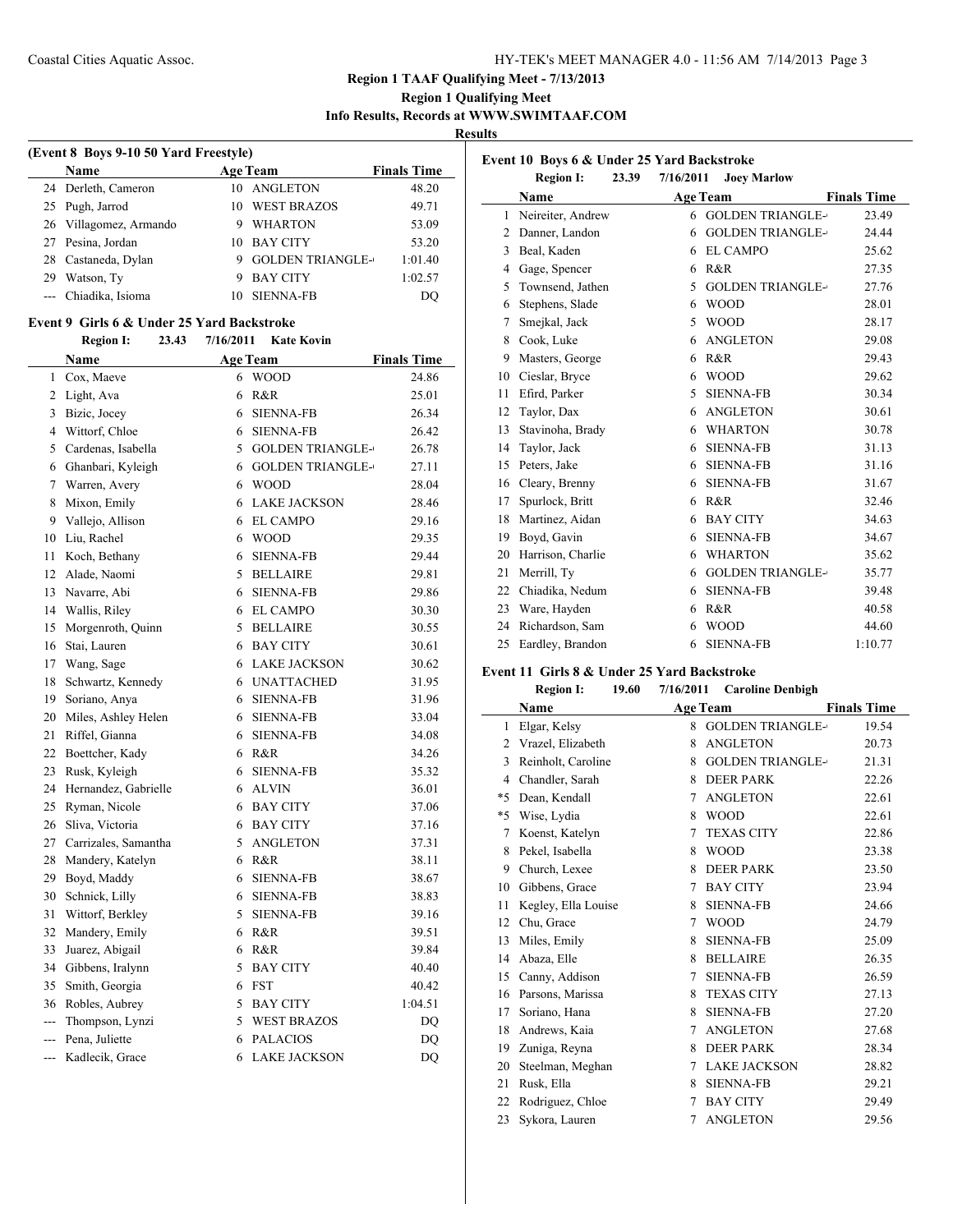# Region 1 TAAF Qualifying Meet - 7/13/2013

## Region 1 Qualifying Meet

### Info Results, Records at WWW.SWIMTAAF.COM

## Results

### (Event 8 Boys 9-10 50 Yard Freestyle)

| | Name | Age | Team | Finals Time |
|---|---|---|---|---|
| 24 | Derleth, Cameron | 10 | ANGLETON | 48.20 |
| 25 | Pugh, Jarrod | 10 | WEST BRAZOS | 49.71 |
| 26 | Villagomez, Armando | 9 | WHARTON | 53.09 |
| 27 | Pesina, Jordan | 10 | BAY CITY | 53.20 |
| 28 | Castaneda, Dylan | 9 | GOLDEN TRIANGLE- | 1:01.40 |
| 29 | Watson, Ty | 9 | BAY CITY | 1:02.57 |
| --- | Chiadika, Isioma | 10 | SIENNA-FB | DQ |

### Event 9 Girls 6 & Under 25 Yard Backstroke

**Region I: 23.43 7/16/2011 Kate Kovin**

| | Name | Age | Team | Finals Time |
|---|---|---|---|---|
| 1 | Cox, Maeve | 6 | WOOD | 24.86 |
| 2 | Light, Ava | 6 | R&R | 25.01 |
| 3 | Bizic, Jocey | 6 | SIENNA-FB | 26.34 |
| 4 | Wittorf, Chloe | 6 | SIENNA-FB | 26.42 |
| 5 | Cardenas, Isabella | 5 | GOLDEN TRIANGLE- | 26.78 |
| 6 | Ghanbari, Kyleigh | 6 | GOLDEN TRIANGLE- | 27.11 |
| 7 | Warren, Avery | 6 | WOOD | 28.04 |
| 8 | Mixon, Emily | 6 | LAKE JACKSON | 28.46 |
| 9 | Vallejo, Allison | 6 | EL CAMPO | 29.16 |
| 10 | Liu, Rachel | 6 | WOOD | 29.35 |
| 11 | Koch, Bethany | 6 | SIENNA-FB | 29.44 |
| 12 | Alade, Naomi | 5 | BELLAIRE | 29.81 |
| 13 | Navarre, Abi | 6 | SIENNA-FB | 29.86 |
| 14 | Wallis, Riley | 6 | EL CAMPO | 30.30 |
| 15 | Morgenroth, Quinn | 5 | BELLAIRE | 30.55 |
| 16 | Stai, Lauren | 6 | BAY CITY | 30.61 |
| 17 | Wang, Sage | 6 | LAKE JACKSON | 30.62 |
| 18 | Schwartz, Kennedy | 6 | UNATTACHED | 31.95 |
| 19 | Soriano, Anya | 6 | SIENNA-FB | 31.96 |
| 20 | Miles, Ashley Helen | 6 | SIENNA-FB | 33.04 |
| 21 | Riffel, Gianna | 6 | SIENNA-FB | 34.08 |
| 22 | Boettcher, Kady | 6 | R&R | 34.26 |
| 23 | Rusk, Kyleigh | 6 | SIENNA-FB | 35.32 |
| 24 | Hernandez, Gabrielle | 6 | ALVIN | 36.01 |
| 25 | Ryman, Nicole | 6 | BAY CITY | 37.06 |
| 26 | Sliva, Victoria | 6 | BAY CITY | 37.16 |
| 27 | Carrizales, Samantha | 5 | ANGLETON | 37.31 |
| 28 | Mandery, Katelyn | 6 | R&R | 38.11 |
| 29 | Boyd, Maddy | 6 | SIENNA-FB | 38.67 |
| 30 | Schnick, Lilly | 6 | SIENNA-FB | 38.83 |
| 31 | Wittorf, Berkley | 5 | SIENNA-FB | 39.16 |
| 32 | Mandery, Emily | 6 | R&R | 39.51 |
| 33 | Juarez, Abigail | 6 | R&R | 39.84 |
| 34 | Gibbens, Iralynn | 5 | BAY CITY | 40.40 |
| 35 | Smith, Georgia | 6 | FST | 40.42 |
| 36 | Robles, Aubrey | 5 | BAY CITY | 1:04.51 |
| --- | Thompson, Lynzi | 5 | WEST BRAZOS | DQ |
| --- | Pena, Juliette | 6 | PALACIOS | DQ |
| --- | Kadlecik, Grace | 6 | LAKE JACKSON | DQ |

### Event 10 Boys 6 & Under 25 Yard Backstroke

**Region I: 23.39 7/16/2011 Joey Marlow**

| | Name | Age | Team | Finals Time |
|---|---|---|---|---|
| 1 | Neireiter, Andrew | 6 | GOLDEN TRIANGLE- | 23.49 |
| 2 | Danner, Landon | 6 | GOLDEN TRIANGLE- | 24.44 |
| 3 | Beal, Kaden | 6 | EL CAMPO | 25.62 |
| 4 | Gage, Spencer | 6 | R&R | 27.35 |
| 5 | Townsend, Jathen | 5 | GOLDEN TRIANGLE- | 27.76 |
| 6 | Stephens, Slade | 6 | WOOD | 28.01 |
| 7 | Smejkal, Jack | 5 | WOOD | 28.17 |
| 8 | Cook, Luke | 6 | ANGLETON | 29.08 |
| 9 | Masters, George | 6 | R&R | 29.43 |
| 10 | Cieslar, Bryce | 6 | WOOD | 29.62 |
| 11 | Efird, Parker | 5 | SIENNA-FB | 30.34 |
| 12 | Taylor, Dax | 6 | ANGLETON | 30.61 |
| 13 | Stavinoha, Brady | 6 | WHARTON | 30.78 |
| 14 | Taylor, Jack | 6 | SIENNA-FB | 31.13 |
| 15 | Peters, Jake | 6 | SIENNA-FB | 31.16 |
| 16 | Cleary, Brenny | 6 | SIENNA-FB | 31.67 |
| 17 | Spurlock, Britt | 6 | R&R | 32.46 |
| 18 | Martinez, Aidan | 6 | BAY CITY | 34.63 |
| 19 | Boyd, Gavin | 6 | SIENNA-FB | 34.67 |
| 20 | Harrison, Charlie | 6 | WHARTON | 35.62 |
| 21 | Merrill, Ty | 6 | GOLDEN TRIANGLE- | 35.77 |
| 22 | Chiadika, Nedum | 6 | SIENNA-FB | 39.48 |
| 23 | Ware, Hayden | 6 | R&R | 40.58 |
| 24 | Richardson, Sam | 6 | WOOD | 44.60 |
| 25 | Eardley, Brandon | 6 | SIENNA-FB | 1:10.77 |

### Event 11 Girls 8 & Under 25 Yard Backstroke

**Region I: 19.60 7/16/2011 Caroline Denbigh**

| | Name | Age | Team | Finals Time |
|---|---|---|---|---|
| 1 | Elgar, Kelsy | 8 | GOLDEN TRIANGLE- | 19.54 |
| 2 | Vrazel, Elizabeth | 8 | ANGLETON | 20.73 |
| 3 | Reinholt, Caroline | 8 | GOLDEN TRIANGLE- | 21.31 |
| 4 | Chandler, Sarah | 8 | DEER PARK | 22.26 |
| *5 | Dean, Kendall | 7 | ANGLETON | 22.61 |
| *5 | Wise, Lydia | 8 | WOOD | 22.61 |
| 7 | Koenst, Katelyn | 7 | TEXAS CITY | 22.86 |
| 8 | Pekel, Isabella | 8 | WOOD | 23.38 |
| 9 | Church, Lexee | 8 | DEER PARK | 23.50 |
| 10 | Gibbens, Grace | 7 | BAY CITY | 23.94 |
| 11 | Kegley, Ella Louise | 8 | SIENNA-FB | 24.66 |
| 12 | Chu, Grace | 7 | WOOD | 24.79 |
| 13 | Miles, Emily | 8 | SIENNA-FB | 25.09 |
| 14 | Abaza, Elle | 8 | BELLAIRE | 26.35 |
| 15 | Canny, Addison | 7 | SIENNA-FB | 26.59 |
| 16 | Parsons, Marissa | 8 | TEXAS CITY | 27.13 |
| 17 | Soriano, Hana | 8 | SIENNA-FB | 27.20 |
| 18 | Andrews, Kaia | 7 | ANGLETON | 27.68 |
| 19 | Zuniga, Reyna | 8 | DEER PARK | 28.34 |
| 20 | Steelman, Meghan | 7 | LAKE JACKSON | 28.82 |
| 21 | Rusk, Ella | 8 | SIENNA-FB | 29.21 |
| 22 | Rodriguez, Chloe | 7 | BAY CITY | 29.49 |
| 23 | Sykora, Lauren | 7 | ANGLETON | 29.56 |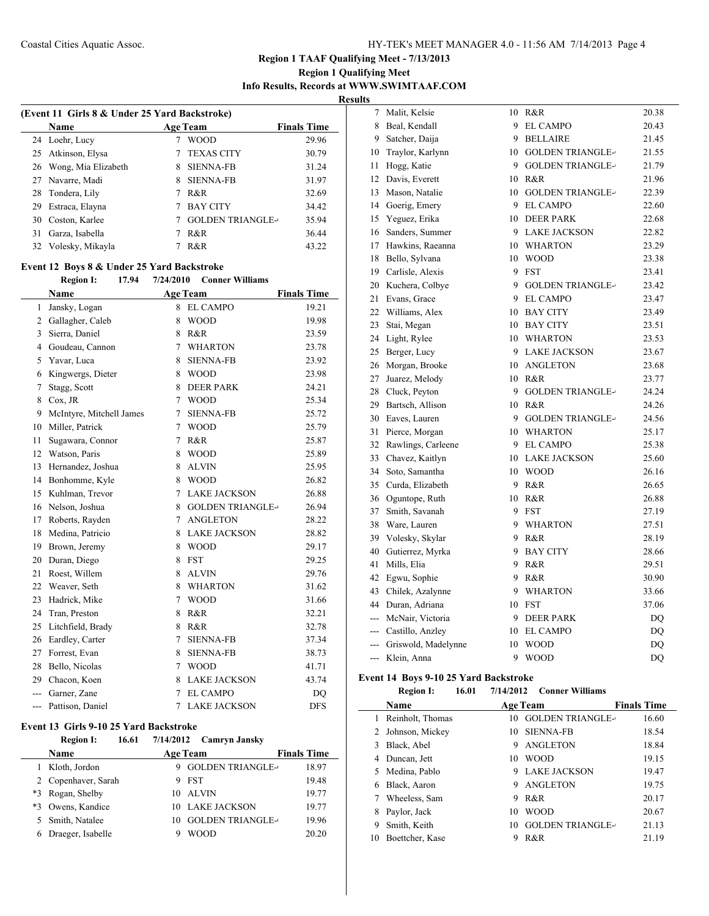## Region 1 TAAF Qualifying Meet - 7/13/2013

### Region 1 Qualifying Meet

**Info Results, Records at WWW.SWIMTAAF.COM**

**Results**

### (Event 11 Girls 8 & Under 25 Yard Backstroke)

| | Name | Age | Team | Finals Time |
|---|---|---|---|---|
| 24 | Loehr, Lucy | 7 | WOOD | 29.96 |
| 25 | Atkinson, Elysa | 7 | TEXAS CITY | 30.79 |
| 26 | Wong, Mia Elizabeth | 8 | SIENNA-FB | 31.24 |
| 27 | Navarre, Madi | 8 | SIENNA-FB | 31.97 |
| 28 | Tondera, Lily | 7 | R&R | 32.69 |
| 29 | Estraca, Elayna | 7 | BAY CITY | 34.42 |
| 30 | Coston, Karlee | 7 | GOLDEN TRIANGLE- | 35.94 |
| 31 | Garza, Isabella | 7 | R&R | 36.44 |
| 32 | Volesky, Mikayla | 7 | R&R | 43.22 |

### Event 12 Boys 8 & Under 25 Yard Backstroke

**Region I: 17.94 7/24/2010 Conner Williams**

| | Name | Age | Team | Finals Time |
|---|---|---|---|---|
| 1 | Jansky, Logan | 8 | EL CAMPO | 19.21 |
| 2 | Gallagher, Caleb | 8 | WOOD | 19.98 |
| 3 | Sierra, Daniel | 8 | R&R | 23.59 |
| 4 | Goudeau, Cannon | 7 | WHARTON | 23.78 |
| 5 | Yavar, Luca | 8 | SIENNA-FB | 23.92 |
| 6 | Kingwergs, Dieter | 8 | WOOD | 23.98 |
| 7 | Stagg, Scott | 8 | DEER PARK | 24.21 |
| 8 | Cox, JR | 7 | WOOD | 25.34 |
| 9 | McIntyre, Mitchell James | 7 | SIENNA-FB | 25.72 |
| 10 | Miller, Patrick | 7 | WOOD | 25.79 |
| 11 | Sugawara, Connor | 7 | R&R | 25.87 |
| 12 | Watson, Paris | 8 | WOOD | 25.89 |
| 13 | Hernandez, Joshua | 8 | ALVIN | 25.95 |
| 14 | Bonhomme, Kyle | 8 | WOOD | 26.82 |
| 15 | Kuhlman, Trevor | 7 | LAKE JACKSON | 26.88 |
| 16 | Nelson, Joshua | 8 | GOLDEN TRIANGLE- | 26.94 |
| 17 | Roberts, Rayden | 7 | ANGLETON | 28.22 |
| 18 | Medina, Patricio | 8 | LAKE JACKSON | 28.82 |
| 19 | Brown, Jeremy | 8 | WOOD | 29.17 |
| 20 | Duran, Diego | 8 | FST | 29.25 |
| 21 | Roest, Willem | 8 | ALVIN | 29.76 |
| 22 | Weaver, Seth | 8 | WHARTON | 31.62 |
| 23 | Hadrick, Mike | 7 | WOOD | 31.66 |
| 24 | Tran, Preston | 8 | R&R | 32.21 |
| 25 | Litchfield, Brady | 8 | R&R | 32.78 |
| 26 | Eardley, Carter | 7 | SIENNA-FB | 37.34 |
| 27 | Forrest, Evan | 8 | SIENNA-FB | 38.73 |
| 28 | Bello, Nicolas | 7 | WOOD | 41.71 |
| 29 | Chacon, Koen | 8 | LAKE JACKSON | 43.74 |
| --- | Garner, Zane | 7 | EL CAMPO | DQ |
| --- | Pattison, Daniel | 7 | LAKE JACKSON | DFS |

### Event 13 Girls 9-10 25 Yard Backstroke

**Region I: 16.61 7/14/2012 Camryn Jansky**

| | Name | Age | Team | Finals Time |
|---|---|---|---|---|
| 1 | Kloth, Jordon | 9 | GOLDEN TRIANGLE- | 18.97 |
| 2 | Copenhaver, Sarah | 9 | FST | 19.48 |
| *3 | Rogan, Shelby | 10 | ALVIN | 19.77 |
| *3 | Owens, Kandice | 10 | LAKE JACKSON | 19.77 |
| 5 | Smith, Natalee | 10 | GOLDEN TRIANGLE- | 19.96 |
| 6 | Draeger, Isabelle | 9 | WOOD | 20.20 |
| 7 | Malit, Kelsie | 10 | R&R | 20.38 |
| 8 | Beal, Kendall | 9 | EL CAMPO | 20.43 |
| 9 | Satcher, Daija | 9 | BELLAIRE | 21.45 |
| 10 | Traylor, Karlynn | 10 | GOLDEN TRIANGLE- | 21.55 |
| 11 | Hogg, Katie | 9 | GOLDEN TRIANGLE- | 21.79 |
| 12 | Davis, Everett | 10 | R&R | 21.96 |
| 13 | Mason, Natalie | 10 | GOLDEN TRIANGLE- | 22.39 |
| 14 | Goerig, Emery | 9 | EL CAMPO | 22.60 |
| 15 | Yeguez, Erika | 10 | DEER PARK | 22.68 |
| 16 | Sanders, Summer | 9 | LAKE JACKSON | 22.82 |
| 17 | Hawkins, Raeanna | 10 | WHARTON | 23.29 |
| 18 | Bello, Sylvana | 10 | WOOD | 23.38 |
| 19 | Carlisle, Alexis | 9 | FST | 23.41 |
| 20 | Kuchera, Colbye | 9 | GOLDEN TRIANGLE- | 23.42 |
| 21 | Evans, Grace | 9 | EL CAMPO | 23.47 |
| 22 | Williams, Alex | 10 | BAY CITY | 23.49 |
| 23 | Stai, Megan | 10 | BAY CITY | 23.51 |
| 24 | Light, Rylee | 10 | WHARTON | 23.53 |
| 25 | Berger, Lucy | 9 | LAKE JACKSON | 23.67 |
| 26 | Morgan, Brooke | 10 | ANGLETON | 23.68 |
| 27 | Juarez, Melody | 10 | R&R | 23.77 |
| 28 | Cluck, Peyton | 9 | GOLDEN TRIANGLE- | 24.24 |
| 29 | Bartsch, Allison | 10 | R&R | 24.26 |
| 30 | Eaves, Lauren | 9 | GOLDEN TRIANGLE- | 24.56 |
| 31 | Pierce, Morgan | 10 | WHARTON | 25.17 |
| 32 | Rawlings, Carleene | 9 | EL CAMPO | 25.38 |
| 33 | Chavez, Kaitlyn | 10 | LAKE JACKSON | 25.60 |
| 34 | Soto, Samantha | 10 | WOOD | 26.16 |
| 35 | Curda, Elizabeth | 9 | R&R | 26.65 |
| 36 | Oguntope, Ruth | 10 | R&R | 26.88 |
| 37 | Smith, Savanah | 9 | FST | 27.19 |
| 38 | Ware, Lauren | 9 | WHARTON | 27.51 |
| 39 | Volesky, Skylar | 9 | R&R | 28.19 |
| 40 | Gutierrez, Myrka | 9 | BAY CITY | 28.66 |
| 41 | Mills, Elia | 9 | R&R | 29.51 |
| 42 | Egwu, Sophie | 9 | R&R | 30.90 |
| 43 | Chilek, Azalynne | 9 | WHARTON | 33.66 |
| 44 | Duran, Adriana | 10 | FST | 37.06 |
| --- | McNair, Victoria | 9 | DEER PARK | DQ |
| --- | Castillo, Anzley | 10 | EL CAMPO | DQ |
| --- | Griswold, Madelynne | 10 | WOOD | DQ |
| --- | Klein, Anna | 9 | WOOD | DQ |

### Event 14 Boys 9-10 25 Yard Backstroke

**Region I: 16.01 7/14/2012 Conner Williams**

| | Name | Age | Team | Finals Time |
|---|---|---|---|---|
| 1 | Reinholt, Thomas | 10 | GOLDEN TRIANGLE- | 16.60 |
| 2 | Johnson, Mickey | 10 | SIENNA-FB | 18.54 |
| 3 | Black, Abel | 9 | ANGLETON | 18.84 |
| 4 | Duncan, Jett | 10 | WOOD | 19.15 |
| 5 | Medina, Pablo | 9 | LAKE JACKSON | 19.47 |
| 6 | Black, Aaron | 9 | ANGLETON | 19.75 |
| 7 | Wheeless, Sam | 9 | R&R | 20.17 |
| 8 | Paylor, Jack | 10 | WOOD | 20.67 |
| 9 | Smith, Keith | 10 | GOLDEN TRIANGLE- | 21.13 |
| 10 | Boettcher, Kase | 9 | R&R | 21.19 |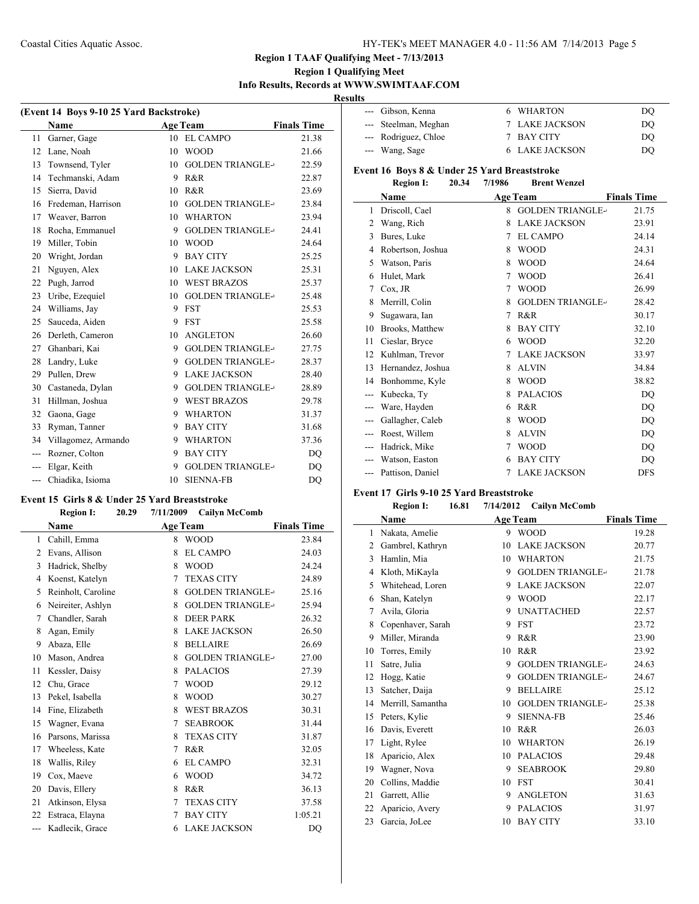## Region 1 TAAF Qualifying Meet - 7/13/2013

### Region 1 Qualifying Meet

### Info Results, Records at WWW.SWIMTAAF.COM

### Results

#### (Event 14 Boys 9-10 25 Yard Backstroke)

| | Name | Age | Team | Finals Time |
|---|---|---|---|---|
| 11 | Garner, Gage | 10 | EL CAMPO | 21.38 |
| 12 | Lane, Noah | 10 | WOOD | 21.66 |
| 13 | Townsend, Tyler | 10 | GOLDEN TRIANGLE-I | 22.59 |
| 14 | Techmanski, Adam | 9 | R&R | 22.87 |
| 15 | Sierra, David | 10 | R&R | 23.69 |
| 16 | Fredeman, Harrison | 10 | GOLDEN TRIANGLE-I | 23.84 |
| 17 | Weaver, Barron | 10 | WHARTON | 23.94 |
| 18 | Rocha, Emmanuel | 9 | GOLDEN TRIANGLE-I | 24.41 |
| 19 | Miller, Tobin | 10 | WOOD | 24.64 |
| 20 | Wright, Jordan | 9 | BAY CITY | 25.25 |
| 21 | Nguyen, Alex | 10 | LAKE JACKSON | 25.31 |
| 22 | Pugh, Jarrod | 10 | WEST BRAZOS | 25.37 |
| 23 | Uribe, Ezequiel | 10 | GOLDEN TRIANGLE-I | 25.48 |
| 24 | Williams, Jay | 9 | FST | 25.53 |
| 25 | Sauceda, Aiden | 9 | FST | 25.58 |
| 26 | Derleth, Cameron | 10 | ANGLETON | 26.60 |
| 27 | Ghanbari, Kai | 9 | GOLDEN TRIANGLE-I | 27.75 |
| 28 | Landry, Luke | 9 | GOLDEN TRIANGLE-I | 28.37 |
| 29 | Pullen, Drew | 9 | LAKE JACKSON | 28.40 |
| 30 | Castaneda, Dylan | 9 | GOLDEN TRIANGLE-I | 28.89 |
| 31 | Hillman, Joshua | 9 | WEST BRAZOS | 29.78 |
| 32 | Gaona, Gage | 9 | WHARTON | 31.37 |
| 33 | Ryman, Tanner | 9 | BAY CITY | 31.68 |
| 34 | Villagomez, Armando | 9 | WHARTON | 37.36 |
| --- | Rozner, Colton | 9 | BAY CITY | DQ |
| --- | Elgar, Keith | 9 | GOLDEN TRIANGLE-I | DQ |
| --- | Chiadika, Isioma | 10 | SIENNA-FB | DQ |

#### Event 15 Girls 8 & Under 25 Yard Breaststroke

**Region I: 20.29 7/11/2009 Cailyn McComb**

| | Name | Age | Team | Finals Time |
|---|---|---|---|---|
| 1 | Cahill, Emma | 8 | WOOD | 23.84 |
| 2 | Evans, Allison | 8 | EL CAMPO | 24.03 |
| 3 | Hadrick, Shelby | 8 | WOOD | 24.24 |
| 4 | Koenst, Katelyn | 7 | TEXAS CITY | 24.89 |
| 5 | Reinholt, Caroline | 8 | GOLDEN TRIANGLE-I | 25.16 |
| 6 | Neireiter, Ashlyn | 8 | GOLDEN TRIANGLE-I | 25.94 |
| 7 | Chandler, Sarah | 8 | DEER PARK | 26.32 |
| 8 | Agan, Emily | 8 | LAKE JACKSON | 26.50 |
| 9 | Abaza, Elle | 8 | BELLAIRE | 26.69 |
| 10 | Mason, Andrea | 8 | GOLDEN TRIANGLE-I | 27.00 |
| 11 | Kessler, Daisy | 8 | PALACIOS | 27.39 |
| 12 | Chu, Grace | 7 | WOOD | 29.12 |
| 13 | Pekel, Isabella | 8 | WOOD | 30.27 |
| 14 | Fine, Elizabeth | 8 | WEST BRAZOS | 30.31 |
| 15 | Wagner, Evana | 7 | SEABROOK | 31.44 |
| 16 | Parsons, Marissa | 8 | TEXAS CITY | 31.87 |
| 17 | Wheeless, Kate | 7 | R&R | 32.05 |
| 18 | Wallis, Riley | 6 | EL CAMPO | 32.31 |
| 19 | Cox, Maeve | 6 | WOOD | 34.72 |
| 20 | Davis, Ellery | 8 | R&R | 36.13 |
| 21 | Atkinson, Elysa | 7 | TEXAS CITY | 37.58 |
| 22 | Estraca, Elayna | 7 | BAY CITY | 1:05.21 |
| --- | Kadlecik, Grace | 6 | LAKE JACKSON | DQ |
| --- | Gibson, Kenna | 6 | WHARTON | DQ |
| --- | Steelman, Meghan | 7 | LAKE JACKSON | DQ |
| --- | Rodriguez, Chloe | 7 | BAY CITY | DQ |
| --- | Wang, Sage | 6 | LAKE JACKSON | DQ |

#### Event 16 Boys 8 & Under 25 Yard Breaststroke

**Region I: 20.34 7/1986 Brent Wenzel**

| | Name | Age | Team | Finals Time |
|---|---|---|---|---|
| 1 | Driscoll, Cael | 8 | GOLDEN TRIANGLE-I | 21.75 |
| 2 | Wang, Rich | 8 | LAKE JACKSON | 23.91 |
| 3 | Bures, Luke | 7 | EL CAMPO | 24.14 |
| 4 | Robertson, Joshua | 8 | WOOD | 24.31 |
| 5 | Watson, Paris | 8 | WOOD | 24.64 |
| 6 | Hulet, Mark | 7 | WOOD | 26.41 |
| 7 | Cox, JR | 7 | WOOD | 26.99 |
| 8 | Merrill, Colin | 8 | GOLDEN TRIANGLE-I | 28.42 |
| 9 | Sugawara, Ian | 7 | R&R | 30.17 |
| 10 | Brooks, Matthew | 8 | BAY CITY | 32.10 |
| 11 | Cieslar, Bryce | 6 | WOOD | 32.20 |
| 12 | Kuhlman, Trevor | 7 | LAKE JACKSON | 33.97 |
| 13 | Hernandez, Joshua | 8 | ALVIN | 34.84 |
| 14 | Bonhomme, Kyle | 8 | WOOD | 38.82 |
| --- | Kubecka, Ty | 8 | PALACIOS | DQ |
| --- | Ware, Hayden | 6 | R&R | DQ |
| --- | Gallagher, Caleb | 8 | WOOD | DQ |
| --- | Roest, Willem | 8 | ALVIN | DQ |
| --- | Hadrick, Mike | 7 | WOOD | DQ |
| --- | Watson, Easton | 6 | BAY CITY | DQ |
| --- | Pattison, Daniel | 7 | LAKE JACKSON | DFS |

#### Event 17 Girls 9-10 25 Yard Breaststroke

**Region I: 16.81 7/14/2012 Cailyn McComb**

| | Name | Age | Team | Finals Time |
|---|---|---|---|---|
| 1 | Nakata, Amelie | 9 | WOOD | 19.28 |
| 2 | Gambrel, Kathryn | 10 | LAKE JACKSON | 20.77 |
| 3 | Hamlin, Mia | 10 | WHARTON | 21.75 |
| 4 | Kloth, MiKayla | 9 | GOLDEN TRIANGLE-I | 21.78 |
| 5 | Whitehead, Loren | 9 | LAKE JACKSON | 22.07 |
| 6 | Shan, Katelyn | 9 | WOOD | 22.17 |
| 7 | Avila, Gloria | 9 | UNATTACHED | 22.57 |
| 8 | Copenhaver, Sarah | 9 | FST | 23.72 |
| 9 | Miller, Miranda | 9 | R&R | 23.90 |
| 10 | Torres, Emily | 10 | R&R | 23.92 |
| 11 | Satre, Julia | 9 | GOLDEN TRIANGLE-I | 24.63 |
| 12 | Hogg, Katie | 9 | GOLDEN TRIANGLE-I | 24.67 |
| 13 | Satcher, Daija | 9 | BELLAIRE | 25.12 |
| 14 | Merrill, Samantha | 10 | GOLDEN TRIANGLE-I | 25.38 |
| 15 | Peters, Kylie | 9 | SIENNA-FB | 25.46 |
| 16 | Davis, Everett | 10 | R&R | 26.03 |
| 17 | Light, Rylee | 10 | WHARTON | 26.19 |
| 18 | Aparicio, Alex | 10 | PALACIOS | 29.48 |
| 19 | Wagner, Nova | 9 | SEABROOK | 29.80 |
| 20 | Collins, Maddie | 10 | FST | 30.41 |
| 21 | Garrett, Allie | 9 | ANGLETON | 31.63 |
| 22 | Aparicio, Avery | 9 | PALACIOS | 31.97 |
| 23 | Garcia, JoLee | 10 | BAY CITY | 33.10 |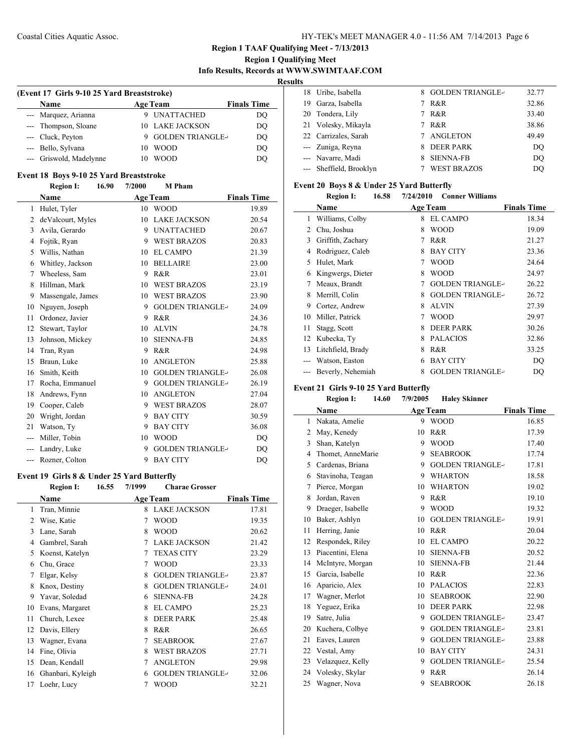## Region 1 TAAF Qualifying Meet - 7/13/2013

### Region 1 Qualifying Meet

### Info Results, Records at WWW.SWIMTAAF.COM

### Results

**(Event 17 Girls 9-10 25 Yard Breaststroke)**

| | Name | Age | Team | Finals Time |
|---|---|---|---|---|
| --- | Marquez, Arianna | 9 | UNATTACHED | DQ |
| --- | Thompson, Sloane | 10 | LAKE JACKSON | DQ |
| --- | Cluck, Peyton | 9 | GOLDEN TRIANGLE- | DQ |
| --- | Bello, Sylvana | 10 | WOOD | DQ |
| --- | Griswold, Madelynne | 10 | WOOD | DQ |

**Event 18 Boys 9-10 25 Yard Breaststroke**

Region I: 16.90 7/2000 M Pham

| | Name | Age | Team | Finals Time |
|---|---|---|---|---|
| 1 | Hulet, Tyler | 10 | WOOD | 19.89 |
| 2 | deValcourt, Myles | 10 | LAKE JACKSON | 20.54 |
| 3 | Avila, Gerardo | 9 | UNATTACHED | 20.67 |
| 4 | Fojtik, Ryan | 9 | WEST BRAZOS | 20.83 |
| 5 | Willis, Nathan | 10 | EL CAMPO | 21.39 |
| 6 | Whitley, Jackson | 10 | BELLAIRE | 23.00 |
| 7 | Wheeless, Sam | 9 | R&R | 23.01 |
| 8 | Hillman, Mark | 10 | WEST BRAZOS | 23.19 |
| 9 | Massengale, James | 10 | WEST BRAZOS | 23.90 |
| 10 | Nguyen, Joseph | 9 | GOLDEN TRIANGLE- | 24.09 |
| 11 | Ordonez, Javier | 9 | R&R | 24.36 |
| 12 | Stewart, Taylor | 10 | ALVIN | 24.78 |
| 13 | Johnson, Mickey | 10 | SIENNA-FB | 24.85 |
| 14 | Tran, Ryan | 9 | R&R | 24.98 |
| 15 | Braun, Luke | 10 | ANGLETON | 25.88 |
| 16 | Smith, Keith | 10 | GOLDEN TRIANGLE- | 26.08 |
| 17 | Rocha, Emmanuel | 9 | GOLDEN TRIANGLE- | 26.19 |
| 18 | Andrews, Fynn | 10 | ANGLETON | 27.04 |
| 19 | Cooper, Caleb | 9 | WEST BRAZOS | 28.07 |
| 20 | Wright, Jordan | 9 | BAY CITY | 30.59 |
| 21 | Watson, Ty | 9 | BAY CITY | 36.08 |
| --- | Miller, Tobin | 10 | WOOD | DQ |
| --- | Landry, Luke | 9 | GOLDEN TRIANGLE- | DQ |
| --- | Rozner, Colton | 9 | BAY CITY | DQ |

**Event 19 Girls 8 & Under 25 Yard Butterfly**

Region I: 16.55 7/1999 Charae Grosser

| | Name | Age | Team | Finals Time |
|---|---|---|---|---|
| 1 | Tran, Minnie | 8 | LAKE JACKSON | 17.81 |
| 2 | Wise, Katie | 7 | WOOD | 19.35 |
| 3 | Lane, Sarah | 8 | WOOD | 20.62 |
| 4 | Gambrel, Sarah | 7 | LAKE JACKSON | 21.42 |
| 5 | Koenst, Katelyn | 7 | TEXAS CITY | 23.29 |
| 6 | Chu, Grace | 7 | WOOD | 23.33 |
| 7 | Elgar, Kelsy | 8 | GOLDEN TRIANGLE- | 23.87 |
| 8 | Knox, Destiny | 8 | GOLDEN TRIANGLE- | 24.01 |
| 9 | Yavar, Soledad | 6 | SIENNA-FB | 24.28 |
| 10 | Evans, Margaret | 8 | EL CAMPO | 25.23 |
| 11 | Church, Lexee | 8 | DEER PARK | 25.48 |
| 12 | Davis, Ellery | 8 | R&R | 26.65 |
| 13 | Wagner, Evana | 7 | SEABROOK | 27.67 |
| 14 | Fine, Olivia | 8 | WEST BRAZOS | 27.71 |
| 15 | Dean, Kendall | 7 | ANGLETON | 29.98 |
| 16 | Ghanbari, Kyleigh | 6 | GOLDEN TRIANGLE- | 32.06 |
| 17 | Loehr, Lucy | 7 | WOOD | 32.21 |
| 18 | Uribe, Isabella | 8 | GOLDEN TRIANGLE- | 32.77 |
| 19 | Garza, Isabella | 7 | R&R | 32.86 |
| 20 | Tondera, Lily | 7 | R&R | 33.40 |
| 21 | Volesky, Mikayla | 7 | R&R | 38.86 |
| 22 | Carrizales, Sarah | 7 | ANGLETON | 49.49 |
| --- | Zuniga, Reyna | 8 | DEER PARK | DQ |
| --- | Navarre, Madi | 8 | SIENNA-FB | DQ |
| --- | Sheffield, Brooklyn | 7 | WEST BRAZOS | DQ |

**Event 20 Boys 8 & Under 25 Yard Butterfly**

Region I: 16.58 7/24/2010 Conner Williams

| | Name | Age | Team | Finals Time |
|---|---|---|---|---|
| 1 | Williams, Colby | 8 | EL CAMPO | 18.34 |
| 2 | Chu, Joshua | 8 | WOOD | 19.09 |
| 3 | Griffith, Zachary | 7 | R&R | 21.27 |
| 4 | Rodriguez, Caleb | 8 | BAY CITY | 23.36 |
| 5 | Hulet, Mark | 7 | WOOD | 24.64 |
| 6 | Kingwergs, Dieter | 8 | WOOD | 24.97 |
| 7 | Meaux, Brandt | 7 | GOLDEN TRIANGLE- | 26.22 |
| 8 | Merrill, Colin | 8 | GOLDEN TRIANGLE- | 26.72 |
| 9 | Cortez, Andrew | 8 | ALVIN | 27.39 |
| 10 | Miller, Patrick | 7 | WOOD | 29.97 |
| 11 | Stagg, Scott | 8 | DEER PARK | 30.26 |
| 12 | Kubecka, Ty | 8 | PALACIOS | 32.86 |
| 13 | Litchfield, Brady | 8 | R&R | 33.25 |
| --- | Watson, Easton | 6 | BAY CITY | DQ |
| --- | Beverly, Nehemiah | 8 | GOLDEN TRIANGLE- | DQ |

**Event 21 Girls 9-10 25 Yard Butterfly**

Region I: 14.60 7/9/2005 Haley Skinner

| | Name | Age | Team | Finals Time |
|---|---|---|---|---|
| 1 | Nakata, Amelie | 9 | WOOD | 16.85 |
| 2 | May, Kenedy | 10 | R&R | 17.39 |
| 3 | Shan, Katelyn | 9 | WOOD | 17.40 |
| 4 | Thomet, AnneMarie | 9 | SEABROOK | 17.74 |
| 5 | Cardenas, Briana | 9 | GOLDEN TRIANGLE- | 17.81 |
| 6 | Stavinoha, Teagan | 9 | WHARTON | 18.58 |
| 7 | Pierce, Morgan | 10 | WHARTON | 19.02 |
| 8 | Jordan, Raven | 9 | R&R | 19.10 |
| 9 | Draeger, Isabelle | 9 | WOOD | 19.32 |
| 10 | Baker, Ashlyn | 10 | GOLDEN TRIANGLE- | 19.91 |
| 11 | Herring, Janie | 10 | R&R | 20.04 |
| 12 | Respondek, Riley | 10 | EL CAMPO | 20.22 |
| 13 | Piacentini, Elena | 10 | SIENNA-FB | 20.52 |
| 14 | McIntyre, Morgan | 10 | SIENNA-FB | 21.44 |
| 15 | Garcia, Isabelle | 10 | R&R | 22.36 |
| 16 | Aparicio, Alex | 10 | PALACIOS | 22.83 |
| 17 | Wagner, Merlot | 10 | SEABROOK | 22.90 |
| 18 | Yeguez, Erika | 10 | DEER PARK | 22.98 |
| 19 | Satre, Julia | 9 | GOLDEN TRIANGLE- | 23.47 |
| 20 | Kuchera, Colbye | 9 | GOLDEN TRIANGLE- | 23.81 |
| 21 | Eaves, Lauren | 9 | GOLDEN TRIANGLE- | 23.88 |
| 22 | Vestal, Amy | 10 | BAY CITY | 24.31 |
| 23 | Velazquez, Kelly | 9 | GOLDEN TRIANGLE- | 25.54 |
| 24 | Volesky, Skylar | 9 | R&R | 26.14 |
| 25 | Wagner, Nova | 9 | SEABROOK | 26.18 |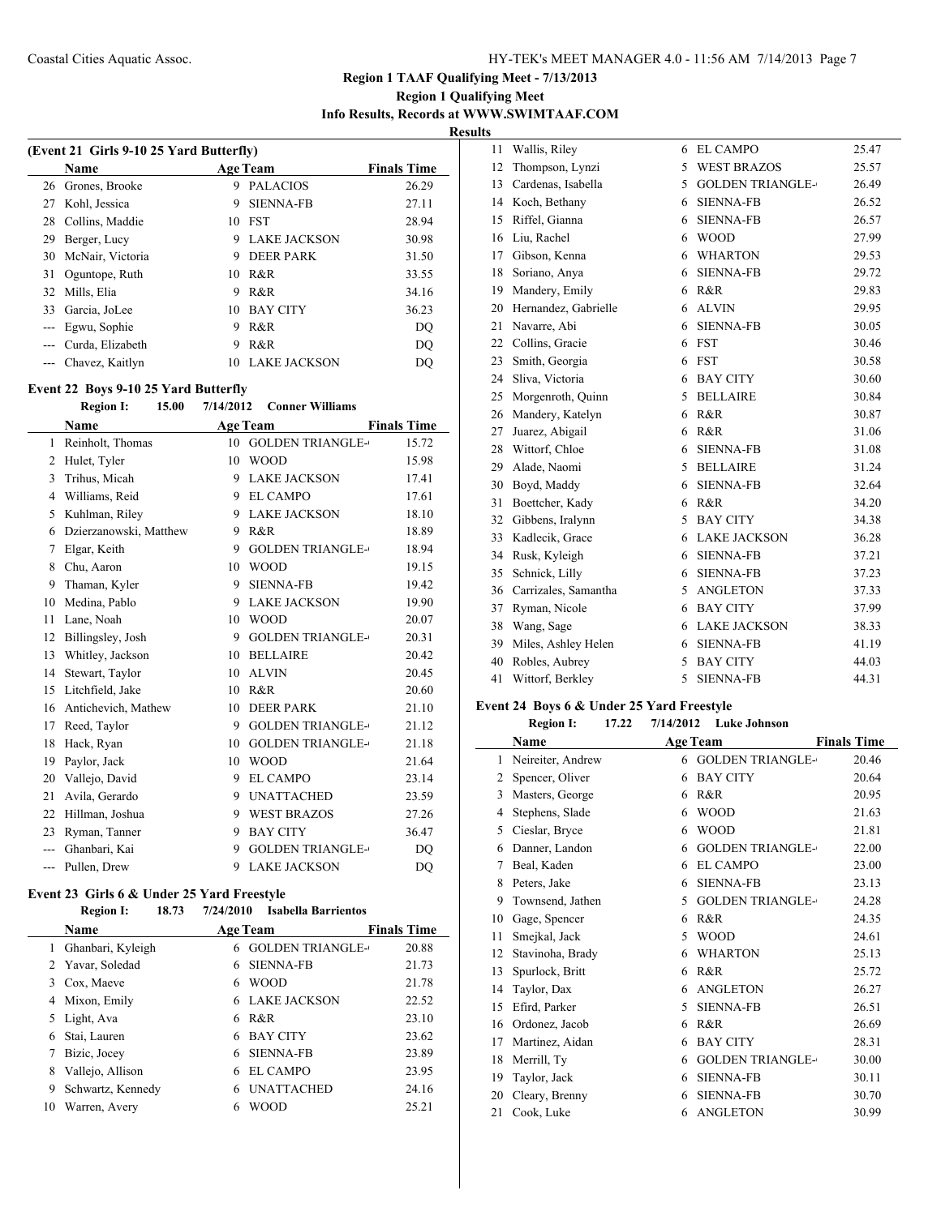# Region 1 TAAF Qualifying Meet - 7/13/2013

## Region 1 Qualifying Meet

**Info Results, Records at WWW.SWIMTAAF.COM**

**Results**

### (Event 21 Girls 9-10 25 Yard Butterfly)

| | Name | Age | Team | Finals Time |
|---|---|---|---|---|
| 26 | Grones, Brooke | 9 | PALACIOS | 26.29 |
| 27 | Kohl, Jessica | 9 | SIENNA-FB | 27.11 |
| 28 | Collins, Maddie | 10 | FST | 28.94 |
| 29 | Berger, Lucy | 9 | LAKE JACKSON | 30.98 |
| 30 | McNair, Victoria | 9 | DEER PARK | 31.50 |
| 31 | Oguntope, Ruth | 10 | R&R | 33.55 |
| 32 | Mills, Elia | 9 | R&R | 34.16 |
| 33 | Garcia, JoLee | 10 | BAY CITY | 36.23 |
| --- | Egwu, Sophie | 9 | R&R | DQ |
| --- | Curda, Elizabeth | 9 | R&R | DQ |
| --- | Chavez, Kaitlyn | 10 | LAKE JACKSON | DQ |

### Event 22 Boys 9-10 25 Yard Butterfly

**Region I: 15.00 7/14/2012 Conner Williams**

| | Name | Age | Team | Finals Time |
|---|---|---|---|---|
| 1 | Reinholt, Thomas | 10 | GOLDEN TRIANGLE- | 15.72 |
| 2 | Hulet, Tyler | 10 | WOOD | 15.98 |
| 3 | Trihus, Micah | 9 | LAKE JACKSON | 17.41 |
| 4 | Williams, Reid | 9 | EL CAMPO | 17.61 |
| 5 | Kuhlman, Riley | 9 | LAKE JACKSON | 18.10 |
| 6 | Dzierzanowski, Matthew | 9 | R&R | 18.89 |
| 7 | Elgar, Keith | 9 | GOLDEN TRIANGLE- | 18.94 |
| 8 | Chu, Aaron | 10 | WOOD | 19.15 |
| 9 | Thaman, Kyler | 9 | SIENNA-FB | 19.42 |
| 10 | Medina, Pablo | 9 | LAKE JACKSON | 19.90 |
| 11 | Lane, Noah | 10 | WOOD | 20.07 |
| 12 | Billingsley, Josh | 9 | GOLDEN TRIANGLE- | 20.31 |
| 13 | Whitley, Jackson | 10 | BELLAIRE | 20.42 |
| 14 | Stewart, Taylor | 10 | ALVIN | 20.45 |
| 15 | Litchfield, Jake | 10 | R&R | 20.60 |
| 16 | Antichevich, Mathew | 10 | DEER PARK | 21.10 |
| 17 | Reed, Taylor | 9 | GOLDEN TRIANGLE- | 21.12 |
| 18 | Hack, Ryan | 10 | GOLDEN TRIANGLE- | 21.18 |
| 19 | Paylor, Jack | 10 | WOOD | 21.64 |
| 20 | Vallejo, David | 9 | EL CAMPO | 23.14 |
| 21 | Avila, Gerardo | 9 | UNATTACHED | 23.59 |
| 22 | Hillman, Joshua | 9 | WEST BRAZOS | 27.26 |
| 23 | Ryman, Tanner | 9 | BAY CITY | 36.47 |
| --- | Ghanbari, Kai | 9 | GOLDEN TRIANGLE- | DQ |
| --- | Pullen, Drew | 9 | LAKE JACKSON | DQ |

### Event 23 Girls 6 & Under 25 Yard Freestyle

**Region I: 18.73 7/24/2010 Isabella Barrientos**

| | Name | Age | Team | Finals Time |
|---|---|---|---|---|
| 1 | Ghanbari, Kyleigh | 6 | GOLDEN TRIANGLE- | 20.88 |
| 2 | Yavar, Soledad | 6 | SIENNA-FB | 21.73 |
| 3 | Cox, Maeve | 6 | WOOD | 21.78 |
| 4 | Mixon, Emily | 6 | LAKE JACKSON | 22.52 |
| 5 | Light, Ava | 6 | R&R | 23.10 |
| 6 | Stai, Lauren | 6 | BAY CITY | 23.62 |
| 7 | Bizic, Jocey | 6 | SIENNA-FB | 23.89 |
| 8 | Vallejo, Allison | 6 | EL CAMPO | 23.95 |
| 9 | Schwartz, Kennedy | 6 | UNATTACHED | 24.16 |
| 10 | Warren, Avery | 6 | WOOD | 25.21 |
| 11 | Wallis, Riley | 6 | EL CAMPO | 25.47 |
| 12 | Thompson, Lynzi | 5 | WEST BRAZOS | 25.57 |
| 13 | Cardenas, Isabella | 5 | GOLDEN TRIANGLE- | 26.49 |
| 14 | Koch, Bethany | 6 | SIENNA-FB | 26.52 |
| 15 | Riffel, Gianna | 6 | SIENNA-FB | 26.57 |
| 16 | Liu, Rachel | 6 | WOOD | 27.99 |
| 17 | Gibson, Kenna | 6 | WHARTON | 29.53 |
| 18 | Soriano, Anya | 6 | SIENNA-FB | 29.72 |
| 19 | Mandery, Emily | 6 | R&R | 29.83 |
| 20 | Hernandez, Gabrielle | 6 | ALVIN | 29.95 |
| 21 | Navarre, Abi | 6 | SIENNA-FB | 30.05 |
| 22 | Collins, Gracie | 6 | FST | 30.46 |
| 23 | Smith, Georgia | 6 | FST | 30.58 |
| 24 | Sliva, Victoria | 6 | BAY CITY | 30.60 |
| 25 | Morgenroth, Quinn | 5 | BELLAIRE | 30.84 |
| 26 | Mandery, Katelyn | 6 | R&R | 30.87 |
| 27 | Juarez, Abigail | 6 | R&R | 31.06 |
| 28 | Wittorf, Chloe | 6 | SIENNA-FB | 31.08 |
| 29 | Alade, Naomi | 5 | BELLAIRE | 31.24 |
| 30 | Boyd, Maddy | 6 | SIENNA-FB | 32.64 |
| 31 | Boettcher, Kady | 6 | R&R | 34.20 |
| 32 | Gibbens, Iralynn | 5 | BAY CITY | 34.38 |
| 33 | Kadlecik, Grace | 6 | LAKE JACKSON | 36.28 |
| 34 | Rusk, Kyleigh | 6 | SIENNA-FB | 37.21 |
| 35 | Schnick, Lilly | 6 | SIENNA-FB | 37.23 |
| 36 | Carrizales, Samantha | 5 | ANGLETON | 37.33 |
| 37 | Ryman, Nicole | 6 | BAY CITY | 37.99 |
| 38 | Wang, Sage | 6 | LAKE JACKSON | 38.33 |
| 39 | Miles, Ashley Helen | 6 | SIENNA-FB | 41.19 |
| 40 | Robles, Aubrey | 5 | BAY CITY | 44.03 |
| 41 | Wittorf, Berkley | 5 | SIENNA-FB | 44.31 |

### Event 24 Boys 6 & Under 25 Yard Freestyle

**Region I: 17.22 7/14/2012 Luke Johnson**

| | Name | Age | Team | Finals Time |
|---|---|---|---|---|
| 1 | Neireiter, Andrew | 6 | GOLDEN TRIANGLE- | 20.46 |
| 2 | Spencer, Oliver | 6 | BAY CITY | 20.64 |
| 3 | Masters, George | 6 | R&R | 20.95 |
| 4 | Stephens, Slade | 6 | WOOD | 21.63 |
| 5 | Cieslar, Bryce | 6 | WOOD | 21.81 |
| 6 | Danner, Landon | 6 | GOLDEN TRIANGLE- | 22.00 |
| 7 | Beal, Kaden | 6 | EL CAMPO | 23.00 |
| 8 | Peters, Jake | 6 | SIENNA-FB | 23.13 |
| 9 | Townsend, Jathen | 5 | GOLDEN TRIANGLE- | 24.28 |
| 10 | Gage, Spencer | 6 | R&R | 24.35 |
| 11 | Smejkal, Jack | 5 | WOOD | 24.61 |
| 12 | Stavinoha, Brady | 6 | WHARTON | 25.13 |
| 13 | Spurlock, Britt | 6 | R&R | 25.72 |
| 14 | Taylor, Dax | 6 | ANGLETON | 26.27 |
| 15 | Efird, Parker | 5 | SIENNA-FB | 26.51 |
| 16 | Ordonez, Jacob | 6 | R&R | 26.69 |
| 17 | Martinez, Aidan | 6 | BAY CITY | 28.31 |
| 18 | Merrill, Ty | 6 | GOLDEN TRIANGLE- | 30.00 |
| 19 | Taylor, Jack | 6 | SIENNA-FB | 30.11 |
| 20 | Cleary, Brenny | 6 | SIENNA-FB | 30.70 |
| 21 | Cook, Luke | 6 | ANGLETON | 30.99 |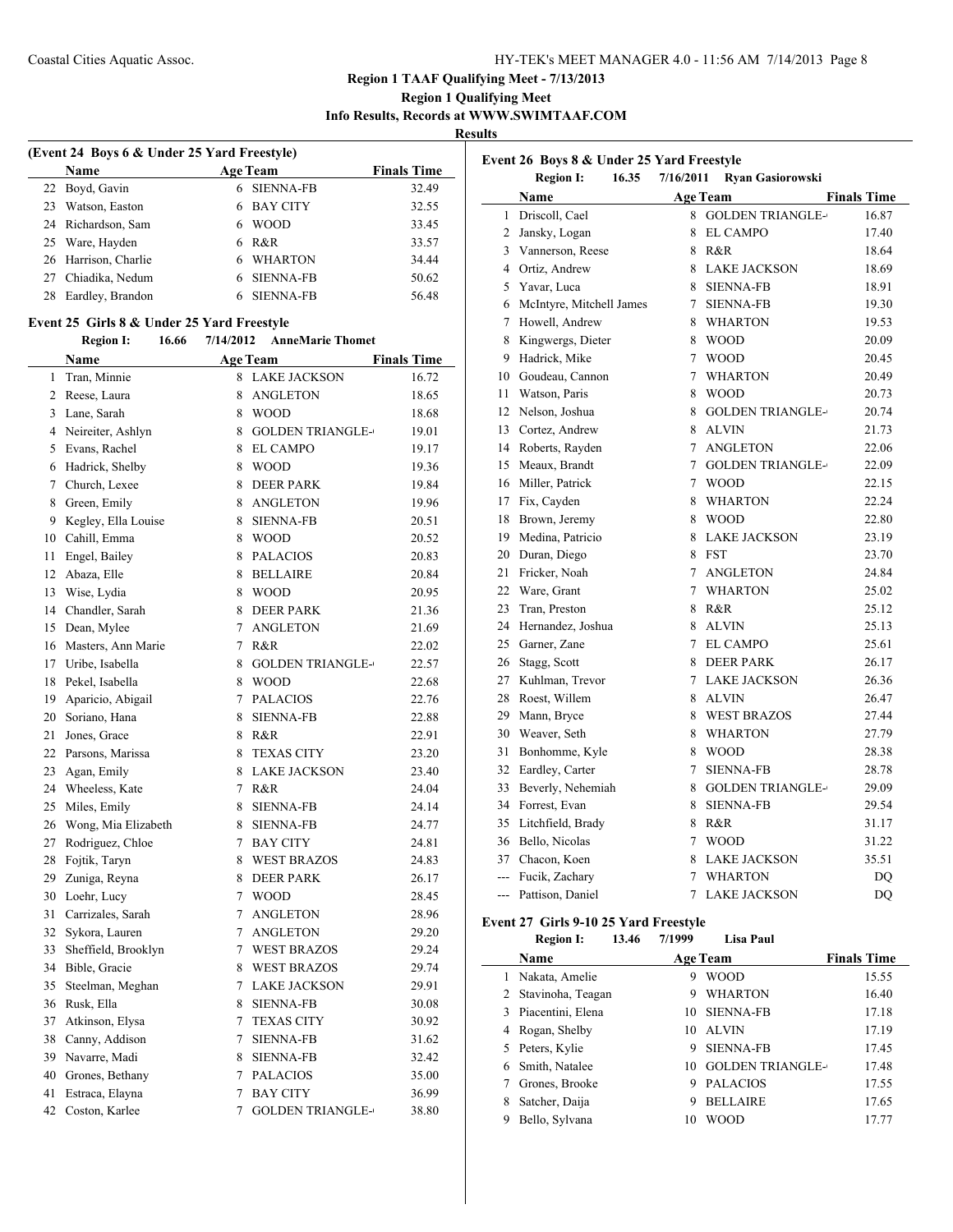**Region 1 TAAF Qualifying Meet - 7/13/2013**

**Region 1 Qualifying Meet**

**Info Results, Records at WWW.SWIMTAAF.COM**

**Results**

### (Event 24 Boys 6 & Under 25 Yard Freestyle)

| | Name | Age | Team | Finals Time |
|---|---|---|---|---|
| 22 | Boyd, Gavin | 6 | SIENNA-FB | 32.49 |
| 23 | Watson, Easton | 6 | BAY CITY | 32.55 |
| 24 | Richardson, Sam | 6 | WOOD | 33.45 |
| 25 | Ware, Hayden | 6 | R&R | 33.57 |
| 26 | Harrison, Charlie | 6 | WHARTON | 34.44 |
| 27 | Chiadika, Nedum | 6 | SIENNA-FB | 50.62 |
| 28 | Eardley, Brandon | 6 | SIENNA-FB | 56.48 |

### Event 25 Girls 8 & Under 25 Yard Freestyle

**Region I: 16.66 7/14/2012 AnneMarie Thomet**

| | Name | Age | Team | Finals Time |
|---|---|---|---|---|
| 1 | Tran, Minnie | 8 | LAKE JACKSON | 16.72 |
| 2 | Reese, Laura | 8 | ANGLETON | 18.65 |
| 3 | Lane, Sarah | 8 | WOOD | 18.68 |
| 4 | Neireiter, Ashlyn | 8 | GOLDEN TRIANGLE- | 19.01 |
| 5 | Evans, Rachel | 8 | EL CAMPO | 19.17 |
| 6 | Hadrick, Shelby | 8 | WOOD | 19.36 |
| 7 | Church, Lexee | 8 | DEER PARK | 19.84 |
| 8 | Green, Emily | 8 | ANGLETON | 19.96 |
| 9 | Kegley, Ella Louise | 8 | SIENNA-FB | 20.51 |
| 10 | Cahill, Emma | 8 | WOOD | 20.52 |
| 11 | Engel, Bailey | 8 | PALACIOS | 20.83 |
| 12 | Abaza, Elle | 8 | BELLAIRE | 20.84 |
| 13 | Wise, Lydia | 8 | WOOD | 20.95 |
| 14 | Chandler, Sarah | 8 | DEER PARK | 21.36 |
| 15 | Dean, Mylee | 7 | ANGLETON | 21.69 |
| 16 | Masters, Ann Marie | 7 | R&R | 22.02 |
| 17 | Uribe, Isabella | 8 | GOLDEN TRIANGLE- | 22.57 |
| 18 | Pekel, Isabella | 8 | WOOD | 22.68 |
| 19 | Aparicio, Abigail | 7 | PALACIOS | 22.76 |
| 20 | Soriano, Hana | 8 | SIENNA-FB | 22.88 |
| 21 | Jones, Grace | 8 | R&R | 22.91 |
| 22 | Parsons, Marissa | 8 | TEXAS CITY | 23.20 |
| 23 | Agan, Emily | 8 | LAKE JACKSON | 23.40 |
| 24 | Wheeless, Kate | 7 | R&R | 24.04 |
| 25 | Miles, Emily | 8 | SIENNA-FB | 24.14 |
| 26 | Wong, Mia Elizabeth | 8 | SIENNA-FB | 24.77 |
| 27 | Rodriguez, Chloe | 7 | BAY CITY | 24.81 |
| 28 | Fojtik, Taryn | 8 | WEST BRAZOS | 24.83 |
| 29 | Zuniga, Reyna | 8 | DEER PARK | 26.17 |
| 30 | Loehr, Lucy | 7 | WOOD | 28.45 |
| 31 | Carrizales, Sarah | 7 | ANGLETON | 28.96 |
| 32 | Sykora, Lauren | 7 | ANGLETON | 29.20 |
| 33 | Sheffield, Brooklyn | 7 | WEST BRAZOS | 29.24 |
| 34 | Bible, Gracie | 8 | WEST BRAZOS | 29.74 |
| 35 | Steelman, Meghan | 7 | LAKE JACKSON | 29.91 |
| 36 | Rusk, Ella | 8 | SIENNA-FB | 30.08 |
| 37 | Atkinson, Elysa | 7 | TEXAS CITY | 30.92 |
| 38 | Canny, Addison | 7 | SIENNA-FB | 31.62 |
| 39 | Navarre, Madi | 8 | SIENNA-FB | 32.42 |
| 40 | Grones, Bethany | 7 | PALACIOS | 35.00 |
| 41 | Estraca, Elayna | 7 | BAY CITY | 36.99 |
| 42 | Coston, Karlee | 7 | GOLDEN TRIANGLE- | 38.80 |

### Event 26 Boys 8 & Under 25 Yard Freestyle

**Region I: 16.35 7/16/2011 Ryan Gasiorowski**

| | Name | Age | Team | Finals Time |
|---|---|---|---|---|
| 1 | Driscoll, Cael | 8 | GOLDEN TRIANGLE- | 16.87 |
| 2 | Jansky, Logan | 8 | EL CAMPO | 17.40 |
| 3 | Vannerson, Reese | 8 | R&R | 18.64 |
| 4 | Ortiz, Andrew | 8 | LAKE JACKSON | 18.69 |
| 5 | Yavar, Luca | 8 | SIENNA-FB | 18.91 |
| 6 | McIntyre, Mitchell James | 7 | SIENNA-FB | 19.30 |
| 7 | Howell, Andrew | 8 | WHARTON | 19.53 |
| 8 | Kingwergs, Dieter | 8 | WOOD | 20.09 |
| 9 | Hadrick, Mike | 7 | WOOD | 20.45 |
| 10 | Goudeau, Cannon | 7 | WHARTON | 20.49 |
| 11 | Watson, Paris | 8 | WOOD | 20.73 |
| 12 | Nelson, Joshua | 8 | GOLDEN TRIANGLE- | 20.74 |
| 13 | Cortez, Andrew | 8 | ALVIN | 21.73 |
| 14 | Roberts, Rayden | 7 | ANGLETON | 22.06 |
| 15 | Meaux, Brandt | 7 | GOLDEN TRIANGLE- | 22.09 |
| 16 | Miller, Patrick | 7 | WOOD | 22.15 |
| 17 | Fix, Cayden | 8 | WHARTON | 22.24 |
| 18 | Brown, Jeremy | 8 | WOOD | 22.80 |
| 19 | Medina, Patricio | 8 | LAKE JACKSON | 23.19 |
| 20 | Duran, Diego | 8 | FST | 23.70 |
| 21 | Fricker, Noah | 7 | ANGLETON | 24.84 |
| 22 | Ware, Grant | 7 | WHARTON | 25.02 |
| 23 | Tran, Preston | 8 | R&R | 25.12 |
| 24 | Hernandez, Joshua | 8 | ALVIN | 25.13 |
| 25 | Garner, Zane | 7 | EL CAMPO | 25.61 |
| 26 | Stagg, Scott | 8 | DEER PARK | 26.17 |
| 27 | Kuhlman, Trevor | 7 | LAKE JACKSON | 26.36 |
| 28 | Roest, Willem | 8 | ALVIN | 26.47 |
| 29 | Mann, Bryce | 8 | WEST BRAZOS | 27.44 |
| 30 | Weaver, Seth | 8 | WHARTON | 27.79 |
| 31 | Bonhomme, Kyle | 8 | WOOD | 28.38 |
| 32 | Eardley, Carter | 7 | SIENNA-FB | 28.78 |
| 33 | Beverly, Nehemiah | 8 | GOLDEN TRIANGLE- | 29.09 |
| 34 | Forrest, Evan | 8 | SIENNA-FB | 29.54 |
| 35 | Litchfield, Brady | 8 | R&R | 31.17 |
| 36 | Bello, Nicolas | 7 | WOOD | 31.22 |
| 37 | Chacon, Koen | 8 | LAKE JACKSON | 35.51 |
| --- | Fucik, Zachary | 7 | WHARTON | DQ |
| --- | Pattison, Daniel | 7 | LAKE JACKSON | DQ |

### Event 27 Girls 9-10 25 Yard Freestyle

**Region I: 13.46 7/1999 Lisa Paul**

| | Name | Age | Team | Finals Time |
|---|---|---|---|---|
| 1 | Nakata, Amelie | 9 | WOOD | 15.55 |
| 2 | Stavinoha, Teagan | 9 | WHARTON | 16.40 |
| 3 | Piacentini, Elena | 10 | SIENNA-FB | 17.18 |
| 4 | Rogan, Shelby | 10 | ALVIN | 17.19 |
| 5 | Peters, Kylie | 9 | SIENNA-FB | 17.45 |
| 6 | Smith, Natalee | 10 | GOLDEN TRIANGLE- | 17.48 |
| 7 | Grones, Brooke | 9 | PALACIOS | 17.55 |
| 8 | Satcher, Daija | 9 | BELLAIRE | 17.65 |
| 9 | Bello, Sylvana | 10 | WOOD | 17.77 |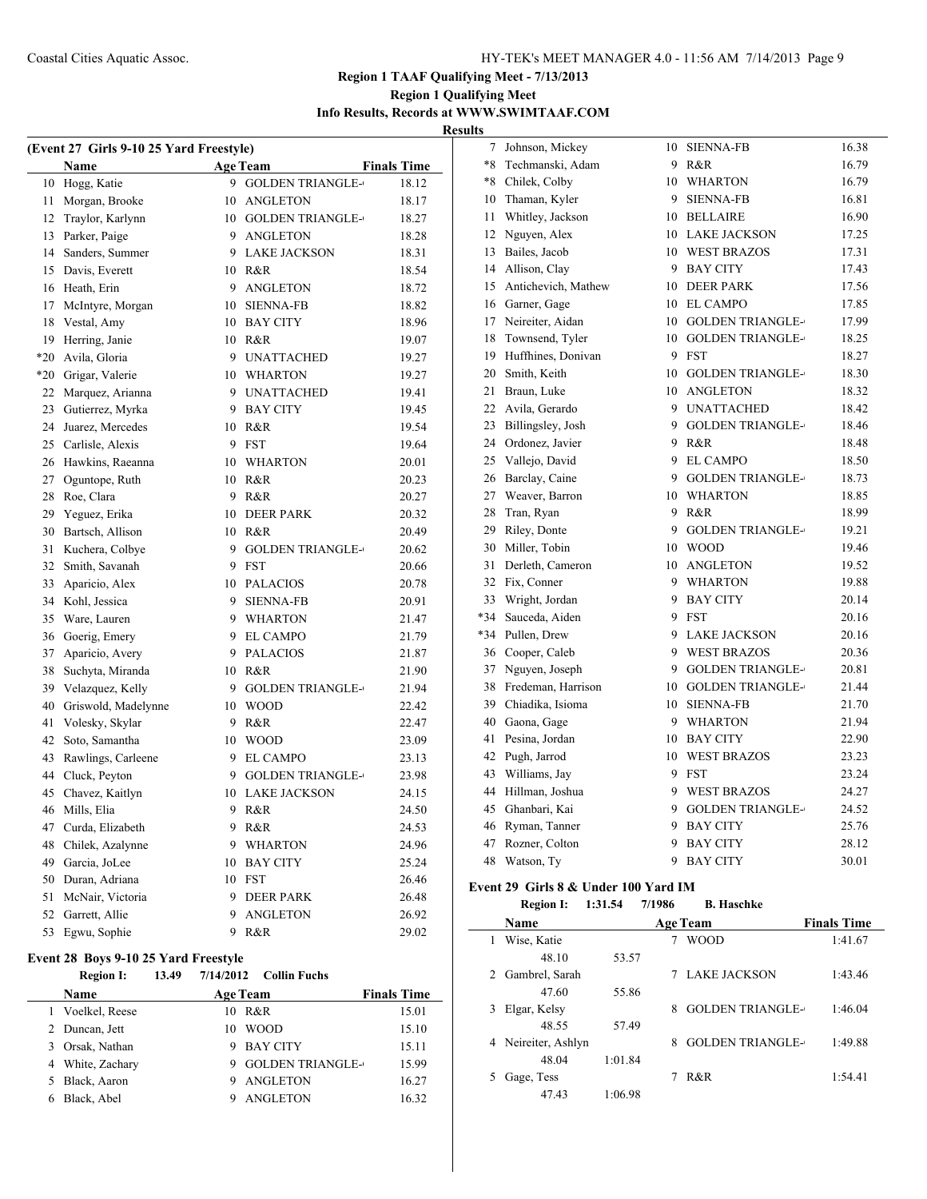## Region 1 TAAF Qualifying Meet - 7/13/2013

### Region 1 Qualifying Meet

**Info Results, Records at WWW.SWIMTAAF.COM**

**Results**

### (Event 27 Girls 9-10 25 Yard Freestyle)

| | Name | Age | Team | Finals Time |
|---|---|---|---|---|
| 10 | Hogg, Katie | 9 | GOLDEN TRIANGLE- | 18.12 |
| 11 | Morgan, Brooke | 10 | ANGLETON | 18.17 |
| 12 | Traylor, Karlynn | 10 | GOLDEN TRIANGLE- | 18.27 |
| 13 | Parker, Paige | 9 | ANGLETON | 18.28 |
| 14 | Sanders, Summer | 9 | LAKE JACKSON | 18.31 |
| 15 | Davis, Everett | 10 | R&R | 18.54 |
| 16 | Heath, Erin | 9 | ANGLETON | 18.72 |
| 17 | McIntyre, Morgan | 10 | SIENNA-FB | 18.82 |
| 18 | Vestal, Amy | 10 | BAY CITY | 18.96 |
| 19 | Herring, Janie | 10 | R&R | 19.07 |
| *20 | Avila, Gloria | 9 | UNATTACHED | 19.27 |
| *20 | Grigar, Valerie | 10 | WHARTON | 19.27 |
| 22 | Marquez, Arianna | 9 | UNATTACHED | 19.41 |
| 23 | Gutierrez, Myrka | 9 | BAY CITY | 19.45 |
| 24 | Juarez, Mercedes | 10 | R&R | 19.54 |
| 25 | Carlisle, Alexis | 9 | FST | 19.64 |
| 26 | Hawkins, Raeanna | 10 | WHARTON | 20.01 |
| 27 | Oguntope, Ruth | 10 | R&R | 20.23 |
| 28 | Roe, Clara | 9 | R&R | 20.27 |
| 29 | Yeguez, Erika | 10 | DEER PARK | 20.32 |
| 30 | Bartsch, Allison | 10 | R&R | 20.49 |
| 31 | Kuchera, Colbye | 9 | GOLDEN TRIANGLE- | 20.62 |
| 32 | Smith, Savanah | 9 | FST | 20.66 |
| 33 | Aparicio, Alex | 10 | PALACIOS | 20.78 |
| 34 | Kohl, Jessica | 9 | SIENNA-FB | 20.91 |
| 35 | Ware, Lauren | 9 | WHARTON | 21.47 |
| 36 | Goerig, Emery | 9 | EL CAMPO | 21.79 |
| 37 | Aparicio, Avery | 9 | PALACIOS | 21.87 |
| 38 | Suchyta, Miranda | 10 | R&R | 21.90 |
| 39 | Velazquez, Kelly | 9 | GOLDEN TRIANGLE- | 21.94 |
| 40 | Griswold, Madelynne | 10 | WOOD | 22.42 |
| 41 | Volesky, Skylar | 9 | R&R | 22.47 |
| 42 | Soto, Samantha | 10 | WOOD | 23.09 |
| 43 | Rawlings, Carleene | 9 | EL CAMPO | 23.13 |
| 44 | Cluck, Peyton | 9 | GOLDEN TRIANGLE- | 23.98 |
| 45 | Chavez, Kaitlyn | 10 | LAKE JACKSON | 24.15 |
| 46 | Mills, Elia | 9 | R&R | 24.50 |
| 47 | Curda, Elizabeth | 9 | R&R | 24.53 |
| 48 | Chilek, Azalynne | 9 | WHARTON | 24.96 |
| 49 | Garcia, JoLee | 10 | BAY CITY | 25.24 |
| 50 | Duran, Adriana | 10 | FST | 26.46 |
| 51 | McNair, Victoria | 9 | DEER PARK | 26.48 |
| 52 | Garrett, Allie | 9 | ANGLETON | 26.92 |
| 53 | Egwu, Sophie | 9 | R&R | 29.02 |

### Event 28 Boys 9-10 25 Yard Freestyle

**Region I: 13.49 7/14/2012 Collin Fuchs**

| | Name | Age | Team | Finals Time |
|---|---|---|---|---|
| 1 | Voelkel, Reese | 10 | R&R | 15.01 |
| 2 | Duncan, Jett | 10 | WOOD | 15.10 |
| 3 | Orsak, Nathan | 9 | BAY CITY | 15.11 |
| 4 | White, Zachary | 9 | GOLDEN TRIANGLE- | 15.99 |
| 5 | Black, Aaron | 9 | ANGLETON | 16.27 |
| 6 | Black, Abel | 9 | ANGLETON | 16.32 |
| 7 | Johnson, Mickey | 10 | SIENNA-FB | 16.38 |
| *8 | Techmanski, Adam | 9 | R&R | 16.79 |
| *8 | Chilek, Colby | 10 | WHARTON | 16.79 |
| 10 | Thaman, Kyler | 9 | SIENNA-FB | 16.81 |
| 11 | Whitley, Jackson | 10 | BELLAIRE | 16.90 |
| 12 | Nguyen, Alex | 10 | LAKE JACKSON | 17.25 |
| 13 | Bailes, Jacob | 10 | WEST BRAZOS | 17.31 |
| 14 | Allison, Clay | 9 | BAY CITY | 17.43 |
| 15 | Antichevich, Mathew | 10 | DEER PARK | 17.56 |
| 16 | Garner, Gage | 10 | EL CAMPO | 17.85 |
| 17 | Neireiter, Aidan | 10 | GOLDEN TRIANGLE- | 17.99 |
| 18 | Townsend, Tyler | 10 | GOLDEN TRIANGLE- | 18.25 |
| 19 | Huffhines, Donivan | 9 | FST | 18.27 |
| 20 | Smith, Keith | 10 | GOLDEN TRIANGLE- | 18.30 |
| 21 | Braun, Luke | 10 | ANGLETON | 18.32 |
| 22 | Avila, Gerardo | 9 | UNATTACHED | 18.42 |
| 23 | Billingsley, Josh | 9 | GOLDEN TRIANGLE- | 18.46 |
| 24 | Ordonez, Javier | 9 | R&R | 18.48 |
| 25 | Vallejo, David | 9 | EL CAMPO | 18.50 |
| 26 | Barclay, Caine | 9 | GOLDEN TRIANGLE- | 18.73 |
| 27 | Weaver, Barron | 10 | WHARTON | 18.85 |
| 28 | Tran, Ryan | 9 | R&R | 18.99 |
| 29 | Riley, Donte | 9 | GOLDEN TRIANGLE- | 19.21 |
| 30 | Miller, Tobin | 10 | WOOD | 19.46 |
| 31 | Derleth, Cameron | 10 | ANGLETON | 19.52 |
| 32 | Fix, Conner | 9 | WHARTON | 19.88 |
| 33 | Wright, Jordan | 9 | BAY CITY | 20.14 |
| *34 | Sauceda, Aiden | 9 | FST | 20.16 |
| *34 | Pullen, Drew | 9 | LAKE JACKSON | 20.16 |
| 36 | Cooper, Caleb | 9 | WEST BRAZOS | 20.36 |
| 37 | Nguyen, Joseph | 9 | GOLDEN TRIANGLE- | 20.81 |
| 38 | Fredeman, Harrison | 10 | GOLDEN TRIANGLE- | 21.44 |
| 39 | Chiadika, Isioma | 10 | SIENNA-FB | 21.70 |
| 40 | Gaona, Gage | 9 | WHARTON | 21.94 |
| 41 | Pesina, Jordan | 10 | BAY CITY | 22.90 |
| 42 | Pugh, Jarrod | 10 | WEST BRAZOS | 23.23 |
| 43 | Williams, Jay | 9 | FST | 23.24 |
| 44 | Hillman, Joshua | 9 | WEST BRAZOS | 24.27 |
| 45 | Ghanbari, Kai | 9 | GOLDEN TRIANGLE- | 24.52 |
| 46 | Ryman, Tanner | 9 | BAY CITY | 25.76 |
| 47 | Rozner, Colton | 9 | BAY CITY | 28.12 |
| 48 | Watson, Ty | 9 | BAY CITY | 30.01 |

### Event 29 Girls 8 & Under 100 Yard IM

**Region I: 1:31.54 7/1986 B. Haschke**

| | Name | Age | Team | Finals Time |
|---|---|---|---|---|
| 1 | Wise, Katie | 7 | WOOD | 1:41.67 |
| | 48.10 | 53.57 | | |
| 2 | Gambrel, Sarah | 7 | LAKE JACKSON | 1:43.46 |
| | 47.60 | 55.86 | | |
| 3 | Elgar, Kelsy | 8 | GOLDEN TRIANGLE- | 1:46.04 |
| | 48.55 | 57.49 | | |
| 4 | Neireiter, Ashlyn | 8 | GOLDEN TRIANGLE- | 1:49.88 |
| | 48.04 | 1:01.84 | | |
| 5 | Gage, Tess | 7 | R&R | 1:54.41 |
| | 47.43 | 1:06.98 | | |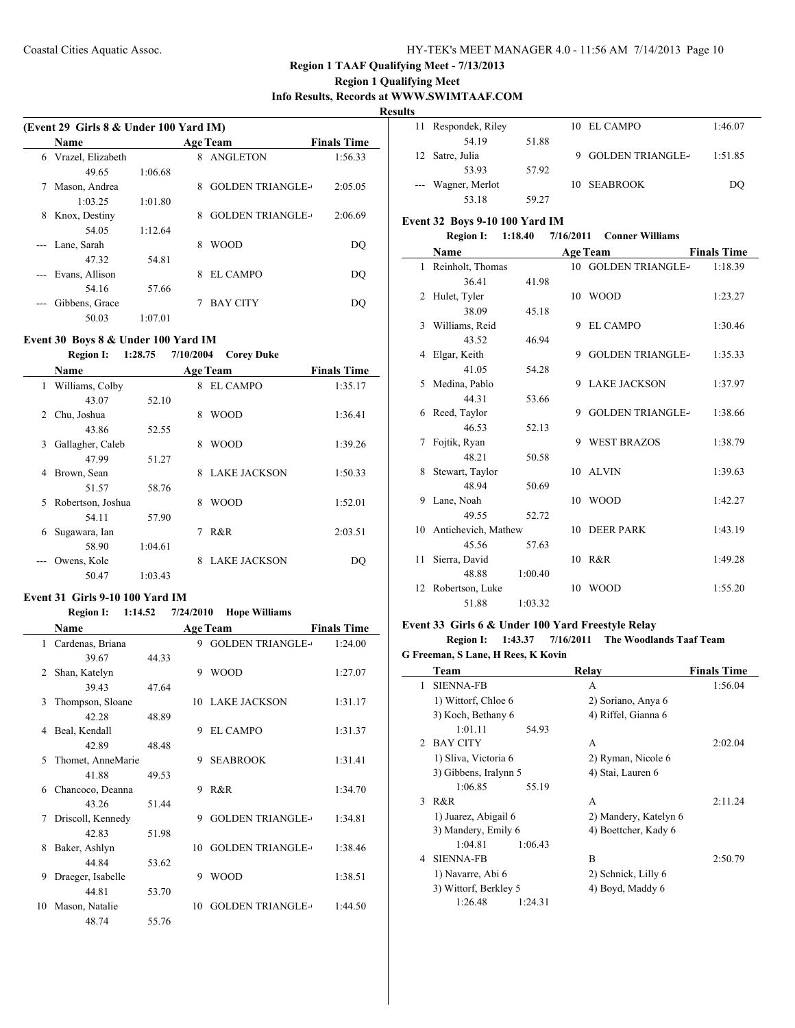## Region 1 TAAF Qualifying Meet - 7/13/2013

### Region 1 Qualifying Meet

**Info Results, Records at WWW.SWIMTAAF.COM**

**Results**

**(Event 29 Girls 8 & Under 100 Yard IM)**

| | Name | | Age | Team | Finals Time |
|---|---|---|---|---|---|
| 6 | Vrazel, Elizabeth | | 8 | ANGLETON | 1:56.33 |
| | 49.65 | 1:06.68 | | | |
| 7 | Mason, Andrea | | 8 | GOLDEN TRIANGLE- | 2:05.05 |
| | 1:03.25 | 1:01.80 | | | |
| 8 | Knox, Destiny | | 8 | GOLDEN TRIANGLE- | 2:06.69 |
| | 54.05 | 1:12.64 | | | |
| --- | Lane, Sarah | | 8 | WOOD | DQ |
| | 47.32 | 54.81 | | | |
| --- | Evans, Allison | | 8 | EL CAMPO | DQ |
| | 54.16 | 57.66 | | | |
| --- | Gibbens, Grace | | 7 | BAY CITY | DQ |
| | 50.03 | 1:07.01 | | | |

**Event 30 Boys 8 & Under 100 Yard IM**

**Region I: 1:28.75 7/10/2004 Corey Duke**

| | Name | | Age | Team | Finals Time |
|---|---|---|---|---|---|
| 1 | Williams, Colby | | 8 | EL CAMPO | 1:35.17 |
| | 43.07 | 52.10 | | | |
| 2 | Chu, Joshua | | 8 | WOOD | 1:36.41 |
| | 43.86 | 52.55 | | | |
| 3 | Gallagher, Caleb | | 8 | WOOD | 1:39.26 |
| | 47.99 | 51.27 | | | |
| 4 | Brown, Sean | | 8 | LAKE JACKSON | 1:50.33 |
| | 51.57 | 58.76 | | | |
| 5 | Robertson, Joshua | | 8 | WOOD | 1:52.01 |
| | 54.11 | 57.90 | | | |
| 6 | Sugawara, Ian | | 7 | R&R | 2:03.51 |
| | 58.90 | 1:04.61 | | | |
| --- | Owens, Kole | | 8 | LAKE JACKSON | DQ |
| | 50.47 | 1:03.43 | | | |

**Event 31 Girls 9-10 100 Yard IM**

**Region I: 1:14.52 7/24/2010 Hope Williams**

| | Name | | Age | Team | Finals Time |
|---|---|---|---|---|---|
| 1 | Cardenas, Briana | | 9 | GOLDEN TRIANGLE- | 1:24.00 |
| | 39.67 | 44.33 | | | |
| 2 | Shan, Katelyn | | 9 | WOOD | 1:27.07 |
| | 39.43 | 47.64 | | | |
| 3 | Thompson, Sloane | | 10 | LAKE JACKSON | 1:31.17 |
| | 42.28 | 48.89 | | | |
| 4 | Beal, Kendall | | 9 | EL CAMPO | 1:31.37 |
| | 42.89 | 48.48 | | | |
| 5 | Thomet, AnneMarie | | 9 | SEABROOK | 1:31.41 |
| | 41.88 | 49.53 | | | |
| 6 | Chancoco, Deanna | | 9 | R&R | 1:34.70 |
| | 43.26 | 51.44 | | | |
| 7 | Driscoll, Kennedy | | 9 | GOLDEN TRIANGLE- | 1:34.81 |
| | 42.83 | 51.98 | | | |
| 8 | Baker, Ashlyn | | 10 | GOLDEN TRIANGLE- | 1:38.46 |
| | 44.84 | 53.62 | | | |
| 9 | Draeger, Isabelle | | 9 | WOOD | 1:38.51 |
| | 44.81 | 53.70 | | | |
| 10 | Mason, Natalie | | 10 | GOLDEN TRIANGLE- | 1:44.50 |
| | 48.74 | 55.76 | | | |
| 11 | Respondek, Riley | | 10 | EL CAMPO | 1:46.07 |
| | 54.19 | 51.88 | | | |
| 12 | Satre, Julia | | 9 | GOLDEN TRIANGLE- | 1:51.85 |
| | 53.93 | 57.92 | | | |
| --- | Wagner, Merlot | | 10 | SEABROOK | DQ |
| | 53.18 | 59.27 | | | |

**Event 32 Boys 9-10 100 Yard IM**

**Region I: 1:18.40 7/16/2011 Conner Williams**

| | Name | | Age | Team | Finals Time |
|---|---|---|---|---|---|
| 1 | Reinholt, Thomas | | 10 | GOLDEN TRIANGLE- | 1:18.39 |
| | 36.41 | 41.98 | | | |
| 2 | Hulet, Tyler | | 10 | WOOD | 1:23.27 |
| | 38.09 | 45.18 | | | |
| 3 | Williams, Reid | | 9 | EL CAMPO | 1:30.46 |
| | 43.52 | 46.94 | | | |
| 4 | Elgar, Keith | | 9 | GOLDEN TRIANGLE- | 1:35.33 |
| | 41.05 | 54.28 | | | |
| 5 | Medina, Pablo | | 9 | LAKE JACKSON | 1:37.97 |
| | 44.31 | 53.66 | | | |
| 6 | Reed, Taylor | | 9 | GOLDEN TRIANGLE- | 1:38.66 |
| | 46.53 | 52.13 | | | |
| 7 | Fojtik, Ryan | | 9 | WEST BRAZOS | 1:38.79 |
| | 48.21 | 50.58 | | | |
| 8 | Stewart, Taylor | | 10 | ALVIN | 1:39.63 |
| | 48.94 | 50.69 | | | |
| 9 | Lane, Noah | | 10 | WOOD | 1:42.27 |
| | 49.55 | 52.72 | | | |
| 10 | Antichevich, Mathew | | 10 | DEER PARK | 1:43.19 |
| | 45.56 | 57.63 | | | |
| 11 | Sierra, David | | 10 | R&R | 1:49.28 |
| | 48.88 | 1:00.40 | | | |
| 12 | Robertson, Luke | | 10 | WOOD | 1:55.20 |
| | 51.88 | 1:03.32 | | | |

**Event 33 Girls 6 & Under 100 Yard Freestyle Relay**

**Region I: 1:43.37 7/16/2011 The Woodlands Taaf Team**

**G Freeman, S Lane, H Rees, K Kovin**

| | Team | | Relay | Finals Time |
|---|---|---|---|---|
| 1 | SIENNA-FB | | A | 1:56.04 |
| | 1) Wittorf, Chloe 6 | | 2) Soriano, Anya 6 | |
| | 3) Koch, Bethany 6 | | 4) Riffel, Gianna 6 | |
| | 1:01.11 | 54.93 | | |
| 2 | BAY CITY | | A | 2:02.04 |
| | 1) Sliva, Victoria 6 | | 2) Ryman, Nicole 6 | |
| | 3) Gibbens, Iralynn 5 | | 4) Stai, Lauren 6 | |
| | 1:06.85 | 55.19 | | |
| 3 | R&R | | A | 2:11.24 |
| | 1) Juarez, Abigail 6 | | 2) Mandery, Katelyn 6 | |
| | 3) Mandery, Emily 6 | | 4) Boettcher, Kady 6 | |
| | 1:04.81 | 1:06.43 | | |
| 4 | SIENNA-FB | | B | 2:50.79 |
| | 1) Navarre, Abi 6 | | 2) Schnick, Lilly 6 | |
| | 3) Wittorf, Berkley 5 | | 4) Boyd, Maddy 6 | |
| | 1:26.48 | 1:24.31 | | |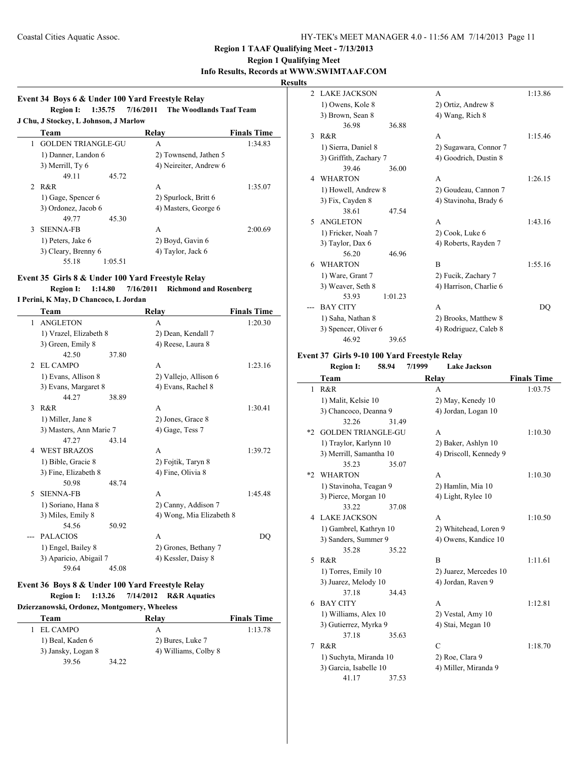**Region 1 TAAF Qualifying Meet - 7/13/2013**

**Region 1 Qualifying Meet**

**Info Results, Records at WWW.SWIMTAAF.COM**

**Results**

### Event 34 Boys 6 & Under 100 Yard Freestyle Relay

**Region I: 1:35.75 7/16/2011 The Woodlands Taaf Team**
**J Chu, J Stockey, L Johnson, J Marlow**

| | Team | Relay | Finals Time |
|---|---|---|---|
| 1 | GOLDEN TRIANGLE-GU | A | 1:34.83 |
| | 1) Danner, Landon 6 | 2) Townsend, Jathen 5 | |
| | 3) Merrill, Ty 6 | 4) Neireiter, Andrew 6 | |
| | 49.11 45.72 | | |
| 2 | R&R | A | 1:35.07 |
| | 1) Gage, Spencer 6 | 2) Spurlock, Britt 6 | |
| | 3) Ordonez, Jacob 6 | 4) Masters, George 6 | |
| | 49.77 45.30 | | |
| 3 | SIENNA-FB | A | 2:00.69 |
| | 1) Peters, Jake 6 | 2) Boyd, Gavin 6 | |
| | 3) Cleary, Brenny 6 | 4) Taylor, Jack 6 | |
| | 55.18 1:05.51 | | |

### Event 35 Girls 8 & Under 100 Yard Freestyle Relay

**Region I: 1:14.80 7/16/2011 Richmond and Rosenberg**
**I Perini, K May, D Chancoco, L Jordan**

| | Team | Relay | Finals Time |
|---|---|---|---|
| 1 | ANGLETON | A | 1:20.30 |
| | 1) Vrazel, Elizabeth 8 | 2) Dean, Kendall 7 | |
| | 3) Green, Emily 8 | 4) Reese, Laura 8 | |
| | 42.50 37.80 | | |
| 2 | EL CAMPO | A | 1:23.16 |
| | 1) Evans, Allison 8 | 2) Vallejo, Allison 6 | |
| | 3) Evans, Margaret 8 | 4) Evans, Rachel 8 | |
| | 44.27 38.89 | | |
| 3 | R&R | A | 1:30.41 |
| | 1) Miller, Jane 8 | 2) Jones, Grace 8 | |
| | 3) Masters, Ann Marie 7 | 4) Gage, Tess 7 | |
| | 47.27 43.14 | | |
| 4 | WEST BRAZOS | A | 1:39.72 |
| | 1) Bible, Gracie 8 | 2) Fojtik, Taryn 8 | |
| | 3) Fine, Elizabeth 8 | 4) Fine, Olivia 8 | |
| | 50.98 48.74 | | |
| 5 | SIENNA-FB | A | 1:45.48 |
| | 1) Soriano, Hana 8 | 2) Canny, Addison 7 | |
| | 3) Miles, Emily 8 | 4) Wong, Mia Elizabeth 8 | |
| | 54.56 50.92 | | |
| --- | PALACIOS | A | DQ |
| | 1) Engel, Bailey 8 | 2) Grones, Bethany 7 | |
| | 3) Aparicio, Abigail 7 | 4) Kessler, Daisy 8 | |
| | 59.64 45.08 | | |

### Event 36 Boys 8 & Under 100 Yard Freestyle Relay

**Region I: 1:13.26 7/14/2012 R&R Aquatics**
**Dzierzanowski, Ordonez, Montgomery, Wheeless**

| | Team | Relay | Finals Time |
|---|---|---|---|
| 1 | EL CAMPO | A | 1:13.78 |
| | 1) Beal, Kaden 6 | 2) Bures, Luke 7 | |
| | 3) Jansky, Logan 8 | 4) Williams, Colby 8 | |
| | 39.56 34.22 | | |
| 2 | LAKE JACKSON | A | 1:13.86 |
| | 1) Owens, Kole 8 | 2) Ortiz, Andrew 8 | |
| | 3) Brown, Sean 8 | 4) Wang, Rich 8 | |
| | 36.98 36.88 | | |
| 3 | R&R | A | 1:15.46 |
| | 1) Sierra, Daniel 8 | 2) Sugawara, Connor 7 | |
| | 3) Griffith, Zachary 7 | 4) Goodrich, Dustin 8 | |
| | 39.46 36.00 | | |
| 4 | WHARTON | A | 1:26.15 |
| | 1) Howell, Andrew 8 | 2) Goudeau, Cannon 7 | |
| | 3) Fix, Cayden 8 | 4) Stavinoha, Brady 6 | |
| | 38.61 47.54 | | |
| 5 | ANGLETON | A | 1:43.16 |
| | 1) Fricker, Noah 7 | 2) Cook, Luke 6 | |
| | 3) Taylor, Dax 6 | 4) Roberts, Rayden 7 | |
| | 56.20 46.96 | | |
| 6 | WHARTON | B | 1:55.16 |
| | 1) Ware, Grant 7 | 2) Fucik, Zachary 7 | |
| | 3) Weaver, Seth 8 | 4) Harrison, Charlie 6 | |
| | 53.93 1:01.23 | | |
| --- | BAY CITY | A | DQ |
| | 1) Saha, Nathan 8 | 2) Brooks, Matthew 8 | |
| | 3) Spencer, Oliver 6 | 4) Rodriguez, Caleb 8 | |
| | 46.92 39.65 | | |

### Event 37 Girls 9-10 100 Yard Freestyle Relay

**Region I: 58.94 7/1999 Lake Jackson**

| | Team | Relay | Finals Time |
|---|---|---|---|
| 1 | R&R | A | 1:03.75 |
| | 1) Malit, Kelsie 10 | 2) May, Kenedy 10 | |
| | 3) Chancoco, Deanna 9 | 4) Jordan, Logan 10 | |
| | 32.26 31.49 | | |
| *2 | GOLDEN TRIANGLE-GU | A | 1:10.30 |
| | 1) Traylor, Karlynn 10 | 2) Baker, Ashlyn 10 | |
| | 3) Merrill, Samantha 10 | 4) Driscoll, Kennedy 9 | |
| | 35.23 35.07 | | |
| *2 | WHARTON | A | 1:10.30 |
| | 1) Stavinoha, Teagan 9 | 2) Hamlin, Mia 10 | |
| | 3) Pierce, Morgan 10 | 4) Light, Rylee 10 | |
| | 33.22 37.08 | | |
| 4 | LAKE JACKSON | A | 1:10.50 |
| | 1) Gambrel, Kathryn 10 | 2) Whitehead, Loren 9 | |
| | 3) Sanders, Summer 9 | 4) Owens, Kandice 10 | |
| | 35.28 35.22 | | |
| 5 | R&R | B | 1:11.61 |
| | 1) Torres, Emily 10 | 2) Juarez, Mercedes 10 | |
| | 3) Juarez, Melody 10 | 4) Jordan, Raven 9 | |
| | 37.18 34.43 | | |
| 6 | BAY CITY | A | 1:12.81 |
| | 1) Williams, Alex 10 | 2) Vestal, Amy 10 | |
| | 3) Gutierrez, Myrka 9 | 4) Stai, Megan 10 | |
| | 37.18 35.63 | | |
| 7 | R&R | C | 1:18.70 |
| | 1) Suchyta, Miranda 10 | 2) Roe, Clara 9 | |
| | 3) Garcia, Isabelle 10 | 4) Miller, Miranda 9 | |
| | 41.17 37.53 | | |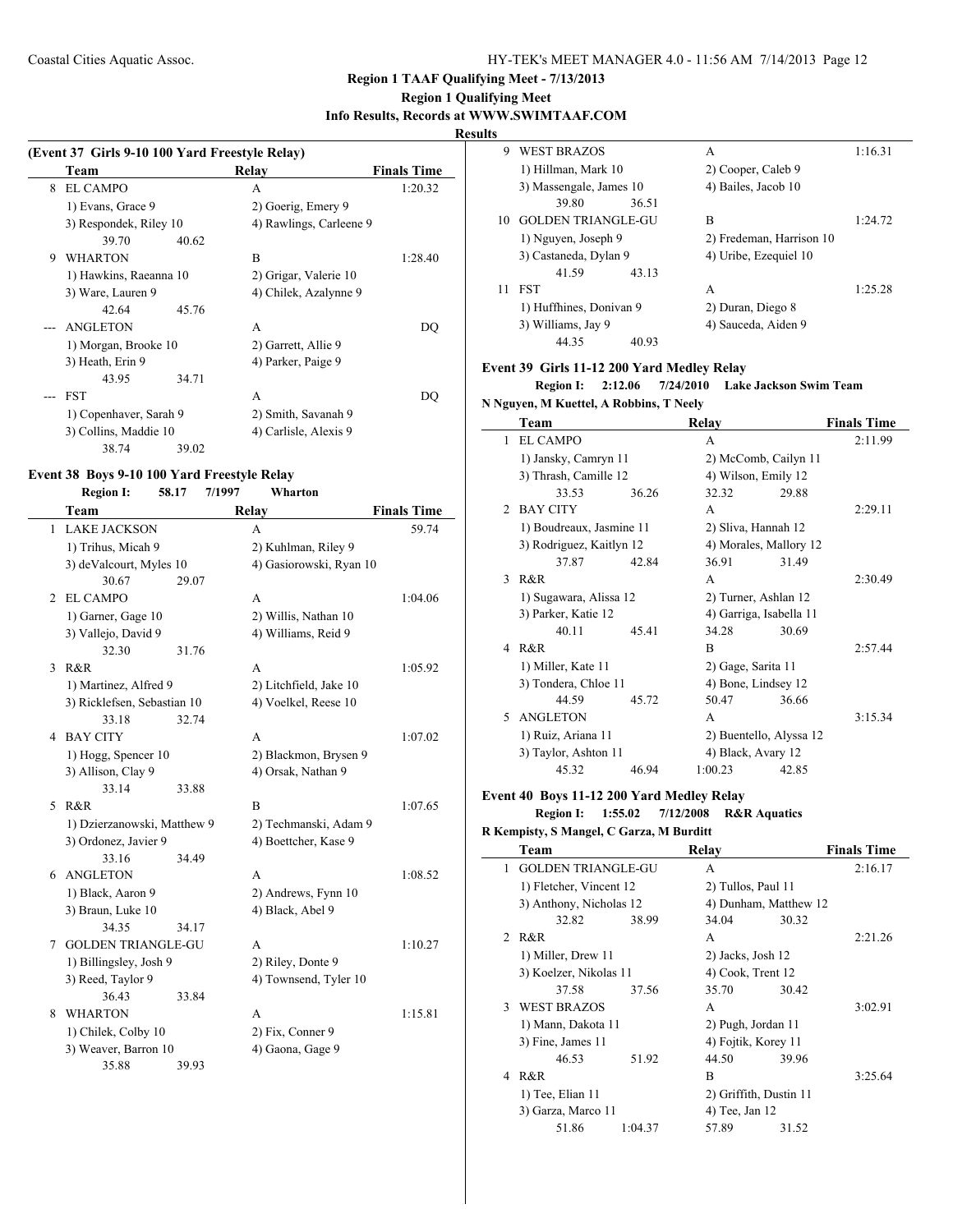## Region 1 TAAF Qualifying Meet - 7/13/2013
### Region 1 Qualifying Meet
### Info Results, Records at WWW.SWIMTAAF.COM
### Results

**(Event 37 Girls 9-10 100 Yard Freestyle Relay)**

| | Team | Relay | Finals Time |
|---|---|---|---|
| 8 | EL CAMPO | A | 1:20.32 |
| | 1) Evans, Grace 9 | 2) Goerig, Emery 9 | |
| | 3) Respondek, Riley 10 | 4) Rawlings, Carleene 9 | |
| | 39.70 40.62 | | |
| 9 | WHARTON | B | 1:28.40 |
| | 1) Hawkins, Raeanna 10 | 2) Grigar, Valerie 10 | |
| | 3) Ware, Lauren 9 | 4) Chilek, Azalynne 9 | |
| | 42.64 45.76 | | |
| --- | ANGLETON | A | DQ |
| | 1) Morgan, Brooke 10 | 2) Garrett, Allie 9 | |
| | 3) Heath, Erin 9 | 4) Parker, Paige 9 | |
| | 43.95 34.71 | | |
| --- | FST | A | DQ |
| | 1) Copenhaver, Sarah 9 | 2) Smith, Savanah 9 | |
| | 3) Collins, Maddie 10 | 4) Carlisle, Alexis 9 | |
| | 38.74 39.02 | | |

**Event 38 Boys 9-10 100 Yard Freestyle Relay**

Region I: 58.17 7/1997 Wharton

| | Team | Relay | Finals Time |
|---|---|---|---|
| 1 | LAKE JACKSON | A | 59.74 |
| | 1) Trihus, Micah 9 | 2) Kuhlman, Riley 9 | |
| | 3) deValcourt, Myles 10 | 4) Gasiorowski, Ryan 10 | |
| | 30.67 29.07 | | |
| 2 | EL CAMPO | A | 1:04.06 |
| | 1) Garner, Gage 10 | 2) Willis, Nathan 10 | |
| | 3) Vallejo, David 9 | 4) Williams, Reid 9 | |
| | 32.30 31.76 | | |
| 3 | R&R | A | 1:05.92 |
| | 1) Martinez, Alfred 9 | 2) Litchfield, Jake 10 | |
| | 3) Ricklefsen, Sebastian 10 | 4) Voelkel, Reese 10 | |
| | 33.18 32.74 | | |
| 4 | BAY CITY | A | 1:07.02 |
| | 1) Hogg, Spencer 10 | 2) Blackmon, Brysen 9 | |
| | 3) Allison, Clay 9 | 4) Orsak, Nathan 9 | |
| | 33.14 33.88 | | |
| 5 | R&R | B | 1:07.65 |
| | 1) Dzierzanowski, Matthew 9 | 2) Techmanski, Adam 9 | |
| | 3) Ordonez, Javier 9 | 4) Boettcher, Kase 9 | |
| | 33.16 34.49 | | |
| 6 | ANGLETON | A | 1:08.52 |
| | 1) Black, Aaron 9 | 2) Andrews, Fynn 10 | |
| | 3) Braun, Luke 10 | 4) Black, Abel 9 | |
| | 34.35 34.17 | | |
| 7 | GOLDEN TRIANGLE-GU | A | 1:10.27 |
| | 1) Billingsley, Josh 9 | 2) Riley, Donte 9 | |
| | 3) Reed, Taylor 9 | 4) Townsend, Tyler 10 | |
| | 36.43 33.84 | | |
| 8 | WHARTON | A | 1:15.81 |
| | 1) Chilek, Colby 10 | 2) Fix, Conner 9 | |
| | 3) Weaver, Barron 10 | 4) Gaona, Gage 9 | |
| | 35.88 39.93 | | |
| 9 | WEST BRAZOS | A | 1:16.31 |
| | 1) Hillman, Mark 10 | 2) Cooper, Caleb 9 | |
| | 3) Massengale, James 10 | 4) Bailes, Jacob 10 | |
| | 39.80 36.51 | | |
| 10 | GOLDEN TRIANGLE-GU | B | 1:24.72 |
| | 1) Nguyen, Joseph 9 | 2) Fredeman, Harrison 10 | |
| | 3) Castaneda, Dylan 9 | 4) Uribe, Ezequiel 10 | |
| | 41.59 43.13 | | |
| 11 | FST | A | 1:25.28 |
| | 1) Huffhines, Donivan 9 | 2) Duran, Diego 8 | |
| | 3) Williams, Jay 9 | 4) Sauceda, Aiden 9 | |
| | 44.35 40.93 | | |

**Event 39 Girls 11-12 200 Yard Medley Relay**

Region I: 2:12.06 7/24/2010 Lake Jackson Swim Team
N Nguyen, M Kuettel, A Robbins, T Neely

| | Team | Relay | Finals Time |
|---|---|---|---|
| 1 | EL CAMPO | A | 2:11.99 |
| | 1) Jansky, Camryn 11 | 2) McComb, Cailyn 11 | |
| | 3) Thrash, Camille 12 | 4) Wilson, Emily 12 | |
| | 33.53 36.26 | 32.32 29.88 | |
| 2 | BAY CITY | A | 2:29.11 |
| | 1) Boudreaux, Jasmine 11 | 2) Sliva, Hannah 12 | |
| | 3) Rodriguez, Kaitlyn 12 | 4) Morales, Mallory 12 | |
| | 37.87 42.84 | 36.91 31.49 | |
| 3 | R&R | A | 2:30.49 |
| | 1) Sugawara, Alissa 12 | 2) Turner, Ashlan 12 | |
| | 3) Parker, Katie 12 | 4) Garriga, Isabella 11 | |
| | 40.11 45.41 | 34.28 30.69 | |
| 4 | R&R | B | 2:57.44 |
| | 1) Miller, Kate 11 | 2) Gage, Sarita 11 | |
| | 3) Tondera, Chloe 11 | 4) Bone, Lindsey 12 | |
| | 44.59 45.72 | 50.47 36.66 | |
| 5 | ANGLETON | A | 3:15.34 |
| | 1) Ruiz, Ariana 11 | 2) Buentello, Alyssa 12 | |
| | 3) Taylor, Ashton 11 | 4) Black, Avary 12 | |
| | 45.32 46.94 | 1:00.23 42.85 | |

**Event 40 Boys 11-12 200 Yard Medley Relay**

Region I: 1:55.02 7/12/2008 R&R Aquatics
R Kempisty, S Mangel, C Garza, M Burditt

| | Team | Relay | Finals Time |
|---|---|---|---|
| 1 | GOLDEN TRIANGLE-GU | A | 2:16.17 |
| | 1) Fletcher, Vincent 12 | 2) Tullos, Paul 11 | |
| | 3) Anthony, Nicholas 12 | 4) Dunham, Matthew 12 | |
| | 32.82 38.99 | 34.04 30.32 | |
| 2 | R&R | A | 2:21.26 |
| | 1) Miller, Drew 11 | 2) Jacks, Josh 12 | |
| | 3) Koelzer, Nikolas 11 | 4) Cook, Trent 12 | |
| | 37.58 37.56 | 35.70 30.42 | |
| 3 | WEST BRAZOS | A | 3:02.91 |
| | 1) Mann, Dakota 11 | 2) Pugh, Jordan 11 | |
| | 3) Fine, James 11 | 4) Fojtik, Korey 11 | |
| | 46.53 51.92 | 44.50 39.96 | |
| 4 | R&R | B | 3:25.64 |
| | 1) Tee, Elian 11 | 2) Griffith, Dustin 11 | |
| | 3) Garza, Marco 11 | 4) Tee, Jan 12 | |
| | 51.86 1:04.37 | 57.89 31.52 | |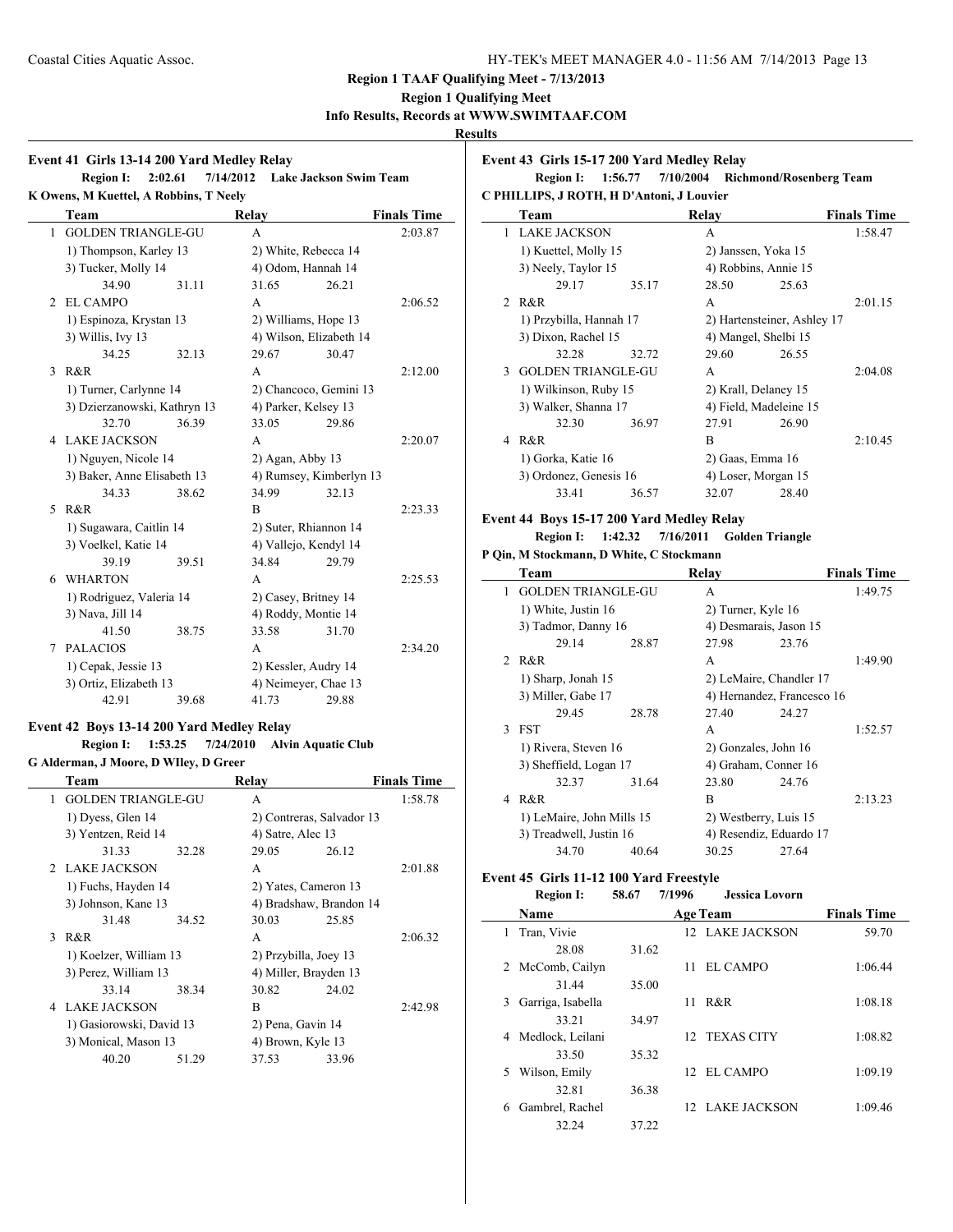## Region 1 TAAF Qualifying Meet - 7/13/2013

**Region 1 Qualifying Meet**

**Info Results, Records at WWW.SWIMTAAF.COM**

**Results**

### Event 41 Girls 13-14 200 Yard Medley Relay

**Region I: 2:02.61 7/14/2012 Lake Jackson Swim Team**
**K Owens, M Kuettel, A Robbins, T Neely**

| | Team | Relay | Finals Time |
|---|---|---|---|
| 1 | GOLDEN TRIANGLE-GU | A | 2:03.87 |
| | 1) Thompson, Karley 13; 2) White, Rebecca 14; 3) Tucker, Molly 14; 4) Odom, Hannah 14 | | |
| | 34.90 31.11 31.65 26.21 | | |
| 2 | EL CAMPO | A | 2:06.52 |
| | 1) Espinoza, Krystan 13; 2) Williams, Hope 13; 3) Willis, Ivy 13; 4) Wilson, Elizabeth 14 | | |
| | 34.25 32.13 29.67 30.47 | | |
| 3 | R&R | A | 2:12.00 |
| | 1) Turner, Carlynne 14; 2) Chancoco, Gemini 13; 3) Dzierzanowski, Kathryn 13; 4) Parker, Kelsey 13 | | |
| | 32.70 36.39 33.05 29.86 | | |
| 4 | LAKE JACKSON | A | 2:20.07 |
| | 1) Nguyen, Nicole 14; 2) Agan, Abby 13; 3) Baker, Anne Elisabeth 13; 4) Rumsey, Kimberlyn 13 | | |
| | 34.33 38.62 34.99 32.13 | | |
| 5 | R&R | B | 2:23.33 |
| | 1) Sugawara, Caitlin 14; 2) Suter, Rhiannon 14; 3) Voelkel, Katie 14; 4) Vallejo, Kendyl 14 | | |
| | 39.19 39.51 34.84 29.79 | | |
| 6 | WHARTON | A | 2:25.53 |
| | 1) Rodriguez, Valeria 14; 2) Casey, Britney 14; 3) Nava, Jill 14; 4) Roddy, Montie 14 | | |
| | 41.50 38.75 33.58 31.70 | | |
| 7 | PALACIOS | A | 2:34.20 |
| | 1) Cepak, Jessie 13; 2) Kessler, Audry 14; 3) Ortiz, Elizabeth 13; 4) Neimeyer, Chae 13 | | |
| | 42.91 39.68 41.73 29.88 | | |

### Event 42 Boys 13-14 200 Yard Medley Relay

**Region I: 1:53.25 7/24/2010 Alvin Aquatic Club**
**G Alderman, J Moore, D WIley, D Greer**

| | Team | Relay | Finals Time |
|---|---|---|---|
| 1 | GOLDEN TRIANGLE-GU | A | 1:58.78 |
| | 1) Dyess, Glen 14; 2) Contreras, Salvador 13; 3) Yentzen, Reid 14; 4) Satre, Alec 13 | | |
| | 31.33 32.28 29.05 26.12 | | |
| 2 | LAKE JACKSON | A | 2:01.88 |
| | 1) Fuchs, Hayden 14; 2) Yates, Cameron 13; 3) Johnson, Kane 13; 4) Bradshaw, Brandon 14 | | |
| | 31.48 34.52 30.03 25.85 | | |
| 3 | R&R | A | 2:06.32 |
| | 1) Koelzer, William 13; 2) Przybilla, Joey 13; 3) Perez, William 13; 4) Miller, Brayden 13 | | |
| | 33.14 38.34 30.82 24.02 | | |
| 4 | LAKE JACKSON | B | 2:42.98 |
| | 1) Gasiorowski, David 13; 2) Pena, Gavin 14; 3) Monical, Mason 13; 4) Brown, Kyle 13 | | |
| | 40.20 51.29 37.53 33.96 | | |

### Event 43 Girls 15-17 200 Yard Medley Relay

**Region I: 1:56.77 7/10/2004 Richmond/Rosenberg Team**
**C PHILLIPS, J ROTH, H D'Antoni, J Louvier**

| | Team | Relay | Finals Time |
|---|---|---|---|
| 1 | LAKE JACKSON | A | 1:58.47 |
| | 1) Kuettel, Molly 15; 2) Janssen, Yoka 15; 3) Neely, Taylor 15; 4) Robbins, Annie 15 | | |
| | 29.17 35.17 28.50 25.63 | | |
| 2 | R&R | A | 2:01.15 |
| | 1) Przybilla, Hannah 17; 2) Hartensteiner, Ashley 17; 3) Dixon, Rachel 15; 4) Mangel, Shelbi 15 | | |
| | 32.28 32.72 29.60 26.55 | | |
| 3 | GOLDEN TRIANGLE-GU | A | 2:04.08 |
| | 1) Wilkinson, Ruby 15; 2) Krall, Delaney 15; 3) Walker, Shanna 17; 4) Field, Madeleine 15 | | |
| | 32.30 36.97 27.91 26.90 | | |
| 4 | R&R | B | 2:10.45 |
| | 1) Gorka, Katie 16; 2) Gaas, Emma 16; 3) Ordonez, Genesis 16; 4) Loser, Morgan 15 | | |
| | 33.41 36.57 32.07 28.40 | | |

### Event 44 Boys 15-17 200 Yard Medley Relay

**Region I: 1:42.32 7/16/2011 Golden Triangle**
**P Qin, M Stockmann, D White, C Stockmann**

| | Team | Relay | Finals Time |
|---|---|---|---|
| 1 | GOLDEN TRIANGLE-GU | A | 1:49.75 |
| | 1) White, Justin 16; 2) Turner, Kyle 16; 3) Tadmor, Danny 16; 4) Desmarais, Jason 15 | | |
| | 29.14 28.87 27.98 23.76 | | |
| 2 | R&R | A | 1:49.90 |
| | 1) Sharp, Jonah 15; 2) LeMaire, Chandler 17; 3) Miller, Gabe 17; 4) Hernandez, Francesco 16 | | |
| | 29.45 28.78 27.40 24.27 | | |
| 3 | FST | A | 1:52.57 |
| | 1) Rivera, Steven 16; 2) Gonzales, John 16; 3) Sheffield, Logan 17; 4) Graham, Conner 16 | | |
| | 32.37 31.64 23.80 24.76 | | |
| 4 | R&R | B | 2:13.23 |
| | 1) LeMaire, John Mills 15; 2) Westberry, Luis 15; 3) Treadwell, Justin 16; 4) Resendiz, Eduardo 17 | | |
| | 34.70 40.64 30.25 27.64 | | |

### Event 45 Girls 11-12 100 Yard Freestyle

**Region I: 58.67 7/1996 Jessica Lovorn**

| | Name | Age | Team | Finals Time |
|---|---|---|---|---|
| 1 | Tran, Vivie | 12 | LAKE JACKSON | 59.70 |
| | 28.08 31.62 | | | |
| 2 | McComb, Cailyn | 11 | EL CAMPO | 1:06.44 |
| | 31.44 35.00 | | | |
| 3 | Garriga, Isabella | 11 | R&R | 1:08.18 |
| | 33.21 34.97 | | | |
| 4 | Medlock, Leilani | 12 | TEXAS CITY | 1:08.82 |
| | 33.50 35.32 | | | |
| 5 | Wilson, Emily | 12 | EL CAMPO | 1:09.19 |
| | 32.81 36.38 | | | |
| 6 | Gambrel, Rachel | 12 | LAKE JACKSON | 1:09.46 |
| | 32.24 37.22 | | | |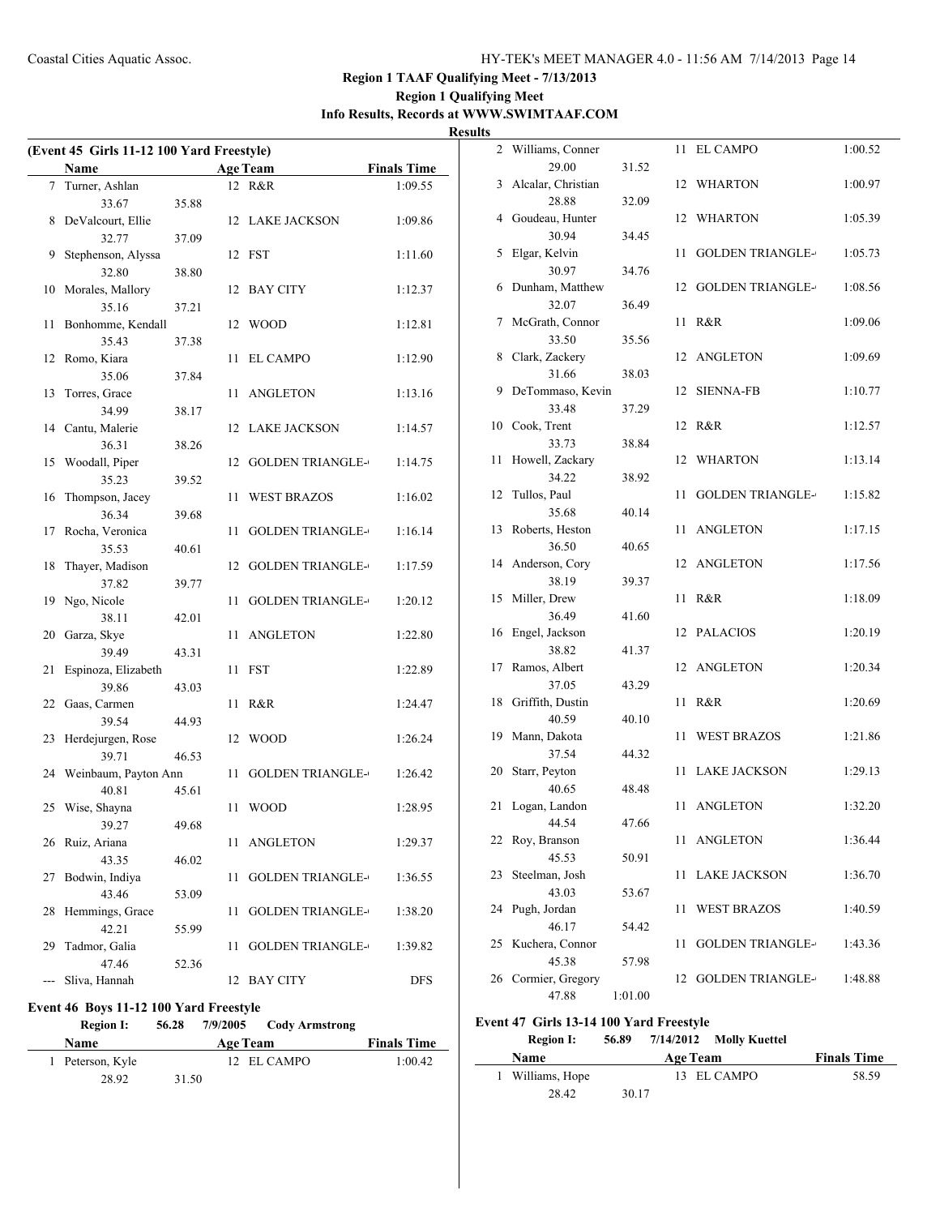**Region 1 TAAF Qualifying Meet - 7/13/2013**

**Region 1 Qualifying Meet**

**Info Results, Records at WWW.SWIMTAAF.COM**

**Results**

### (Event 45 Girls 11-12 100 Yard Freestyle)

| | Name | Age | Team | Finals Time |
|---|---|---|---|---|
| 7 | Turner, Ashlan | 12 | R&R | 1:09.55 |
| | 33.67 35.88 | | | |
| 8 | DeValcourt, Ellie | 12 | LAKE JACKSON | 1:09.86 |
| | 32.77 37.09 | | | |
| 9 | Stephenson, Alyssa | 12 | FST | 1:11.60 |
| | 32.80 38.80 | | | |
| 10 | Morales, Mallory | 12 | BAY CITY | 1:12.37 |
| | 35.16 37.21 | | | |
| 11 | Bonhomme, Kendall | 12 | WOOD | 1:12.81 |
| | 35.43 37.38 | | | |
| 12 | Romo, Kiara | 11 | EL CAMPO | 1:12.90 |
| | 35.06 37.84 | | | |
| 13 | Torres, Grace | 11 | ANGLETON | 1:13.16 |
| | 34.99 38.17 | | | |
| 14 | Cantu, Malerie | 12 | LAKE JACKSON | 1:14.57 |
| | 36.31 38.26 | | | |
| 15 | Woodall, Piper | 12 | GOLDEN TRIANGLE- | 1:14.75 |
| | 35.23 39.52 | | | |
| 16 | Thompson, Jacey | 11 | WEST BRAZOS | 1:16.02 |
| | 36.34 39.68 | | | |
| 17 | Rocha, Veronica | 11 | GOLDEN TRIANGLE- | 1:16.14 |
| | 35.53 40.61 | | | |
| 18 | Thayer, Madison | 12 | GOLDEN TRIANGLE- | 1:17.59 |
| | 37.82 39.77 | | | |
| 19 | Ngo, Nicole | 11 | GOLDEN TRIANGLE- | 1:20.12 |
| | 38.11 42.01 | | | |
| 20 | Garza, Skye | 11 | ANGLETON | 1:22.80 |
| | 39.49 43.31 | | | |
| 21 | Espinoza, Elizabeth | 11 | FST | 1:22.89 |
| | 39.86 43.03 | | | |
| 22 | Gaas, Carmen | 11 | R&R | 1:24.47 |
| | 39.54 44.93 | | | |
| 23 | Herdejurgen, Rose | 12 | WOOD | 1:26.24 |
| | 39.71 46.53 | | | |
| 24 | Weinbaum, Payton Ann | 11 | GOLDEN TRIANGLE- | 1:26.42 |
| | 40.81 45.61 | | | |
| 25 | Wise, Shayna | 11 | WOOD | 1:28.95 |
| | 39.27 49.68 | | | |
| 26 | Ruiz, Ariana | 11 | ANGLETON | 1:29.37 |
| | 43.35 46.02 | | | |
| 27 | Bodwin, Indiya | 11 | GOLDEN TRIANGLE- | 1:36.55 |
| | 43.46 53.09 | | | |
| 28 | Hemmings, Grace | 11 | GOLDEN TRIANGLE- | 1:38.20 |
| | 42.21 55.99 | | | |
| 29 | Tadmor, Galia | 11 | GOLDEN TRIANGLE- | 1:39.82 |
| | 47.46 52.36 | | | |
| --- | Sliva, Hannah | 12 | BAY CITY | DFS |

### Event 46 Boys 11-12 100 Yard Freestyle

**Region I: 56.28 7/9/2005 Cody Armstrong**

| | Name | Age | Team | Finals Time |
|---|---|---|---|---|
| 1 | Peterson, Kyle | 12 | EL CAMPO | 1:00.42 |
| | 28.92 31.50 | | | |
| 2 | Williams, Conner | 11 | EL CAMPO | 1:00.52 |
| | 29.00 31.52 | | | |
| 3 | Alcalar, Christian | 12 | WHARTON | 1:00.97 |
| | 28.88 32.09 | | | |
| 4 | Goudeau, Hunter | 12 | WHARTON | 1:05.39 |
| | 30.94 34.45 | | | |
| 5 | Elgar, Kelvin | 11 | GOLDEN TRIANGLE- | 1:05.73 |
| | 30.97 34.76 | | | |
| 6 | Dunham, Matthew | 12 | GOLDEN TRIANGLE- | 1:08.56 |
| | 32.07 36.49 | | | |
| 7 | McGrath, Connor | 11 | R&R | 1:09.06 |
| | 33.50 35.56 | | | |
| 8 | Clark, Zackery | 12 | ANGLETON | 1:09.69 |
| | 31.66 38.03 | | | |
| 9 | DeTommaso, Kevin | 12 | SIENNA-FB | 1:10.77 |
| | 33.48 37.29 | | | |
| 10 | Cook, Trent | 12 | R&R | 1:12.57 |
| | 33.73 38.84 | | | |
| 11 | Howell, Zackary | 12 | WHARTON | 1:13.14 |
| | 34.22 38.92 | | | |
| 12 | Tullos, Paul | 11 | GOLDEN TRIANGLE- | 1:15.82 |
| | 35.68 40.14 | | | |
| 13 | Roberts, Heston | 11 | ANGLETON | 1:17.15 |
| | 36.50 40.65 | | | |
| 14 | Anderson, Cory | 12 | ANGLETON | 1:17.56 |
| | 38.19 39.37 | | | |
| 15 | Miller, Drew | 11 | R&R | 1:18.09 |
| | 36.49 41.60 | | | |
| 16 | Engel, Jackson | 12 | PALACIOS | 1:20.19 |
| | 38.82 41.37 | | | |
| 17 | Ramos, Albert | 12 | ANGLETON | 1:20.34 |
| | 37.05 43.29 | | | |
| 18 | Griffith, Dustin | 11 | R&R | 1:20.69 |
| | 40.59 40.10 | | | |
| 19 | Mann, Dakota | 11 | WEST BRAZOS | 1:21.86 |
| | 37.54 44.32 | | | |
| 20 | Starr, Peyton | 11 | LAKE JACKSON | 1:29.13 |
| | 40.65 48.48 | | | |
| 21 | Logan, Landon | 11 | ANGLETON | 1:32.20 |
| | 44.54 47.66 | | | |
| 22 | Roy, Branson | 11 | ANGLETON | 1:36.44 |
| | 45.53 50.91 | | | |
| 23 | Steelman, Josh | 11 | LAKE JACKSON | 1:36.70 |
| | 43.03 53.67 | | | |
| 24 | Pugh, Jordan | 11 | WEST BRAZOS | 1:40.59 |
| | 46.17 54.42 | | | |
| 25 | Kuchera, Connor | 11 | GOLDEN TRIANGLE- | 1:43.36 |
| | 45.38 57.98 | | | |
| 26 | Cormier, Gregory | 12 | GOLDEN TRIANGLE- | 1:48.88 |
| | 47.88 1:01.00 | | | |

### Event 47 Girls 13-14 100 Yard Freestyle

**Region I: 56.89 7/14/2012 Molly Kuettel**

| | Name | Age | Team | Finals Time |
|---|---|---|---|---|
| 1 | Williams, Hope | 13 | EL CAMPO | 58.59 |
| | 28.42 30.17 | | | |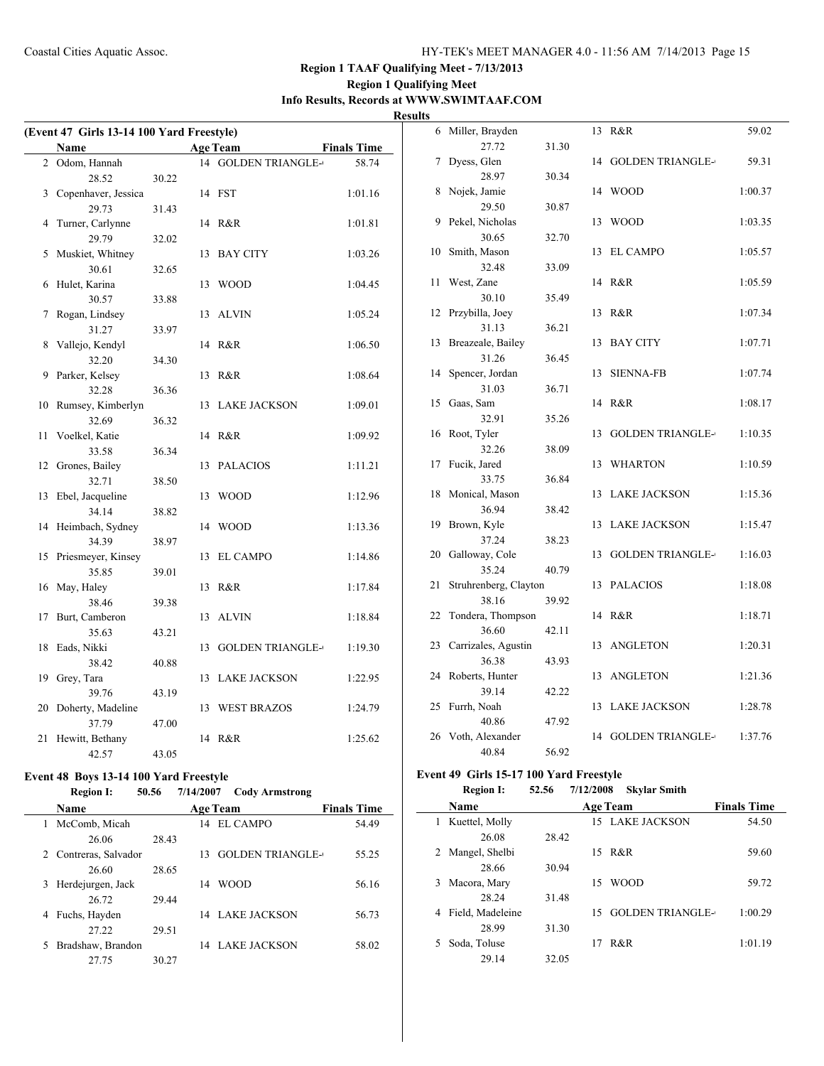## Region 1 TAAF Qualifying Meet - 7/13/2013

### Region 1 Qualifying Meet

### Info Results, Records at WWW.SWIMTAAF.COM

### Results

**(Event 47 Girls 13-14 100 Yard Freestyle)**

| | Name | Age | Team | Finals Time |
|---|---|---|---|---|
| 2 | Odom, Hannah | 14 | GOLDEN TRIANGLE- | 58.74 |
| | 28.52 30.22 | | | |
| 3 | Copenhaver, Jessica | 14 | FST | 1:01.16 |
| | 29.73 31.43 | | | |
| 4 | Turner, Carlynne | 14 | R&R | 1:01.81 |
| | 29.79 32.02 | | | |
| 5 | Muskiet, Whitney | 13 | BAY CITY | 1:03.26 |
| | 30.61 32.65 | | | |
| 6 | Hulet, Karina | 13 | WOOD | 1:04.45 |
| | 30.57 33.88 | | | |
| 7 | Rogan, Lindsey | 13 | ALVIN | 1:05.24 |
| | 31.27 33.97 | | | |
| 8 | Vallejo, Kendyl | 14 | R&R | 1:06.50 |
| | 32.20 34.30 | | | |
| 9 | Parker, Kelsey | 13 | R&R | 1:08.64 |
| | 32.28 36.36 | | | |
| 10 | Rumsey, Kimberlyn | 13 | LAKE JACKSON | 1:09.01 |
| | 32.69 36.32 | | | |
| 11 | Voelkel, Katie | 14 | R&R | 1:09.92 |
| | 33.58 36.34 | | | |
| 12 | Grones, Bailey | 13 | PALACIOS | 1:11.21 |
| | 32.71 38.50 | | | |
| 13 | Ebel, Jacqueline | 13 | WOOD | 1:12.96 |
| | 34.14 38.82 | | | |
| 14 | Heimbach, Sydney | 14 | WOOD | 1:13.36 |
| | 34.39 38.97 | | | |
| 15 | Priesmeyer, Kinsey | 13 | EL CAMPO | 1:14.86 |
| | 35.85 39.01 | | | |
| 16 | May, Haley | 13 | R&R | 1:17.84 |
| | 38.46 39.38 | | | |
| 17 | Burt, Camberon | 13 | ALVIN | 1:18.84 |
| | 35.63 43.21 | | | |
| 18 | Eads, Nikki | 13 | GOLDEN TRIANGLE- | 1:19.30 |
| | 38.42 40.88 | | | |
| 19 | Grey, Tara | 13 | LAKE JACKSON | 1:22.95 |
| | 39.76 43.19 | | | |
| 20 | Doherty, Madeline | 13 | WEST BRAZOS | 1:24.79 |
| | 37.79 47.00 | | | |
| 21 | Hewitt, Bethany | 14 | R&R | 1:25.62 |
| | 42.57 43.05 | | | |

**Event 48 Boys 13-14 100 Yard Freestyle**

**Region I: 50.56 7/14/2007 Cody Armstrong**

| | Name | Age | Team | Finals Time |
|---|---|---|---|---|
| 1 | McComb, Micah | 14 | EL CAMPO | 54.49 |
| | 26.06 28.43 | | | |
| 2 | Contreras, Salvador | 13 | GOLDEN TRIANGLE- | 55.25 |
| | 26.60 28.65 | | | |
| 3 | Herdejurgen, Jack | 14 | WOOD | 56.16 |
| | 26.72 29.44 | | | |
| 4 | Fuchs, Hayden | 14 | LAKE JACKSON | 56.73 |
| | 27.22 29.51 | | | |
| 5 | Bradshaw, Brandon | 14 | LAKE JACKSON | 58.02 |
| | 27.75 30.27 | | | |
| 6 | Miller, Brayden | 13 | R&R | 59.02 |
| | 27.72 31.30 | | | |
| 7 | Dyess, Glen | 14 | GOLDEN TRIANGLE- | 59.31 |
| | 28.97 30.34 | | | |
| 8 | Nojek, Jamie | 14 | WOOD | 1:00.37 |
| | 29.50 30.87 | | | |
| 9 | Pekel, Nicholas | 13 | WOOD | 1:03.35 |
| | 30.65 32.70 | | | |
| 10 | Smith, Mason | 13 | EL CAMPO | 1:05.57 |
| | 32.48 33.09 | | | |
| 11 | West, Zane | 14 | R&R | 1:05.59 |
| | 30.10 35.49 | | | |
| 12 | Przybilla, Joey | 13 | R&R | 1:07.34 |
| | 31.13 36.21 | | | |
| 13 | Breazeale, Bailey | 13 | BAY CITY | 1:07.71 |
| | 31.26 36.45 | | | |
| 14 | Spencer, Jordan | 13 | SIENNA-FB | 1:07.74 |
| | 31.03 36.71 | | | |
| 15 | Gaas, Sam | 14 | R&R | 1:08.17 |
| | 32.91 35.26 | | | |
| 16 | Root, Tyler | 13 | GOLDEN TRIANGLE- | 1:10.35 |
| | 32.26 38.09 | | | |
| 17 | Fucik, Jared | 13 | WHARTON | 1:10.59 |
| | 33.75 36.84 | | | |
| 18 | Monical, Mason | 13 | LAKE JACKSON | 1:15.36 |
| | 36.94 38.42 | | | |
| 19 | Brown, Kyle | 13 | LAKE JACKSON | 1:15.47 |
| | 37.24 38.23 | | | |
| 20 | Galloway, Cole | 13 | GOLDEN TRIANGLE- | 1:16.03 |
| | 35.24 40.79 | | | |
| 21 | Struhrenberg, Clayton | 13 | PALACIOS | 1:18.08 |
| | 38.16 39.92 | | | |
| 22 | Tondera, Thompson | 14 | R&R | 1:18.71 |
| | 36.60 42.11 | | | |
| 23 | Carrizales, Agustin | 13 | ANGLETON | 1:20.31 |
| | 36.38 43.93 | | | |
| 24 | Roberts, Hunter | 13 | ANGLETON | 1:21.36 |
| | 39.14 42.22 | | | |
| 25 | Furrh, Noah | 13 | LAKE JACKSON | 1:28.78 |
| | 40.86 47.92 | | | |
| 26 | Voth, Alexander | 14 | GOLDEN TRIANGLE- | 1:37.76 |
| | 40.84 56.92 | | | |

**Event 49 Girls 15-17 100 Yard Freestyle**

**Region I: 52.56 7/12/2008 Skylar Smith**

| | Name | Age | Team | Finals Time |
|---|---|---|---|---|
| 1 | Kuettel, Molly | 15 | LAKE JACKSON | 54.50 |
| | 26.08 28.42 | | | |
| 2 | Mangel, Shelbi | 15 | R&R | 59.60 |
| | 28.66 30.94 | | | |
| 3 | Macora, Mary | 15 | WOOD | 59.72 |
| | 28.24 31.48 | | | |
| 4 | Field, Madeleine | 15 | GOLDEN TRIANGLE- | 1:00.29 |
| | 28.99 31.30 | | | |
| 5 | Soda, Toluse | 17 | R&R | 1:01.19 |
| | 29.14 32.05 | | | |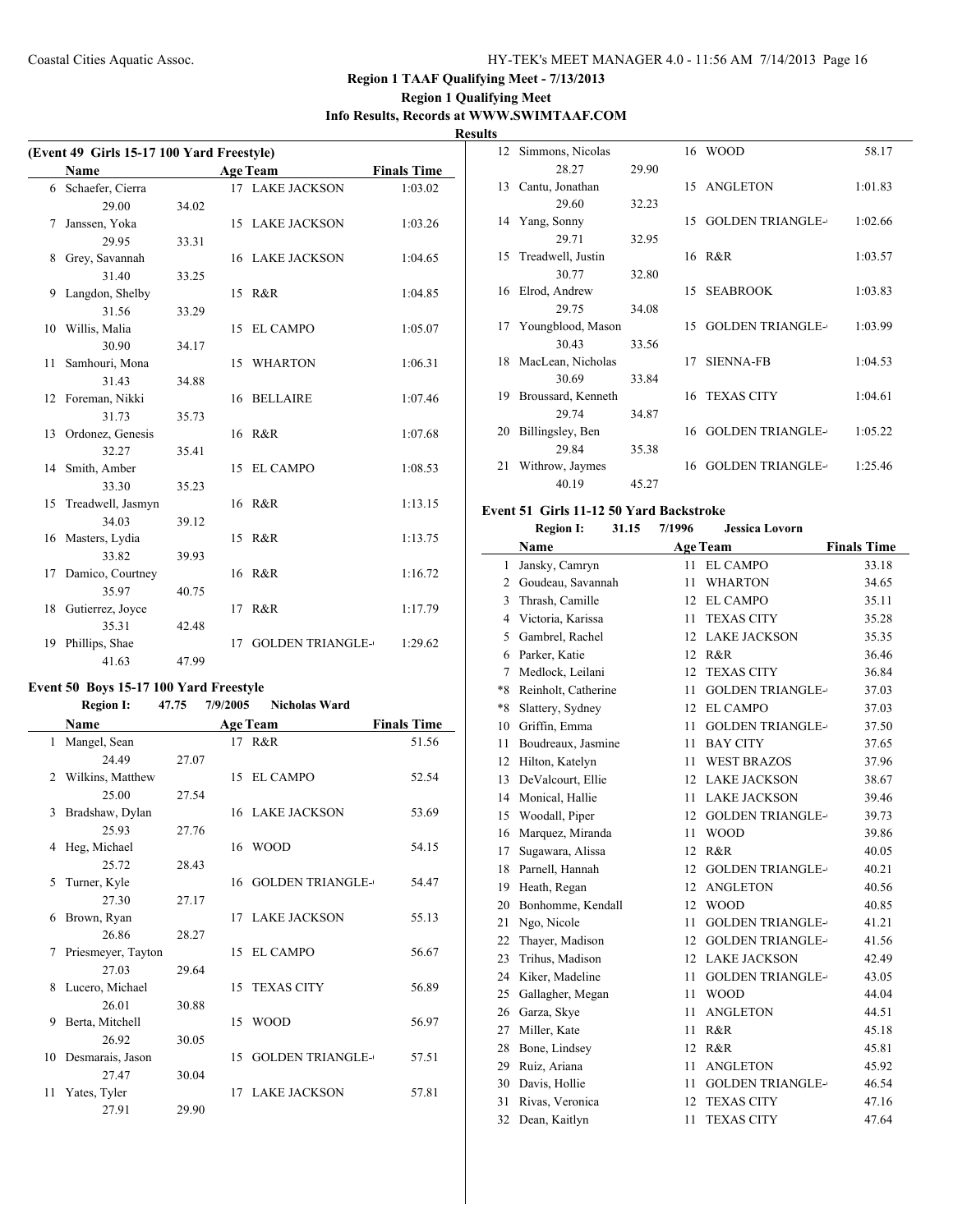## Region 1 TAAF Qualifying Meet - 7/13/2013

### Region 1 Qualifying Meet

### Info Results, Records at WWW.SWIMTAAF.COM

#### Results

**(Event 49 Girls 15-17 100 Yard Freestyle)**

| | Name | | Age | Team | Finals Time |
|---|---|---|---|---|---|
| 6 | Schaefer, Cierra | | 17 | LAKE JACKSON | 1:03.02 |
| | 29.00 | 34.02 | | | |
| 7 | Janssen, Yoka | | 15 | LAKE JACKSON | 1:03.26 |
| | 29.95 | 33.31 | | | |
| 8 | Grey, Savannah | | 16 | LAKE JACKSON | 1:04.65 |
| | 31.40 | 33.25 | | | |
| 9 | Langdon, Shelby | | 15 | R&R | 1:04.85 |
| | 31.56 | 33.29 | | | |
| 10 | Willis, Malia | | 15 | EL CAMPO | 1:05.07 |
| | 30.90 | 34.17 | | | |
| 11 | Samhouri, Mona | | 15 | WHARTON | 1:06.31 |
| | 31.43 | 34.88 | | | |
| 12 | Foreman, Nikki | | 16 | BELLAIRE | 1:07.46 |
| | 31.73 | 35.73 | | | |
| 13 | Ordonez, Genesis | | 16 | R&R | 1:07.68 |
| | 32.27 | 35.41 | | | |
| 14 | Smith, Amber | | 15 | EL CAMPO | 1:08.53 |
| | 33.30 | 35.23 | | | |
| 15 | Treadwell, Jasmyn | | 16 | R&R | 1:13.15 |
| | 34.03 | 39.12 | | | |
| 16 | Masters, Lydia | | 15 | R&R | 1:13.75 |
| | 33.82 | 39.93 | | | |
| 17 | Damico, Courtney | | 16 | R&R | 1:16.72 |
| | 35.97 | 40.75 | | | |
| 18 | Gutierrez, Joyce | | 17 | R&R | 1:17.79 |
| | 35.31 | 42.48 | | | |
| 19 | Phillips, Shae | | 17 | GOLDEN TRIANGLE- | 1:29.62 |
| | 41.63 | 47.99 | | | |

**Event 50 Boys 15-17 100 Yard Freestyle**

**Region I: 47.75 7/9/2005 Nicholas Ward**

| | Name | | Age | Team | Finals Time |
|---|---|---|---|---|---|
| 1 | Mangel, Sean | | 17 | R&R | 51.56 |
| | 24.49 | 27.07 | | | |
| 2 | Wilkins, Matthew | | 15 | EL CAMPO | 52.54 |
| | 25.00 | 27.54 | | | |
| 3 | Bradshaw, Dylan | | 16 | LAKE JACKSON | 53.69 |
| | 25.93 | 27.76 | | | |
| 4 | Heg, Michael | | 16 | WOOD | 54.15 |
| | 25.72 | 28.43 | | | |
| 5 | Turner, Kyle | | 16 | GOLDEN TRIANGLE- | 54.47 |
| | 27.30 | 27.17 | | | |
| 6 | Brown, Ryan | | 17 | LAKE JACKSON | 55.13 |
| | 26.86 | 28.27 | | | |
| 7 | Priesmeyer, Tayton | | 15 | EL CAMPO | 56.67 |
| | 27.03 | 29.64 | | | |
| 8 | Lucero, Michael | | 15 | TEXAS CITY | 56.89 |
| | 26.01 | 30.88 | | | |
| 9 | Berta, Mitchell | | 15 | WOOD | 56.97 |
| | 26.92 | 30.05 | | | |
| 10 | Desmarais, Jason | | 15 | GOLDEN TRIANGLE- | 57.51 |
| | 27.47 | 30.04 | | | |
| 11 | Yates, Tyler | | 17 | LAKE JACKSON | 57.81 |
| | 27.91 | 29.90 | | | |
| 12 | Simmons, Nicolas | | 16 | WOOD | 58.17 |
| | 28.27 | 29.90 | | | |
| 13 | Cantu, Jonathan | | 15 | ANGLETON | 1:01.83 |
| | 29.60 | 32.23 | | | |
| 14 | Yang, Sonny | | 15 | GOLDEN TRIANGLE- | 1:02.66 |
| | 29.71 | 32.95 | | | |
| 15 | Treadwell, Justin | | 16 | R&R | 1:03.57 |
| | 30.77 | 32.80 | | | |
| 16 | Elrod, Andrew | | 15 | SEABROOK | 1:03.83 |
| | 29.75 | 34.08 | | | |
| 17 | Youngblood, Mason | | 15 | GOLDEN TRIANGLE- | 1:03.99 |
| | 30.43 | 33.56 | | | |
| 18 | MacLean, Nicholas | | 17 | SIENNA-FB | 1:04.53 |
| | 30.69 | 33.84 | | | |
| 19 | Broussard, Kenneth | | 16 | TEXAS CITY | 1:04.61 |
| | 29.74 | 34.87 | | | |
| 20 | Billingsley, Ben | | 16 | GOLDEN TRIANGLE- | 1:05.22 |
| | 29.84 | 35.38 | | | |
| 21 | Withrow, Jaymes | | 16 | GOLDEN TRIANGLE- | 1:25.46 |
| | 40.19 | 45.27 | | | |

**Event 51 Girls 11-12 50 Yard Backstroke**

**Region I: 31.15 7/1996 Jessica Lovorn**

| | Name | Age | Team | Finals Time |
|---|---|---|---|---|
| 1 | Jansky, Camryn | 11 | EL CAMPO | 33.18 |
| 2 | Goudeau, Savannah | 11 | WHARTON | 34.65 |
| 3 | Thrash, Camille | 12 | EL CAMPO | 35.11 |
| 4 | Victoria, Karissa | 11 | TEXAS CITY | 35.28 |
| 5 | Gambrel, Rachel | 12 | LAKE JACKSON | 35.35 |
| 6 | Parker, Katie | 12 | R&R | 36.46 |
| 7 | Medlock, Leilani | 12 | TEXAS CITY | 36.84 |
| *8 | Reinholt, Catherine | 11 | GOLDEN TRIANGLE- | 37.03 |
| *8 | Slattery, Sydney | 12 | EL CAMPO | 37.03 |
| 10 | Griffin, Emma | 11 | GOLDEN TRIANGLE- | 37.50 |
| 11 | Boudreaux, Jasmine | 11 | BAY CITY | 37.65 |
| 12 | Hilton, Katelyn | 11 | WEST BRAZOS | 37.96 |
| 13 | DeValcourt, Ellie | 12 | LAKE JACKSON | 38.67 |
| 14 | Monical, Hallie | 11 | LAKE JACKSON | 39.46 |
| 15 | Woodall, Piper | 12 | GOLDEN TRIANGLE- | 39.73 |
| 16 | Marquez, Miranda | 11 | WOOD | 39.86 |
| 17 | Sugawara, Alissa | 12 | R&R | 40.05 |
| 18 | Parnell, Hannah | 12 | GOLDEN TRIANGLE- | 40.21 |
| 19 | Heath, Regan | 12 | ANGLETON | 40.56 |
| 20 | Bonhomme, Kendall | 12 | WOOD | 40.85 |
| 21 | Ngo, Nicole | 11 | GOLDEN TRIANGLE- | 41.21 |
| 22 | Thayer, Madison | 12 | GOLDEN TRIANGLE- | 41.56 |
| 23 | Trihus, Madison | 12 | LAKE JACKSON | 42.49 |
| 24 | Kiker, Madeline | 11 | GOLDEN TRIANGLE- | 43.05 |
| 25 | Gallagher, Megan | 11 | WOOD | 44.04 |
| 26 | Garza, Skye | 11 | ANGLETON | 44.51 |
| 27 | Miller, Kate | 11 | R&R | 45.18 |
| 28 | Bone, Lindsey | 12 | R&R | 45.81 |
| 29 | Ruiz, Ariana | 11 | ANGLETON | 45.92 |
| 30 | Davis, Hollie | 11 | GOLDEN TRIANGLE- | 46.54 |
| 31 | Rivas, Veronica | 12 | TEXAS CITY | 47.16 |
| 32 | Dean, Kaitlyn | 11 | TEXAS CITY | 47.64 |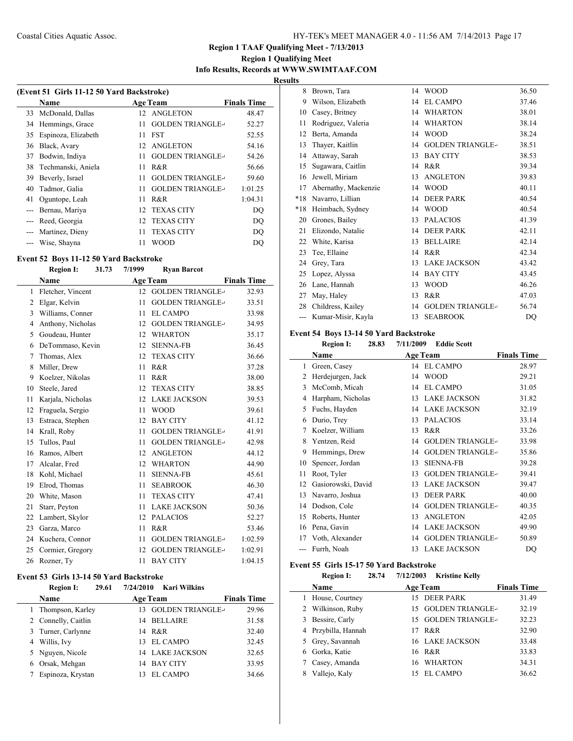## Region 1 TAAF Qualifying Meet - 7/13/2013

### Region 1 Qualifying Meet

### Info Results, Records at WWW.SWIMTAAF.COM

### Results

**(Event 51 Girls 11-12 50 Yard Backstroke)**

| | Name | Age | Team | Finals Time |
|---|---|---|---|---|
| 33 | McDonald, Dallas | 12 | ANGLETON | 48.47 |
| 34 | Hemmings, Grace | 11 | GOLDEN TRIANGLE- | 52.27 |
| 35 | Espinoza, Elizabeth | 11 | FST | 52.55 |
| 36 | Black, Avary | 12 | ANGLETON | 54.16 |
| 37 | Bodwin, Indiya | 11 | GOLDEN TRIANGLE- | 54.26 |
| 38 | Techmanski, Aniela | 11 | R&R | 56.66 |
| 39 | Beverly, Israel | 11 | GOLDEN TRIANGLE- | 59.60 |
| 40 | Tadmor, Galia | 11 | GOLDEN TRIANGLE- | 1:01.25 |
| 41 | Oguntope, Leah | 11 | R&R | 1:04.31 |
| --- | Bernau, Mariya | 12 | TEXAS CITY | DQ |
| --- | Reed, Georgia | 12 | TEXAS CITY | DQ |
| --- | Martinez, Dieny | 11 | TEXAS CITY | DQ |
| --- | Wise, Shayna | 11 | WOOD | DQ |

**Event 52 Boys 11-12 50 Yard Backstroke**

Region I: 31.73 7/1999 Ryan Barcot

| | Name | Age | Team | Finals Time |
|---|---|---|---|---|
| 1 | Fletcher, Vincent | 12 | GOLDEN TRIANGLE- | 32.93 |
| 2 | Elgar, Kelvin | 11 | GOLDEN TRIANGLE- | 33.51 |
| 3 | Williams, Conner | 11 | EL CAMPO | 33.98 |
| 4 | Anthony, Nicholas | 12 | GOLDEN TRIANGLE- | 34.95 |
| 5 | Goudeau, Hunter | 12 | WHARTON | 35.17 |
| 6 | DeTommaso, Kevin | 12 | SIENNA-FB | 36.45 |
| 7 | Thomas, Alex | 12 | TEXAS CITY | 36.66 |
| 8 | Miller, Drew | 11 | R&R | 37.28 |
| 9 | Koelzer, Nikolas | 11 | R&R | 38.00 |
| 10 | Steele, Jared | 12 | TEXAS CITY | 38.85 |
| 11 | Karjala, Nicholas | 12 | LAKE JACKSON | 39.53 |
| 12 | Fraguela, Sergio | 11 | WOOD | 39.61 |
| 13 | Estraca, Stephen | 12 | BAY CITY | 41.12 |
| 14 | Krall, Roby | 11 | GOLDEN TRIANGLE- | 41.91 |
| 15 | Tullos, Paul | 11 | GOLDEN TRIANGLE- | 42.98 |
| 16 | Ramos, Albert | 12 | ANGLETON | 44.12 |
| 17 | Alcalar, Fred | 12 | WHARTON | 44.90 |
| 18 | Kohl, Michael | 11 | SIENNA-FB | 45.61 |
| 19 | Elrod, Thomas | 11 | SEABROOK | 46.30 |
| 20 | White, Mason | 11 | TEXAS CITY | 47.41 |
| 21 | Starr, Peyton | 11 | LAKE JACKSON | 50.36 |
| 22 | Lambert, Skylor | 12 | PALACIOS | 52.27 |
| 23 | Garza, Marco | 11 | R&R | 53.46 |
| 24 | Kuchera, Connor | 11 | GOLDEN TRIANGLE- | 1:02.59 |
| 25 | Cormier, Gregory | 12 | GOLDEN TRIANGLE- | 1:02.91 |
| 26 | Rozner, Ty | 11 | BAY CITY | 1:04.15 |

**Event 53 Girls 13-14 50 Yard Backstroke**

Region I: 29.61 7/24/2010 Kari Wilkins

| | Name | Age | Team | Finals Time |
|---|---|---|---|---|
| 1 | Thompson, Karley | 13 | GOLDEN TRIANGLE- | 29.96 |
| 2 | Connelly, Caitlin | 14 | BELLAIRE | 31.58 |
| 3 | Turner, Carlynne | 14 | R&R | 32.40 |
| 4 | Willis, Ivy | 13 | EL CAMPO | 32.45 |
| 5 | Nguyen, Nicole | 14 | LAKE JACKSON | 32.65 |
| 6 | Orsak, Mehgan | 14 | BAY CITY | 33.95 |
| 7 | Espinoza, Krystan | 13 | EL CAMPO | 34.66 |
| 8 | Brown, Tara | 14 | WOOD | 36.50 |
| 9 | Wilson, Elizabeth | 14 | EL CAMPO | 37.46 |
| 10 | Casey, Britney | 14 | WHARTON | 38.01 |
| 11 | Rodriguez, Valeria | 14 | WHARTON | 38.14 |
| 12 | Berta, Amanda | 14 | WOOD | 38.24 |
| 13 | Thayer, Kaitlin | 14 | GOLDEN TRIANGLE- | 38.51 |
| 14 | Attaway, Sarah | 13 | BAY CITY | 38.53 |
| 15 | Sugawara, Caitlin | 14 | R&R | 39.34 |
| 16 | Jewell, Miriam | 13 | ANGLETON | 39.83 |
| 17 | Abernathy, Mackenzie | 14 | WOOD | 40.11 |
| *18 | Navarro, Lillian | 14 | DEER PARK | 40.54 |
| *18 | Heimbach, Sydney | 14 | WOOD | 40.54 |
| 20 | Grones, Bailey | 13 | PALACIOS | 41.39 |
| 21 | Elizondo, Natalie | 14 | DEER PARK | 42.11 |
| 22 | White, Karisa | 13 | BELLAIRE | 42.14 |
| 23 | Tee, Ellaine | 14 | R&R | 42.34 |
| 24 | Grey, Tara | 13 | LAKE JACKSON | 43.42 |
| 25 | Lopez, Alyssa | 14 | BAY CITY | 43.45 |
| 26 | Lane, Hannah | 13 | WOOD | 46.26 |
| 27 | May, Haley | 13 | R&R | 47.03 |
| 28 | Childress, Kailey | 14 | GOLDEN TRIANGLE- | 56.74 |
| --- | Kumar-Misir, Kayla | 13 | SEABROOK | DQ |

**Event 54 Boys 13-14 50 Yard Backstroke**

Region I: 28.83 7/11/2009 Eddie Scott

| | Name | Age | Team | Finals Time |
|---|---|---|---|---|
| 1 | Green, Casey | 14 | EL CAMPO | 28.97 |
| 2 | Herdejurgen, Jack | 14 | WOOD | 29.21 |
| 3 | McComb, Micah | 14 | EL CAMPO | 31.05 |
| 4 | Harpham, Nicholas | 13 | LAKE JACKSON | 31.82 |
| 5 | Fuchs, Hayden | 14 | LAKE JACKSON | 32.19 |
| 6 | Durio, Trey | 13 | PALACIOS | 33.14 |
| 7 | Koelzer, William | 13 | R&R | 33.26 |
| 8 | Yentzen, Reid | 14 | GOLDEN TRIANGLE- | 33.98 |
| 9 | Hemmings, Drew | 14 | GOLDEN TRIANGLE- | 35.86 |
| 10 | Spencer, Jordan | 13 | SIENNA-FB | 39.28 |
| 11 | Root, Tyler | 13 | GOLDEN TRIANGLE- | 39.41 |
| 12 | Gasiorowski, David | 13 | LAKE JACKSON | 39.47 |
| 13 | Navarro, Joshua | 13 | DEER PARK | 40.00 |
| 14 | Dodson, Cole | 14 | GOLDEN TRIANGLE- | 40.35 |
| 15 | Roberts, Hunter | 13 | ANGLETON | 42.05 |
| 16 | Pena, Gavin | 14 | LAKE JACKSON | 49.90 |
| 17 | Voth, Alexander | 14 | GOLDEN TRIANGLE- | 50.89 |
| --- | Furrh, Noah | 13 | LAKE JACKSON | DQ |

**Event 55 Girls 15-17 50 Yard Backstroke**

Region I: 28.74 7/12/2003 Kristine Kelly

| | Name | Age | Team | Finals Time |
|---|---|---|---|---|
| 1 | House, Courtney | 15 | DEER PARK | 31.49 |
| 2 | Wilkinson, Ruby | 15 | GOLDEN TRIANGLE- | 32.19 |
| 3 | Bessire, Carly | 15 | GOLDEN TRIANGLE- | 32.23 |
| 4 | Przybilla, Hannah | 17 | R&R | 32.90 |
| 5 | Grey, Savannah | 16 | LAKE JACKSON | 33.48 |
| 6 | Gorka, Katie | 16 | R&R | 33.83 |
| 7 | Casey, Amanda | 16 | WHARTON | 34.31 |
| 8 | Vallejo, Kaly | 15 | EL CAMPO | 36.62 |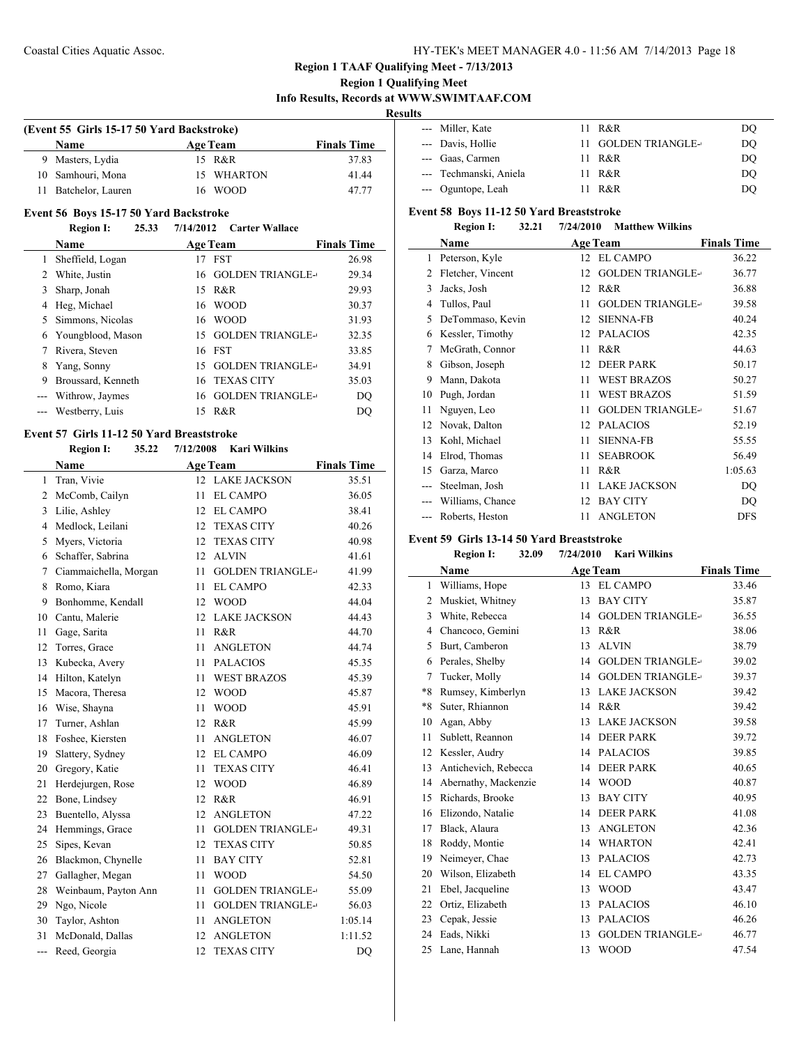**Region 1 TAAF Qualifying Meet - 7/13/2013**
**Region 1 Qualifying Meet**
**Info Results, Records at WWW.SWIMTAAF.COM**
**Results**

### (Event 55 Girls 15-17 50 Yard Backstroke)

| | Name | Age | Team | Finals Time |
|---|---|---|---|---|
| 9 | Masters, Lydia | 15 | R&R | 37.83 |
| 10 | Samhouri, Mona | 15 | WHARTON | 41.44 |
| 11 | Batchelor, Lauren | 16 | WOOD | 47.77 |

### Event 56 Boys 15-17 50 Yard Backstroke

Region I: 25.33 7/14/2012 Carter Wallace

| | Name | Age | Team | Finals Time |
|---|---|---|---|---|
| 1 | Sheffield, Logan | 17 | FST | 26.98 |
| 2 | White, Justin | 16 | GOLDEN TRIANGLE- | 29.34 |
| 3 | Sharp, Jonah | 15 | R&R | 29.93 |
| 4 | Heg, Michael | 16 | WOOD | 30.37 |
| 5 | Simmons, Nicolas | 16 | WOOD | 31.93 |
| 6 | Youngblood, Mason | 15 | GOLDEN TRIANGLE- | 32.35 |
| 7 | Rivera, Steven | 16 | FST | 33.85 |
| 8 | Yang, Sonny | 15 | GOLDEN TRIANGLE- | 34.91 |
| 9 | Broussard, Kenneth | 16 | TEXAS CITY | 35.03 |
| --- | Withrow, Jaymes | 16 | GOLDEN TRIANGLE- | DQ |
| --- | Westberry, Luis | 15 | R&R | DQ |

### Event 57 Girls 11-12 50 Yard Breaststroke

Region I: 35.22 7/12/2008 Kari Wilkins

| | Name | Age | Team | Finals Time |
|---|---|---|---|---|
| 1 | Tran, Vivie | 12 | LAKE JACKSON | 35.51 |
| 2 | McComb, Cailyn | 11 | EL CAMPO | 36.05 |
| 3 | Lilie, Ashley | 12 | EL CAMPO | 38.41 |
| 4 | Medlock, Leilani | 12 | TEXAS CITY | 40.26 |
| 5 | Myers, Victoria | 12 | TEXAS CITY | 40.98 |
| 6 | Schaffer, Sabrina | 12 | ALVIN | 41.61 |
| 7 | Ciammaichella, Morgan | 11 | GOLDEN TRIANGLE- | 41.99 |
| 8 | Romo, Kiara | 11 | EL CAMPO | 42.33 |
| 9 | Bonhomme, Kendall | 12 | WOOD | 44.04 |
| 10 | Cantu, Malerie | 12 | LAKE JACKSON | 44.43 |
| 11 | Gage, Sarita | 11 | R&R | 44.70 |
| 12 | Torres, Grace | 11 | ANGLETON | 44.74 |
| 13 | Kubecka, Avery | 11 | PALACIOS | 45.35 |
| 14 | Hilton, Katelyn | 11 | WEST BRAZOS | 45.39 |
| 15 | Macora, Theresa | 12 | WOOD | 45.87 |
| 16 | Wise, Shayna | 11 | WOOD | 45.91 |
| 17 | Turner, Ashlan | 12 | R&R | 45.99 |
| 18 | Foshee, Kiersten | 11 | ANGLETON | 46.07 |
| 19 | Slattery, Sydney | 12 | EL CAMPO | 46.09 |
| 20 | Gregory, Katie | 11 | TEXAS CITY | 46.41 |
| 21 | Herdejurgen, Rose | 12 | WOOD | 46.89 |
| 22 | Bone, Lindsey | 12 | R&R | 46.91 |
| 23 | Buentello, Alyssa | 12 | ANGLETON | 47.22 |
| 24 | Hemmings, Grace | 11 | GOLDEN TRIANGLE- | 49.31 |
| 25 | Sipes, Kevan | 12 | TEXAS CITY | 50.85 |
| 26 | Blackmon, Chynelle | 11 | BAY CITY | 52.81 |
| 27 | Gallagher, Megan | 11 | WOOD | 54.50 |
| 28 | Weinbaum, Payton Ann | 11 | GOLDEN TRIANGLE- | 55.09 |
| 29 | Ngo, Nicole | 11 | GOLDEN TRIANGLE- | 56.03 |
| 30 | Taylor, Ashton | 11 | ANGLETON | 1:05.14 |
| 31 | McDonald, Dallas | 12 | ANGLETON | 1:11.52 |
| --- | Reed, Georgia | 12 | TEXAS CITY | DQ |
| --- | Miller, Kate | 11 | R&R | DQ |
| --- | Davis, Hollie | 11 | GOLDEN TRIANGLE- | DQ |
| --- | Gaas, Carmen | 11 | R&R | DQ |
| --- | Techmanski, Aniela | 11 | R&R | DQ |
| --- | Oguntope, Leah | 11 | R&R | DQ |

### Event 58 Boys 11-12 50 Yard Breaststroke

Region I: 32.21 7/24/2010 Matthew Wilkins

| | Name | Age | Team | Finals Time |
|---|---|---|---|---|
| 1 | Peterson, Kyle | 12 | EL CAMPO | 36.22 |
| 2 | Fletcher, Vincent | 12 | GOLDEN TRIANGLE- | 36.77 |
| 3 | Jacks, Josh | 12 | R&R | 36.88 |
| 4 | Tullos, Paul | 11 | GOLDEN TRIANGLE- | 39.58 |
| 5 | DeTommaso, Kevin | 12 | SIENNA-FB | 40.24 |
| 6 | Kessler, Timothy | 12 | PALACIOS | 42.35 |
| 7 | McGrath, Connor | 11 | R&R | 44.63 |
| 8 | Gibson, Joseph | 12 | DEER PARK | 50.17 |
| 9 | Mann, Dakota | 11 | WEST BRAZOS | 50.27 |
| 10 | Pugh, Jordan | 11 | WEST BRAZOS | 51.59 |
| 11 | Nguyen, Leo | 11 | GOLDEN TRIANGLE- | 51.67 |
| 12 | Novak, Dalton | 12 | PALACIOS | 52.19 |
| 13 | Kohl, Michael | 11 | SIENNA-FB | 55.55 |
| 14 | Elrod, Thomas | 11 | SEABROOK | 56.49 |
| 15 | Garza, Marco | 11 | R&R | 1:05.63 |
| --- | Steelman, Josh | 11 | LAKE JACKSON | DQ |
| --- | Williams, Chance | 12 | BAY CITY | DQ |
| --- | Roberts, Heston | 11 | ANGLETON | DFS |

### Event 59 Girls 13-14 50 Yard Breaststroke

Region I: 32.09 7/24/2010 Kari Wilkins

| | Name | Age | Team | Finals Time |
|---|---|---|---|---|
| 1 | Williams, Hope | 13 | EL CAMPO | 33.46 |
| 2 | Muskiet, Whitney | 13 | BAY CITY | 35.87 |
| 3 | White, Rebecca | 14 | GOLDEN TRIANGLE- | 36.55 |
| 4 | Chancoco, Gemini | 13 | R&R | 38.06 |
| 5 | Burt, Camberon | 13 | ALVIN | 38.79 |
| 6 | Perales, Shelby | 14 | GOLDEN TRIANGLE- | 39.02 |
| 7 | Tucker, Molly | 14 | GOLDEN TRIANGLE- | 39.37 |
| *8 | Rumsey, Kimberlyn | 13 | LAKE JACKSON | 39.42 |
| *8 | Suter, Rhiannon | 14 | R&R | 39.42 |
| 10 | Agan, Abby | 13 | LAKE JACKSON | 39.58 |
| 11 | Sublett, Reannon | 14 | DEER PARK | 39.72 |
| 12 | Kessler, Audry | 14 | PALACIOS | 39.85 |
| 13 | Antichevich, Rebecca | 14 | DEER PARK | 40.65 |
| 14 | Abernathy, Mackenzie | 14 | WOOD | 40.87 |
| 15 | Richards, Brooke | 13 | BAY CITY | 40.95 |
| 16 | Elizondo, Natalie | 14 | DEER PARK | 41.08 |
| 17 | Black, Alaura | 13 | ANGLETON | 42.36 |
| 18 | Roddy, Montie | 14 | WHARTON | 42.41 |
| 19 | Neimeyer, Chae | 13 | PALACIOS | 42.73 |
| 20 | Wilson, Elizabeth | 14 | EL CAMPO | 43.35 |
| 21 | Ebel, Jacqueline | 13 | WOOD | 43.47 |
| 22 | Ortiz, Elizabeth | 13 | PALACIOS | 46.10 |
| 23 | Cepak, Jessie | 13 | PALACIOS | 46.26 |
| 24 | Eads, Nikki | 13 | GOLDEN TRIANGLE- | 46.77 |
| 25 | Lane, Hannah | 13 | WOOD | 47.54 |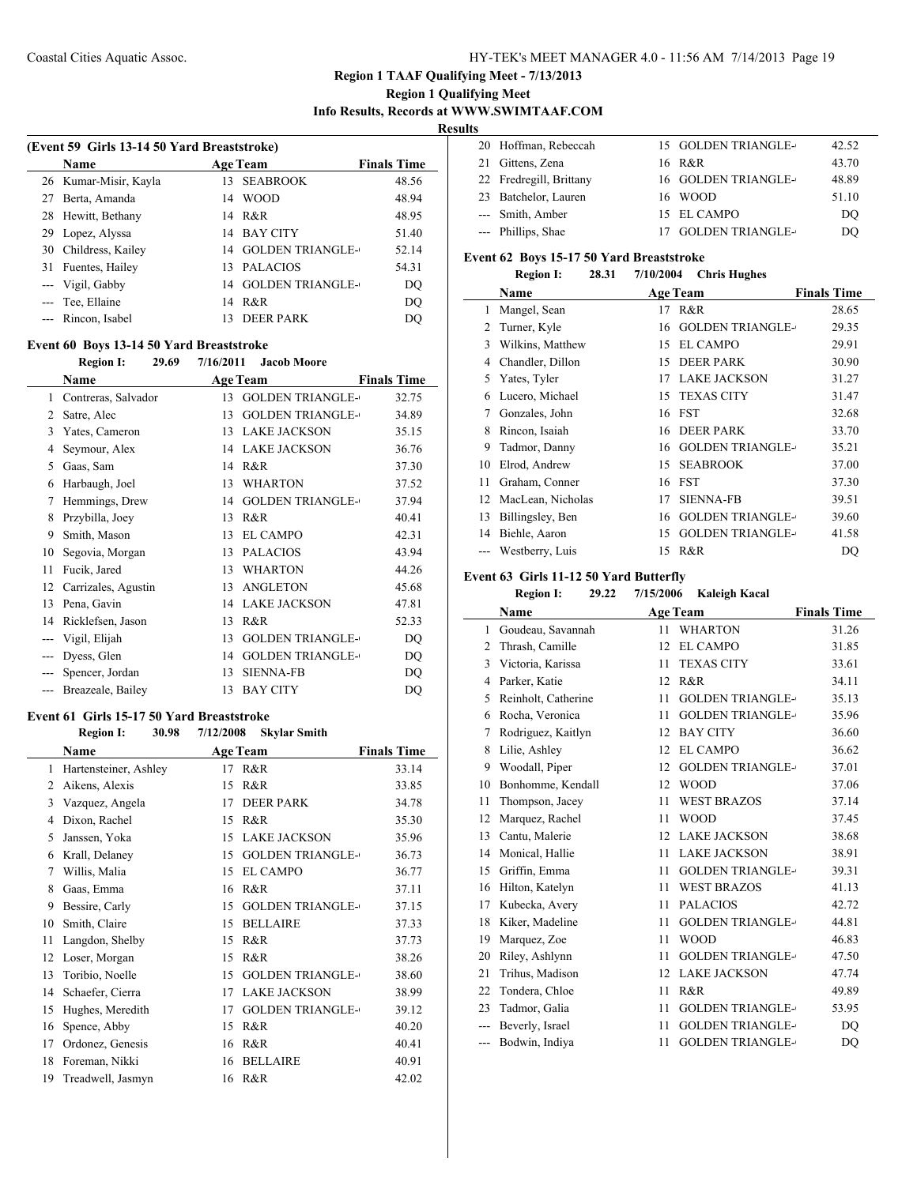**Region 1 TAAF Qualifying Meet - 7/13/2013**

**Region 1 Qualifying Meet**

**Info Results, Records at WWW.SWIMTAAF.COM**

**Results**

### (Event 59 Girls 13-14 50 Yard Breaststroke)

| | Name | Age | Team | Finals Time |
|---|---|---|---|---|
| 26 | Kumar-Misir, Kayla | 13 | SEABROOK | 48.56 |
| 27 | Berta, Amanda | 14 | WOOD | 48.94 |
| 28 | Hewitt, Bethany | 14 | R&R | 48.95 |
| 29 | Lopez, Alyssa | 14 | BAY CITY | 51.40 |
| 30 | Childress, Kailey | 14 | GOLDEN TRIANGLE- | 52.14 |
| 31 | Fuentes, Hailey | 13 | PALACIOS | 54.31 |
| --- | Vigil, Gabby | 14 | GOLDEN TRIANGLE- | DQ |
| --- | Tee, Ellaine | 14 | R&R | DQ |
| --- | Rincon, Isabel | 13 | DEER PARK | DQ |

### Event 60 Boys 13-14 50 Yard Breaststroke

**Region I: 29.69 7/16/2011 Jacob Moore**

| | Name | Age | Team | Finals Time |
|---|---|---|---|---|
| 1 | Contreras, Salvador | 13 | GOLDEN TRIANGLE- | 32.75 |
| 2 | Satre, Alec | 13 | GOLDEN TRIANGLE- | 34.89 |
| 3 | Yates, Cameron | 13 | LAKE JACKSON | 35.15 |
| 4 | Seymour, Alex | 14 | LAKE JACKSON | 36.76 |
| 5 | Gaas, Sam | 14 | R&R | 37.30 |
| 6 | Harbaugh, Joel | 13 | WHARTON | 37.52 |
| 7 | Hemmings, Drew | 14 | GOLDEN TRIANGLE- | 37.94 |
| 8 | Przybilla, Joey | 13 | R&R | 40.41 |
| 9 | Smith, Mason | 13 | EL CAMPO | 42.31 |
| 10 | Segovia, Morgan | 13 | PALACIOS | 43.94 |
| 11 | Fucik, Jared | 13 | WHARTON | 44.26 |
| 12 | Carrizales, Agustin | 13 | ANGLETON | 45.68 |
| 13 | Pena, Gavin | 14 | LAKE JACKSON | 47.81 |
| 14 | Ricklefsen, Jason | 13 | R&R | 52.33 |
| --- | Vigil, Elijah | 13 | GOLDEN TRIANGLE- | DQ |
| --- | Dyess, Glen | 14 | GOLDEN TRIANGLE- | DQ |
| --- | Spencer, Jordan | 13 | SIENNA-FB | DQ |
| --- | Breazeale, Bailey | 13 | BAY CITY | DQ |

### Event 61 Girls 15-17 50 Yard Breaststroke

**Region I: 30.98 7/12/2008 Skylar Smith**

| | Name | Age | Team | Finals Time |
|---|---|---|---|---|
| 1 | Hartensteiner, Ashley | 17 | R&R | 33.14 |
| 2 | Aikens, Alexis | 15 | R&R | 33.85 |
| 3 | Vazquez, Angela | 17 | DEER PARK | 34.78 |
| 4 | Dixon, Rachel | 15 | R&R | 35.30 |
| 5 | Janssen, Yoka | 15 | LAKE JACKSON | 35.96 |
| 6 | Krall, Delaney | 15 | GOLDEN TRIANGLE- | 36.73 |
| 7 | Willis, Malia | 15 | EL CAMPO | 36.77 |
| 8 | Gaas, Emma | 16 | R&R | 37.11 |
| 9 | Bessire, Carly | 15 | GOLDEN TRIANGLE- | 37.15 |
| 10 | Smith, Claire | 15 | BELLAIRE | 37.33 |
| 11 | Langdon, Shelby | 15 | R&R | 37.73 |
| 12 | Loser, Morgan | 15 | R&R | 38.26 |
| 13 | Toribio, Noelle | 15 | GOLDEN TRIANGLE- | 38.60 |
| 14 | Schaefer, Cierra | 17 | LAKE JACKSON | 38.99 |
| 15 | Hughes, Meredith | 17 | GOLDEN TRIANGLE- | 39.12 |
| 16 | Spence, Abby | 15 | R&R | 40.20 |
| 17 | Ordonez, Genesis | 16 | R&R | 40.41 |
| 18 | Foreman, Nikki | 16 | BELLAIRE | 40.91 |
| 19 | Treadwell, Jasmyn | 16 | R&R | 42.02 |
| 20 | Hoffman, Rebeccah | 15 | GOLDEN TRIANGLE- | 42.52 |
| 21 | Gittens, Zena | 16 | R&R | 43.70 |
| 22 | Fredregill, Brittany | 16 | GOLDEN TRIANGLE- | 48.89 |
| 23 | Batchelor, Lauren | 16 | WOOD | 51.10 |
| --- | Smith, Amber | 15 | EL CAMPO | DQ |
| --- | Phillips, Shae | 17 | GOLDEN TRIANGLE- | DQ |

### Event 62 Boys 15-17 50 Yard Breaststroke

**Region I: 28.31 7/10/2004 Chris Hughes**

| | Name | Age | Team | Finals Time |
|---|---|---|---|---|
| 1 | Mangel, Sean | 17 | R&R | 28.65 |
| 2 | Turner, Kyle | 16 | GOLDEN TRIANGLE- | 29.35 |
| 3 | Wilkins, Matthew | 15 | EL CAMPO | 29.91 |
| 4 | Chandler, Dillon | 15 | DEER PARK | 30.90 |
| 5 | Yates, Tyler | 17 | LAKE JACKSON | 31.27 |
| 6 | Lucero, Michael | 15 | TEXAS CITY | 31.47 |
| 7 | Gonzales, John | 16 | FST | 32.68 |
| 8 | Rincon, Isaiah | 16 | DEER PARK | 33.70 |
| 9 | Tadmor, Danny | 16 | GOLDEN TRIANGLE- | 35.21 |
| 10 | Elrod, Andrew | 15 | SEABROOK | 37.00 |
| 11 | Graham, Conner | 16 | FST | 37.30 |
| 12 | MacLean, Nicholas | 17 | SIENNA-FB | 39.51 |
| 13 | Billingsley, Ben | 16 | GOLDEN TRIANGLE- | 39.60 |
| 14 | Biehle, Aaron | 15 | GOLDEN TRIANGLE- | 41.58 |
| --- | Westberry, Luis | 15 | R&R | DQ |

### Event 63 Girls 11-12 50 Yard Butterfly

**Region I: 29.22 7/15/2006 Kaleigh Kacal**

| | Name | Age | Team | Finals Time |
|---|---|---|---|---|
| 1 | Goudeau, Savannah | 11 | WHARTON | 31.26 |
| 2 | Thrash, Camille | 12 | EL CAMPO | 31.85 |
| 3 | Victoria, Karissa | 11 | TEXAS CITY | 33.61 |
| 4 | Parker, Katie | 12 | R&R | 34.11 |
| 5 | Reinholt, Catherine | 11 | GOLDEN TRIANGLE- | 35.13 |
| 6 | Rocha, Veronica | 11 | GOLDEN TRIANGLE- | 35.96 |
| 7 | Rodriguez, Kaitlyn | 12 | BAY CITY | 36.60 |
| 8 | Lilie, Ashley | 12 | EL CAMPO | 36.62 |
| 9 | Woodall, Piper | 12 | GOLDEN TRIANGLE- | 37.01 |
| 10 | Bonhomme, Kendall | 12 | WOOD | 37.06 |
| 11 | Thompson, Jacey | 11 | WEST BRAZOS | 37.14 |
| 12 | Marquez, Rachel | 11 | WOOD | 37.45 |
| 13 | Cantu, Malerie | 12 | LAKE JACKSON | 38.68 |
| 14 | Monical, Hallie | 11 | LAKE JACKSON | 38.91 |
| 15 | Griffin, Emma | 11 | GOLDEN TRIANGLE- | 39.31 |
| 16 | Hilton, Katelyn | 11 | WEST BRAZOS | 41.13 |
| 17 | Kubecka, Avery | 11 | PALACIOS | 42.72 |
| 18 | Kiker, Madeline | 11 | GOLDEN TRIANGLE- | 44.81 |
| 19 | Marquez, Zoe | 11 | WOOD | 46.83 |
| 20 | Riley, Ashlynn | 11 | GOLDEN TRIANGLE- | 47.50 |
| 21 | Trihus, Madison | 12 | LAKE JACKSON | 47.74 |
| 22 | Tondera, Chloe | 11 | R&R | 49.89 |
| 23 | Tadmor, Galia | 11 | GOLDEN TRIANGLE- | 53.95 |
| --- | Beverly, Israel | 11 | GOLDEN TRIANGLE- | DQ |
| --- | Bodwin, Indiya | 11 | GOLDEN TRIANGLE- | DQ |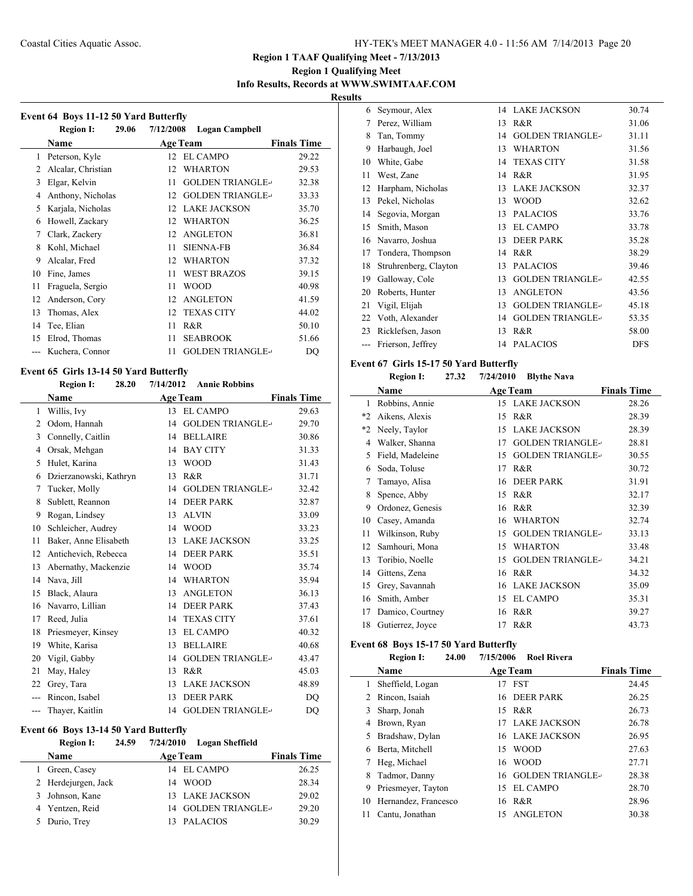## Region 1 TAAF Qualifying Meet - 7/13/2013

### Region 1 Qualifying Meet

**Info Results, Records at WWW.SWIMTAAF.COM**

**Results**

### Event 64 Boys 11-12 50 Yard Butterfly

**Region I: 29.06 7/12/2008 Logan Campbell**

| | Name | Age | Team | Finals Time |
|---|---|---|---|---|
| 1 | Peterson, Kyle | 12 | EL CAMPO | 29.22 |
| 2 | Alcalar, Christian | 12 | WHARTON | 29.53 |
| 3 | Elgar, Kelvin | 11 | GOLDEN TRIANGLE- | 32.38 |
| 4 | Anthony, Nicholas | 12 | GOLDEN TRIANGLE- | 33.33 |
| 5 | Karjala, Nicholas | 12 | LAKE JACKSON | 35.70 |
| 6 | Howell, Zackary | 12 | WHARTON | 36.25 |
| 7 | Clark, Zackery | 12 | ANGLETON | 36.81 |
| 8 | Kohl, Michael | 11 | SIENNA-FB | 36.84 |
| 9 | Alcalar, Fred | 12 | WHARTON | 37.32 |
| 10 | Fine, James | 11 | WEST BRAZOS | 39.15 |
| 11 | Fraguela, Sergio | 11 | WOOD | 40.98 |
| 12 | Anderson, Cory | 12 | ANGLETON | 41.59 |
| 13 | Thomas, Alex | 12 | TEXAS CITY | 44.02 |
| 14 | Tee, Elian | 11 | R&R | 50.10 |
| 15 | Elrod, Thomas | 11 | SEABROOK | 51.66 |
| --- | Kuchera, Connor | 11 | GOLDEN TRIANGLE- | DQ |

### Event 65 Girls 13-14 50 Yard Butterfly

**Region I: 28.20 7/14/2012 Annie Robbins**

| | Name | Age | Team | Finals Time |
|---|---|---|---|---|
| 1 | Willis, Ivy | 13 | EL CAMPO | 29.63 |
| 2 | Odom, Hannah | 14 | GOLDEN TRIANGLE- | 29.70 |
| 3 | Connelly, Caitlin | 14 | BELLAIRE | 30.86 |
| 4 | Orsak, Mehgan | 14 | BAY CITY | 31.33 |
| 5 | Hulet, Karina | 13 | WOOD | 31.43 |
| 6 | Dzierzanowski, Kathryn | 13 | R&R | 31.71 |
| 7 | Tucker, Molly | 14 | GOLDEN TRIANGLE- | 32.42 |
| 8 | Sublett, Reannon | 14 | DEER PARK | 32.87 |
| 9 | Rogan, Lindsey | 13 | ALVIN | 33.09 |
| 10 | Schleicher, Audrey | 14 | WOOD | 33.23 |
| 11 | Baker, Anne Elisabeth | 13 | LAKE JACKSON | 33.25 |
| 12 | Antichevich, Rebecca | 14 | DEER PARK | 35.51 |
| 13 | Abernathy, Mackenzie | 14 | WOOD | 35.74 |
| 14 | Nava, Jill | 14 | WHARTON | 35.94 |
| 15 | Black, Alaura | 13 | ANGLETON | 36.13 |
| 16 | Navarro, Lillian | 14 | DEER PARK | 37.43 |
| 17 | Reed, Julia | 14 | TEXAS CITY | 37.61 |
| 18 | Priesmeyer, Kinsey | 13 | EL CAMPO | 40.32 |
| 19 | White, Karisa | 13 | BELLAIRE | 40.68 |
| 20 | Vigil, Gabby | 14 | GOLDEN TRIANGLE- | 43.47 |
| 21 | May, Haley | 13 | R&R | 45.03 |
| 22 | Grey, Tara | 13 | LAKE JACKSON | 48.89 |
| --- | Rincon, Isabel | 13 | DEER PARK | DQ |
| --- | Thayer, Kaitlin | 14 | GOLDEN TRIANGLE- | DQ |

### Event 66 Boys 13-14 50 Yard Butterfly

**Region I: 24.59 7/24/2010 Logan Sheffield**

| | Name | Age | Team | Finals Time |
|---|---|---|---|---|
| 1 | Green, Casey | 14 | EL CAMPO | 26.25 |
| 2 | Herdejurgen, Jack | 14 | WOOD | 28.34 |
| 3 | Johnson, Kane | 13 | LAKE JACKSON | 29.02 |
| 4 | Yentzen, Reid | 14 | GOLDEN TRIANGLE- | 29.20 |
| 5 | Durio, Trey | 13 | PALACIOS | 30.29 |
| 6 | Seymour, Alex | 14 | LAKE JACKSON | 30.74 |
| 7 | Perez, William | 13 | R&R | 31.06 |
| 8 | Tan, Tommy | 14 | GOLDEN TRIANGLE- | 31.11 |
| 9 | Harbaugh, Joel | 13 | WHARTON | 31.56 |
| 10 | White, Gabe | 14 | TEXAS CITY | 31.58 |
| 11 | West, Zane | 14 | R&R | 31.95 |
| 12 | Harpham, Nicholas | 13 | LAKE JACKSON | 32.37 |
| 13 | Pekel, Nicholas | 13 | WOOD | 32.62 |
| 14 | Segovia, Morgan | 13 | PALACIOS | 33.76 |
| 15 | Smith, Mason | 13 | EL CAMPO | 33.78 |
| 16 | Navarro, Joshua | 13 | DEER PARK | 35.28 |
| 17 | Tondera, Thompson | 14 | R&R | 38.29 |
| 18 | Struhrenberg, Clayton | 13 | PALACIOS | 39.46 |
| 19 | Galloway, Cole | 13 | GOLDEN TRIANGLE- | 42.55 |
| 20 | Roberts, Hunter | 13 | ANGLETON | 43.56 |
| 21 | Vigil, Elijah | 13 | GOLDEN TRIANGLE- | 45.18 |
| 22 | Voth, Alexander | 14 | GOLDEN TRIANGLE- | 53.35 |
| 23 | Ricklefsen, Jason | 13 | R&R | 58.00 |
| --- | Frierson, Jeffrey | 14 | PALACIOS | DFS |

### Event 67 Girls 15-17 50 Yard Butterfly

**Region I: 27.32 7/24/2010 Blythe Nava**

| | Name | Age | Team | Finals Time |
|---|---|---|---|---|
| 1 | Robbins, Annie | 15 | LAKE JACKSON | 28.26 |
| *2 | Aikens, Alexis | 15 | R&R | 28.39 |
| *2 | Neely, Taylor | 15 | LAKE JACKSON | 28.39 |
| 4 | Walker, Shanna | 17 | GOLDEN TRIANGLE- | 28.81 |
| 5 | Field, Madeleine | 15 | GOLDEN TRIANGLE- | 30.55 |
| 6 | Soda, Toluse | 17 | R&R | 30.72 |
| 7 | Tamayo, Alisa | 16 | DEER PARK | 31.91 |
| 8 | Spence, Abby | 15 | R&R | 32.17 |
| 9 | Ordonez, Genesis | 16 | R&R | 32.39 |
| 10 | Casey, Amanda | 16 | WHARTON | 32.74 |
| 11 | Wilkinson, Ruby | 15 | GOLDEN TRIANGLE- | 33.13 |
| 12 | Samhouri, Mona | 15 | WHARTON | 33.48 |
| 13 | Toribio, Noelle | 15 | GOLDEN TRIANGLE- | 34.21 |
| 14 | Gittens, Zena | 16 | R&R | 34.32 |
| 15 | Grey, Savannah | 16 | LAKE JACKSON | 35.09 |
| 16 | Smith, Amber | 15 | EL CAMPO | 35.31 |
| 17 | Damico, Courtney | 16 | R&R | 39.27 |
| 18 | Gutierrez, Joyce | 17 | R&R | 43.73 |

### Event 68 Boys 15-17 50 Yard Butterfly

**Region I: 24.00 7/15/2006 Roel Rivera**

| | Name | Age | Team | Finals Time |
|---|---|---|---|---|
| 1 | Sheffield, Logan | 17 | FST | 24.45 |
| 2 | Rincon, Isaiah | 16 | DEER PARK | 26.25 |
| 3 | Sharp, Jonah | 15 | R&R | 26.73 |
| 4 | Brown, Ryan | 17 | LAKE JACKSON | 26.78 |
| 5 | Bradshaw, Dylan | 16 | LAKE JACKSON | 26.95 |
| 6 | Berta, Mitchell | 15 | WOOD | 27.63 |
| 7 | Heg, Michael | 16 | WOOD | 27.71 |
| 8 | Tadmor, Danny | 16 | GOLDEN TRIANGLE- | 28.38 |
| 9 | Priesmeyer, Tayton | 15 | EL CAMPO | 28.70 |
| 10 | Hernandez, Francesco | 16 | R&R | 28.96 |
| 11 | Cantu, Jonathan | 15 | ANGLETON | 30.38 |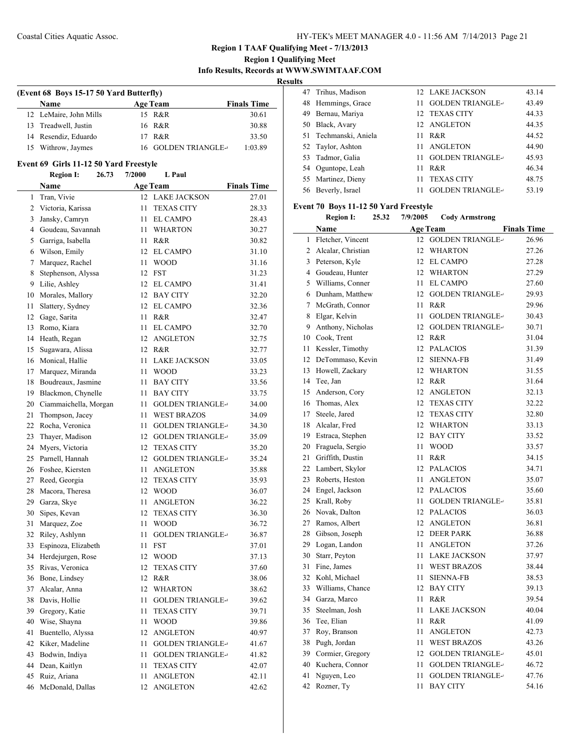**Region 1 TAAF Qualifying Meet - 7/13/2013**

**Region 1 Qualifying Meet**

**Info Results, Records at WWW.SWIMTAAF.COM**

**Results**

### (Event 68 Boys 15-17 50 Yard Butterfly)

| | Name | Age | Team | Finals Time |
|---|---|---|---|---|
| 12 | LeMaire, John Mills | 15 | R&R | 30.61 |
| 13 | Treadwell, Justin | 16 | R&R | 30.88 |
| 14 | Resendiz, Eduardo | 17 | R&R | 33.50 |
| 15 | Withrow, Jaymes | 16 | GOLDEN TRIANGLE- | 1:03.89 |

### Event 69 Girls 11-12 50 Yard Freestyle

**Region I: 26.73 7/2000 L Paul**

| | Name | Age | Team | Finals Time |
|---|---|---|---|---|
| 1 | Tran, Vivie | 12 | LAKE JACKSON | 27.01 |
| 2 | Victoria, Karissa | 11 | TEXAS CITY | 28.33 |
| 3 | Jansky, Camryn | 11 | EL CAMPO | 28.43 |
| 4 | Goudeau, Savannah | 11 | WHARTON | 30.27 |
| 5 | Garriga, Isabella | 11 | R&R | 30.82 |
| 6 | Wilson, Emily | 12 | EL CAMPO | 31.10 |
| 7 | Marquez, Rachel | 11 | WOOD | 31.16 |
| 8 | Stephenson, Alyssa | 12 | FST | 31.23 |
| 9 | Lilie, Ashley | 12 | EL CAMPO | 31.41 |
| 10 | Morales, Mallory | 12 | BAY CITY | 32.20 |
| 11 | Slattery, Sydney | 12 | EL CAMPO | 32.36 |
| 12 | Gage, Sarita | 11 | R&R | 32.47 |
| 13 | Romo, Kiara | 11 | EL CAMPO | 32.70 |
| 14 | Heath, Regan | 12 | ANGLETON | 32.75 |
| 15 | Sugawara, Alissa | 12 | R&R | 32.77 |
| 16 | Monical, Hallie | 11 | LAKE JACKSON | 33.05 |
| 17 | Marquez, Miranda | 11 | WOOD | 33.23 |
| 18 | Boudreaux, Jasmine | 11 | BAY CITY | 33.56 |
| 19 | Blackmon, Chynelle | 11 | BAY CITY | 33.75 |
| 20 | Ciammaichella, Morgan | 11 | GOLDEN TRIANGLE- | 34.00 |
| 21 | Thompson, Jacey | 11 | WEST BRAZOS | 34.09 |
| 22 | Rocha, Veronica | 11 | GOLDEN TRIANGLE- | 34.30 |
| 23 | Thayer, Madison | 12 | GOLDEN TRIANGLE- | 35.09 |
| 24 | Myers, Victoria | 12 | TEXAS CITY | 35.20 |
| 25 | Parnell, Hannah | 12 | GOLDEN TRIANGLE- | 35.24 |
| 26 | Foshee, Kiersten | 11 | ANGLETON | 35.88 |
| 27 | Reed, Georgia | 12 | TEXAS CITY | 35.93 |
| 28 | Macora, Theresa | 12 | WOOD | 36.07 |
| 29 | Garza, Skye | 11 | ANGLETON | 36.22 |
| 30 | Sipes, Kevan | 12 | TEXAS CITY | 36.30 |
| 31 | Marquez, Zoe | 11 | WOOD | 36.72 |
| 32 | Riley, Ashlynn | 11 | GOLDEN TRIANGLE- | 36.87 |
| 33 | Espinoza, Elizabeth | 11 | FST | 37.01 |
| 34 | Herdejurgen, Rose | 12 | WOOD | 37.13 |
| 35 | Rivas, Veronica | 12 | TEXAS CITY | 37.60 |
| 36 | Bone, Lindsey | 12 | R&R | 38.06 |
| 37 | Alcalar, Anna | 12 | WHARTON | 38.62 |
| 38 | Davis, Hollie | 11 | GOLDEN TRIANGLE- | 39.62 |
| 39 | Gregory, Katie | 11 | TEXAS CITY | 39.71 |
| 40 | Wise, Shayna | 11 | WOOD | 39.86 |
| 41 | Buentello, Alyssa | 12 | ANGLETON | 40.97 |
| 42 | Kiker, Madeline | 11 | GOLDEN TRIANGLE- | 41.67 |
| 43 | Bodwin, Indiya | 11 | GOLDEN TRIANGLE- | 41.82 |
| 44 | Dean, Kaitlyn | 11 | TEXAS CITY | 42.07 |
| 45 | Ruiz, Ariana | 11 | ANGLETON | 42.11 |
| 46 | McDonald, Dallas | 12 | ANGLETON | 42.62 |
| 47 | Trihus, Madison | 12 | LAKE JACKSON | 43.14 |
| 48 | Hemmings, Grace | 11 | GOLDEN TRIANGLE- | 43.49 |
| 49 | Bernau, Mariya | 12 | TEXAS CITY | 44.33 |
| 50 | Black, Avary | 12 | ANGLETON | 44.35 |
| 51 | Techmanski, Aniela | 11 | R&R | 44.52 |
| 52 | Taylor, Ashton | 11 | ANGLETON | 44.90 |
| 53 | Tadmor, Galia | 11 | GOLDEN TRIANGLE- | 45.93 |
| 54 | Oguntope, Leah | 11 | R&R | 46.34 |
| 55 | Martinez, Dieny | 11 | TEXAS CITY | 48.75 |
| 56 | Beverly, Israel | 11 | GOLDEN TRIANGLE- | 53.19 |

### Event 70 Boys 11-12 50 Yard Freestyle

**Region I: 25.32 7/9/2005 Cody Armstrong**

| | Name | Age | Team | Finals Time |
|---|---|---|---|---|
| 1 | Fletcher, Vincent | 12 | GOLDEN TRIANGLE- | 26.96 |
| 2 | Alcalar, Christian | 12 | WHARTON | 27.26 |
| 3 | Peterson, Kyle | 12 | EL CAMPO | 27.28 |
| 4 | Goudeau, Hunter | 12 | WHARTON | 27.29 |
| 5 | Williams, Conner | 11 | EL CAMPO | 27.60 |
| 6 | Dunham, Matthew | 12 | GOLDEN TRIANGLE- | 29.93 |
| 7 | McGrath, Connor | 11 | R&R | 29.96 |
| 8 | Elgar, Kelvin | 11 | GOLDEN TRIANGLE- | 30.43 |
| 9 | Anthony, Nicholas | 12 | GOLDEN TRIANGLE- | 30.71 |
| 10 | Cook, Trent | 12 | R&R | 31.04 |
| 11 | Kessler, Timothy | 12 | PALACIOS | 31.39 |
| 12 | DeTommaso, Kevin | 12 | SIENNA-FB | 31.49 |
| 13 | Howell, Zackary | 12 | WHARTON | 31.55 |
| 14 | Tee, Jan | 12 | R&R | 31.64 |
| 15 | Anderson, Cory | 12 | ANGLETON | 32.13 |
| 16 | Thomas, Alex | 12 | TEXAS CITY | 32.22 |
| 17 | Steele, Jared | 12 | TEXAS CITY | 32.80 |
| 18 | Alcalar, Fred | 12 | WHARTON | 33.13 |
| 19 | Estraca, Stephen | 12 | BAY CITY | 33.52 |
| 20 | Fraguela, Sergio | 11 | WOOD | 33.57 |
| 21 | Griffith, Dustin | 11 | R&R | 34.15 |
| 22 | Lambert, Skylor | 12 | PALACIOS | 34.71 |
| 23 | Roberts, Heston | 11 | ANGLETON | 35.07 |
| 24 | Engel, Jackson | 12 | PALACIOS | 35.60 |
| 25 | Krall, Roby | 11 | GOLDEN TRIANGLE- | 35.81 |
| 26 | Novak, Dalton | 12 | PALACIOS | 36.03 |
| 27 | Ramos, Albert | 12 | ANGLETON | 36.81 |
| 28 | Gibson, Joseph | 12 | DEER PARK | 36.88 |
| 29 | Logan, Landon | 11 | ANGLETON | 37.26 |
| 30 | Starr, Peyton | 11 | LAKE JACKSON | 37.97 |
| 31 | Fine, James | 11 | WEST BRAZOS | 38.44 |
| 32 | Kohl, Michael | 11 | SIENNA-FB | 38.53 |
| 33 | Williams, Chance | 12 | BAY CITY | 39.13 |
| 34 | Garza, Marco | 11 | R&R | 39.54 |
| 35 | Steelman, Josh | 11 | LAKE JACKSON | 40.04 |
| 36 | Tee, Elian | 11 | R&R | 41.09 |
| 37 | Roy, Branson | 11 | ANGLETON | 42.73 |
| 38 | Pugh, Jordan | 11 | WEST BRAZOS | 43.26 |
| 39 | Cormier, Gregory | 12 | GOLDEN TRIANGLE- | 45.01 |
| 40 | Kuchera, Connor | 11 | GOLDEN TRIANGLE- | 46.72 |
| 41 | Nguyen, Leo | 11 | GOLDEN TRIANGLE- | 47.76 |
| 42 | Rozner, Ty | 11 | BAY CITY | 54.16 |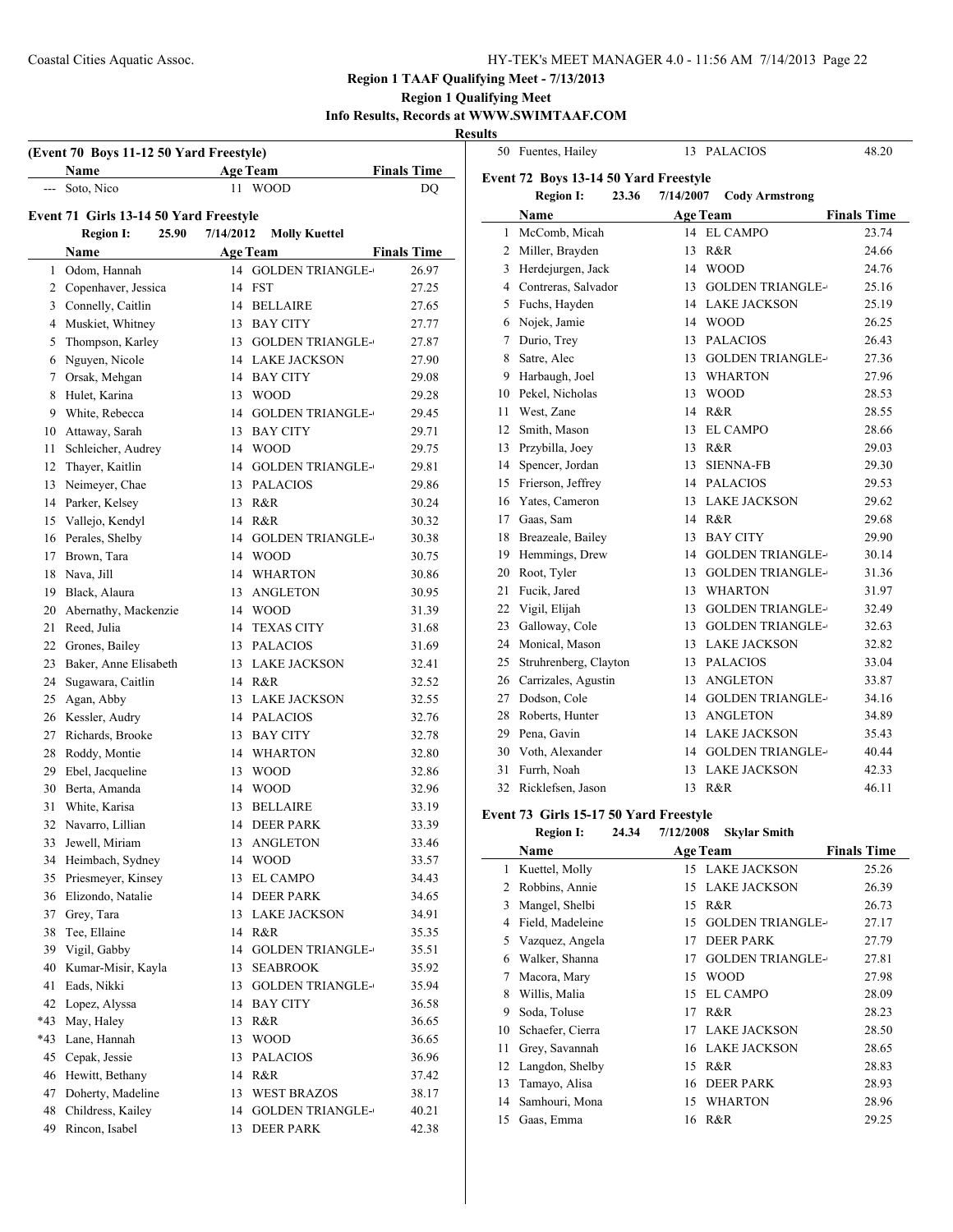## Region 1 TAAF Qualifying Meet - 7/13/2013

**Region 1 Qualifying Meet**

**Info Results, Records at WWW.SWIMTAAF.COM**

**Results**

### (Event 70 Boys 11-12 50 Yard Freestyle)

| | Name | Age | Team | Finals Time |
|---|---|---|---|---|
| --- | Soto, Nico | 11 | WOOD | DQ |

### Event 71 Girls 13-14 50 Yard Freestyle

**Region I: 25.90 7/14/2012 Molly Kuettel**

| | Name | Age | Team | Finals Time |
|---|---|---|---|---|
| 1 | Odom, Hannah | 14 | GOLDEN TRIANGLE- | 26.97 |
| 2 | Copenhaver, Jessica | 14 | FST | 27.25 |
| 3 | Connelly, Caitlin | 14 | BELLAIRE | 27.65 |
| 4 | Muskiet, Whitney | 13 | BAY CITY | 27.77 |
| 5 | Thompson, Karley | 13 | GOLDEN TRIANGLE- | 27.87 |
| 6 | Nguyen, Nicole | 14 | LAKE JACKSON | 27.90 |
| 7 | Orsak, Mehgan | 14 | BAY CITY | 29.08 |
| 8 | Hulet, Karina | 13 | WOOD | 29.28 |
| 9 | White, Rebecca | 14 | GOLDEN TRIANGLE- | 29.45 |
| 10 | Attaway, Sarah | 13 | BAY CITY | 29.71 |
| 11 | Schleicher, Audrey | 14 | WOOD | 29.75 |
| 12 | Thayer, Kaitlin | 14 | GOLDEN TRIANGLE- | 29.81 |
| 13 | Neimeyer, Chae | 13 | PALACIOS | 29.86 |
| 14 | Parker, Kelsey | 13 | R&R | 30.24 |
| 15 | Vallejo, Kendyl | 14 | R&R | 30.32 |
| 16 | Perales, Shelby | 14 | GOLDEN TRIANGLE- | 30.38 |
| 17 | Brown, Tara | 14 | WOOD | 30.75 |
| 18 | Nava, Jill | 14 | WHARTON | 30.86 |
| 19 | Black, Alaura | 13 | ANGLETON | 30.95 |
| 20 | Abernathy, Mackenzie | 14 | WOOD | 31.39 |
| 21 | Reed, Julia | 14 | TEXAS CITY | 31.68 |
| 22 | Grones, Bailey | 13 | PALACIOS | 31.69 |
| 23 | Baker, Anne Elisabeth | 13 | LAKE JACKSON | 32.41 |
| 24 | Sugawara, Caitlin | 14 | R&R | 32.52 |
| 25 | Agan, Abby | 13 | LAKE JACKSON | 32.55 |
| 26 | Kessler, Audry | 14 | PALACIOS | 32.76 |
| 27 | Richards, Brooke | 13 | BAY CITY | 32.78 |
| 28 | Roddy, Montie | 14 | WHARTON | 32.80 |
| 29 | Ebel, Jacqueline | 13 | WOOD | 32.86 |
| 30 | Berta, Amanda | 14 | WOOD | 32.96 |
| 31 | White, Karisa | 13 | BELLAIRE | 33.19 |
| 32 | Navarro, Lillian | 14 | DEER PARK | 33.39 |
| 33 | Jewell, Miriam | 13 | ANGLETON | 33.46 |
| 34 | Heimbach, Sydney | 14 | WOOD | 33.57 |
| 35 | Priesmeyer, Kinsey | 13 | EL CAMPO | 34.43 |
| 36 | Elizondo, Natalie | 14 | DEER PARK | 34.65 |
| 37 | Grey, Tara | 13 | LAKE JACKSON | 34.91 |
| 38 | Tee, Ellaine | 14 | R&R | 35.35 |
| 39 | Vigil, Gabby | 14 | GOLDEN TRIANGLE- | 35.51 |
| 40 | Kumar-Misir, Kayla | 13 | SEABROOK | 35.92 |
| 41 | Eads, Nikki | 13 | GOLDEN TRIANGLE- | 35.94 |
| 42 | Lopez, Alyssa | 14 | BAY CITY | 36.58 |
| *43 | May, Haley | 13 | R&R | 36.65 |
| *43 | Lane, Hannah | 13 | WOOD | 36.65 |
| 45 | Cepak, Jessie | 13 | PALACIOS | 36.96 |
| 46 | Hewitt, Bethany | 14 | R&R | 37.42 |
| 47 | Doherty, Madeline | 13 | WEST BRAZOS | 38.17 |
| 48 | Childress, Kailey | 14 | GOLDEN TRIANGLE- | 40.21 |
| 49 | Rincon, Isabel | 13 | DEER PARK | 42.38 |
| 50 | Fuentes, Hailey | 13 | PALACIOS | 48.20 |

### Event 72 Boys 13-14 50 Yard Freestyle

**Region I: 23.36 7/14/2007 Cody Armstrong**

| | Name | Age | Team | Finals Time |
|---|---|---|---|---|
| 1 | McComb, Micah | 14 | EL CAMPO | 23.74 |
| 2 | Miller, Brayden | 13 | R&R | 24.66 |
| 3 | Herdejurgen, Jack | 14 | WOOD | 24.76 |
| 4 | Contreras, Salvador | 13 | GOLDEN TRIANGLE- | 25.16 |
| 5 | Fuchs, Hayden | 14 | LAKE JACKSON | 25.19 |
| 6 | Nojek, Jamie | 14 | WOOD | 26.25 |
| 7 | Durio, Trey | 13 | PALACIOS | 26.43 |
| 8 | Satre, Alec | 13 | GOLDEN TRIANGLE- | 27.36 |
| 9 | Harbaugh, Joel | 13 | WHARTON | 27.96 |
| 10 | Pekel, Nicholas | 13 | WOOD | 28.53 |
| 11 | West, Zane | 14 | R&R | 28.55 |
| 12 | Smith, Mason | 13 | EL CAMPO | 28.66 |
| 13 | Przybilla, Joey | 13 | R&R | 29.03 |
| 14 | Spencer, Jordan | 13 | SIENNA-FB | 29.30 |
| 15 | Frierson, Jeffrey | 14 | PALACIOS | 29.53 |
| 16 | Yates, Cameron | 13 | LAKE JACKSON | 29.62 |
| 17 | Gaas, Sam | 14 | R&R | 29.68 |
| 18 | Breazeale, Bailey | 13 | BAY CITY | 29.90 |
| 19 | Hemmings, Drew | 14 | GOLDEN TRIANGLE- | 30.14 |
| 20 | Root, Tyler | 13 | GOLDEN TRIANGLE- | 31.36 |
| 21 | Fucik, Jared | 13 | WHARTON | 31.97 |
| 22 | Vigil, Elijah | 13 | GOLDEN TRIANGLE- | 32.49 |
| 23 | Galloway, Cole | 13 | GOLDEN TRIANGLE- | 32.63 |
| 24 | Monical, Mason | 13 | LAKE JACKSON | 32.82 |
| 25 | Struhrenberg, Clayton | 13 | PALACIOS | 33.04 |
| 26 | Carrizales, Agustin | 13 | ANGLETON | 33.87 |
| 27 | Dodson, Cole | 14 | GOLDEN TRIANGLE- | 34.16 |
| 28 | Roberts, Hunter | 13 | ANGLETON | 34.89 |
| 29 | Pena, Gavin | 14 | LAKE JACKSON | 35.43 |
| 30 | Voth, Alexander | 14 | GOLDEN TRIANGLE- | 40.44 |
| 31 | Furrh, Noah | 13 | LAKE JACKSON | 42.33 |
| 32 | Ricklefsen, Jason | 13 | R&R | 46.11 |

### Event 73 Girls 15-17 50 Yard Freestyle

**Region I: 24.34 7/12/2008 Skylar Smith**

| | Name | Age | Team | Finals Time |
|---|---|---|---|---|
| 1 | Kuettel, Molly | 15 | LAKE JACKSON | 25.26 |
| 2 | Robbins, Annie | 15 | LAKE JACKSON | 26.39 |
| 3 | Mangel, Shelbi | 15 | R&R | 26.73 |
| 4 | Field, Madeleine | 15 | GOLDEN TRIANGLE- | 27.17 |
| 5 | Vazquez, Angela | 17 | DEER PARK | 27.79 |
| 6 | Walker, Shanna | 17 | GOLDEN TRIANGLE- | 27.81 |
| 7 | Macora, Mary | 15 | WOOD | 27.98 |
| 8 | Willis, Malia | 15 | EL CAMPO | 28.09 |
| 9 | Soda, Toluse | 17 | R&R | 28.23 |
| 10 | Schaefer, Cierra | 17 | LAKE JACKSON | 28.50 |
| 11 | Grey, Savannah | 16 | LAKE JACKSON | 28.65 |
| 12 | Langdon, Shelby | 15 | R&R | 28.83 |
| 13 | Tamayo, Alisa | 16 | DEER PARK | 28.93 |
| 14 | Samhouri, Mona | 15 | WHARTON | 28.96 |
| 15 | Gaas, Emma | 16 | R&R | 29.25 |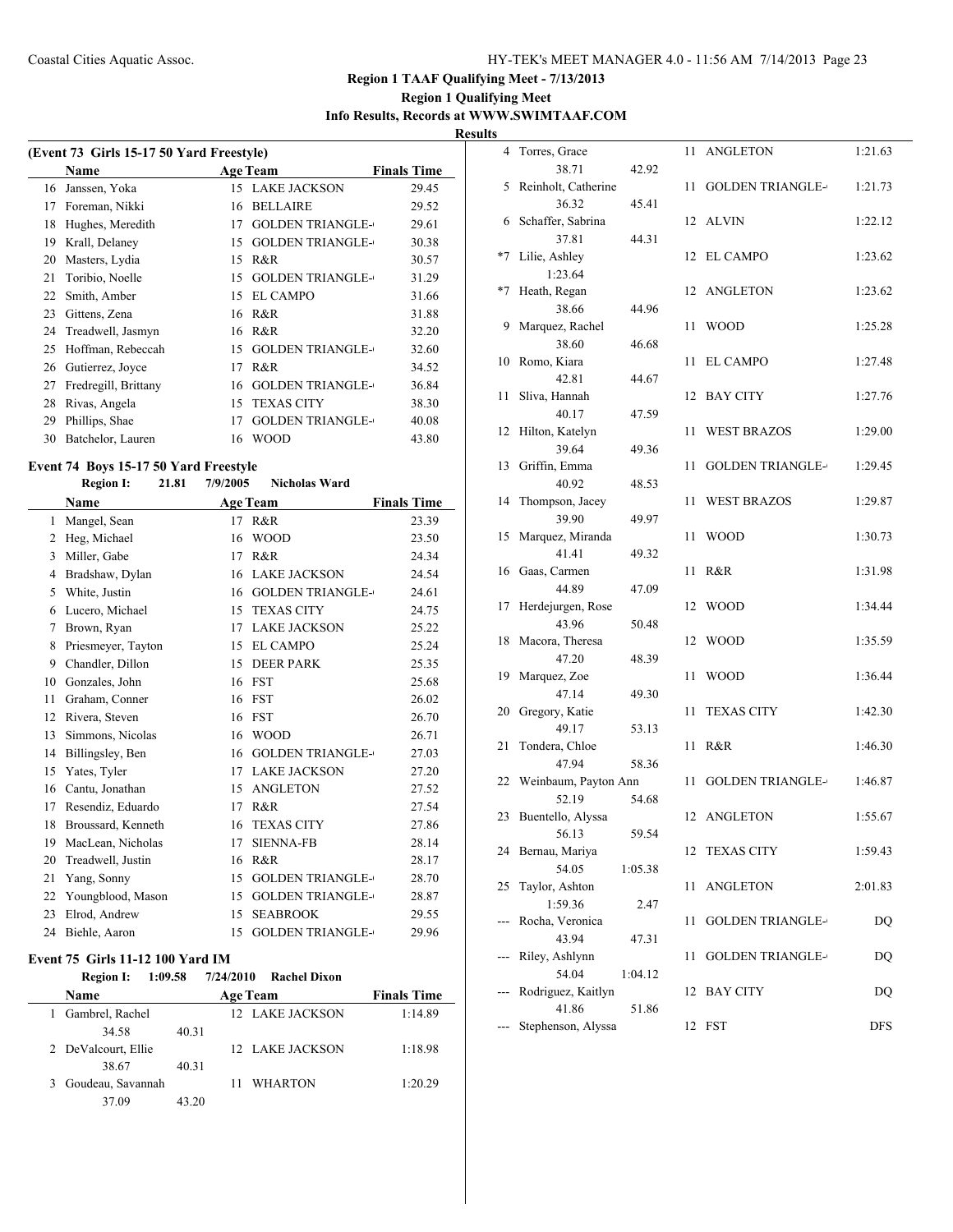## Region 1 TAAF Qualifying Meet - 7/13/2013

### Region 1 Qualifying Meet

### Info Results, Records at WWW.SWIMTAAF.COM

#### Results

### (Event 73 Girls 15-17 50 Yard Freestyle)

| | Name | Age | Team | Finals Time |
|---|---|---|---|---|
| 16 | Janssen, Yoka | 15 | LAKE JACKSON | 29.45 |
| 17 | Foreman, Nikki | 16 | BELLAIRE | 29.52 |
| 18 | Hughes, Meredith | 17 | GOLDEN TRIANGLE- | 29.61 |
| 19 | Krall, Delaney | 15 | GOLDEN TRIANGLE- | 30.38 |
| 20 | Masters, Lydia | 15 | R&R | 30.57 |
| 21 | Toribio, Noelle | 15 | GOLDEN TRIANGLE- | 31.29 |
| 22 | Smith, Amber | 15 | EL CAMPO | 31.66 |
| 23 | Gittens, Zena | 16 | R&R | 31.88 |
| 24 | Treadwell, Jasmyn | 16 | R&R | 32.20 |
| 25 | Hoffman, Rebeccah | 15 | GOLDEN TRIANGLE- | 32.60 |
| 26 | Gutierrez, Joyce | 17 | R&R | 34.52 |
| 27 | Fredregill, Brittany | 16 | GOLDEN TRIANGLE- | 36.84 |
| 28 | Rivas, Angela | 15 | TEXAS CITY | 38.30 |
| 29 | Phillips, Shae | 17 | GOLDEN TRIANGLE- | 40.08 |
| 30 | Batchelor, Lauren | 16 | WOOD | 43.80 |

### Event 74 Boys 15-17 50 Yard Freestyle

**Region I: 21.81 7/9/2005 Nicholas Ward**

| | Name | Age | Team | Finals Time |
|---|---|---|---|---|
| 1 | Mangel, Sean | 17 | R&R | 23.39 |
| 2 | Heg, Michael | 16 | WOOD | 23.50 |
| 3 | Miller, Gabe | 17 | R&R | 24.34 |
| 4 | Bradshaw, Dylan | 16 | LAKE JACKSON | 24.54 |
| 5 | White, Justin | 16 | GOLDEN TRIANGLE- | 24.61 |
| 6 | Lucero, Michael | 15 | TEXAS CITY | 24.75 |
| 7 | Brown, Ryan | 17 | LAKE JACKSON | 25.22 |
| 8 | Priesmeyer, Tayton | 15 | EL CAMPO | 25.24 |
| 9 | Chandler, Dillon | 15 | DEER PARK | 25.35 |
| 10 | Gonzales, John | 16 | FST | 25.68 |
| 11 | Graham, Conner | 16 | FST | 26.02 |
| 12 | Rivera, Steven | 16 | FST | 26.70 |
| 13 | Simmons, Nicolas | 16 | WOOD | 26.71 |
| 14 | Billingsley, Ben | 16 | GOLDEN TRIANGLE- | 27.03 |
| 15 | Yates, Tyler | 17 | LAKE JACKSON | 27.20 |
| 16 | Cantu, Jonathan | 15 | ANGLETON | 27.52 |
| 17 | Resendiz, Eduardo | 17 | R&R | 27.54 |
| 18 | Broussard, Kenneth | 16 | TEXAS CITY | 27.86 |
| 19 | MacLean, Nicholas | 17 | SIENNA-FB | 28.14 |
| 20 | Treadwell, Justin | 16 | R&R | 28.17 |
| 21 | Yang, Sonny | 15 | GOLDEN TRIANGLE- | 28.70 |
| 22 | Youngblood, Mason | 15 | GOLDEN TRIANGLE- | 28.87 |
| 23 | Elrod, Andrew | 15 | SEABROOK | 29.55 |
| 24 | Biehle, Aaron | 15 | GOLDEN TRIANGLE- | 29.96 |

### Event 75 Girls 11-12 100 Yard IM

**Region I: 1:09.58 7/24/2010 Rachel Dixon**

| | Name | Splits | Age | Team | Finals Time |
|---|---|---|---|---|---|
| 1 | Gambrel, Rachel | 34.58 40.31 | 12 | LAKE JACKSON | 1:14.89 |
| 2 | DeValcourt, Ellie | 38.67 40.31 | 12 | LAKE JACKSON | 1:18.98 |
| 3 | Goudeau, Savannah | 37.09 43.20 | 11 | WHARTON | 1:20.29 |
| 4 | Torres, Grace | 38.71 42.92 | 11 | ANGLETON | 1:21.63 |
| 5 | Reinholt, Catherine | 36.32 45.41 | 11 | GOLDEN TRIANGLE- | 1:21.73 |
| 6 | Schaffer, Sabrina | 37.81 44.31 | 12 | ALVIN | 1:22.12 |
| *7 | Lilie, Ashley | 1:23.64 | 12 | EL CAMPO | 1:23.62 |
| *7 | Heath, Regan | 38.66 44.96 | 12 | ANGLETON | 1:23.62 |
| 9 | Marquez, Rachel | 38.60 46.68 | 11 | WOOD | 1:25.28 |
| 10 | Romo, Kiara | 42.81 44.67 | 11 | EL CAMPO | 1:27.48 |
| 11 | Sliva, Hannah | 40.17 47.59 | 12 | BAY CITY | 1:27.76 |
| 12 | Hilton, Katelyn | 39.64 49.36 | 11 | WEST BRAZOS | 1:29.00 |
| 13 | Griffin, Emma | 40.92 48.53 | 11 | GOLDEN TRIANGLE- | 1:29.45 |
| 14 | Thompson, Jacey | 39.90 49.97 | 11 | WEST BRAZOS | 1:29.87 |
| 15 | Marquez, Miranda | 41.41 49.32 | 11 | WOOD | 1:30.73 |
| 16 | Gaas, Carmen | 44.89 47.09 | 11 | R&R | 1:31.98 |
| 17 | Herdejurgen, Rose | 43.96 50.48 | 12 | WOOD | 1:34.44 |
| 18 | Macora, Theresa | 47.20 48.39 | 12 | WOOD | 1:35.59 |
| 19 | Marquez, Zoe | 47.14 49.30 | 11 | WOOD | 1:36.44 |
| 20 | Gregory, Katie | 49.17 53.13 | 11 | TEXAS CITY | 1:42.30 |
| 21 | Tondera, Chloe | 47.94 58.36 | 11 | R&R | 1:46.30 |
| 22 | Weinbaum, Payton Ann | 52.19 54.68 | 11 | GOLDEN TRIANGLE- | 1:46.87 |
| 23 | Buentello, Alyssa | 56.13 59.54 | 12 | ANGLETON | 1:55.67 |
| 24 | Bernau, Mariya | 54.05 1:05.38 | 12 | TEXAS CITY | 1:59.43 |
| 25 | Taylor, Ashton | 1:59.36 2.47 | 11 | ANGLETON | 2:01.83 |
| --- | Rocha, Veronica | 43.94 47.31 | 11 | GOLDEN TRIANGLE- | DQ |
| --- | Riley, Ashlynn | 54.04 1:04.12 | 11 | GOLDEN TRIANGLE- | DQ |
| --- | Rodriguez, Kaitlyn | 41.86 51.86 | 12 | BAY CITY | DQ |
| --- | Stephenson, Alyssa | | 12 | FST | DFS |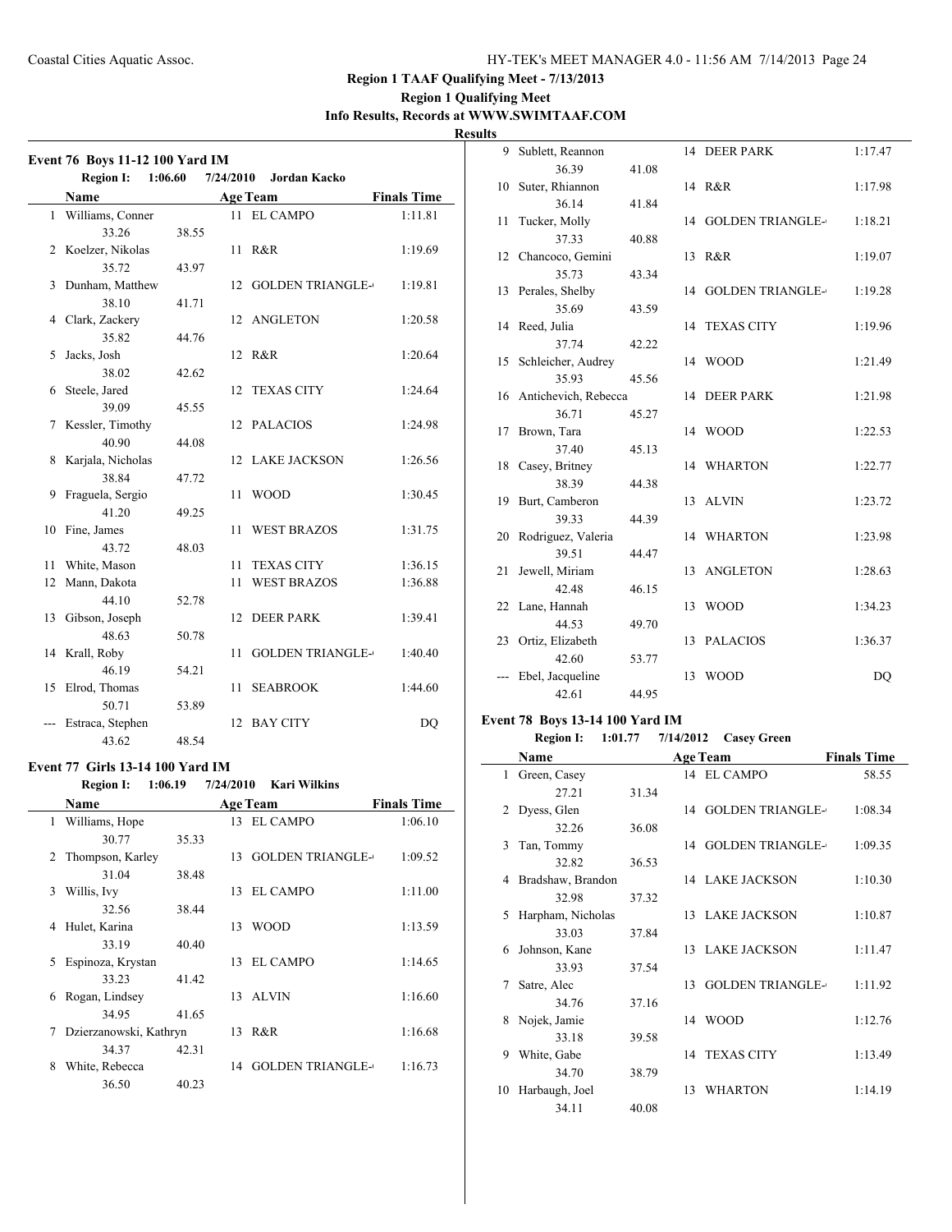**Region 1 TAAF Qualifying Meet - 7/13/2013**

**Region 1 Qualifying Meet**

**Info Results, Records at WWW.SWIMTAAF.COM**

**Results**

### Event 76 Boys 11-12 100 Yard IM

**Region I: 1:06.60 7/24/2010 Jordan Kacko**

| | Name | | Age | Team | Finals Time |
|---|---|---|---|---|---|
| 1 | Williams, Conner | | 11 | EL CAMPO | 1:11.81 |
| | 33.26 | 38.55 | | | |
| 2 | Koelzer, Nikolas | | 11 | R&R | 1:19.69 |
| | 35.72 | 43.97 | | | |
| 3 | Dunham, Matthew | | 12 | GOLDEN TRIANGLE- | 1:19.81 |
| | 38.10 | 41.71 | | | |
| 4 | Clark, Zackery | | 12 | ANGLETON | 1:20.58 |
| | 35.82 | 44.76 | | | |
| 5 | Jacks, Josh | | 12 | R&R | 1:20.64 |
| | 38.02 | 42.62 | | | |
| 6 | Steele, Jared | | 12 | TEXAS CITY | 1:24.64 |
| | 39.09 | 45.55 | | | |
| 7 | Kessler, Timothy | | 12 | PALACIOS | 1:24.98 |
| | 40.90 | 44.08 | | | |
| 8 | Karjala, Nicholas | | 12 | LAKE JACKSON | 1:26.56 |
| | 38.84 | 47.72 | | | |
| 9 | Fraguela, Sergio | | 11 | WOOD | 1:30.45 |
| | 41.20 | 49.25 | | | |
| 10 | Fine, James | | 11 | WEST BRAZOS | 1:31.75 |
| | 43.72 | 48.03 | | | |
| 11 | White, Mason | | 11 | TEXAS CITY | 1:36.15 |
| 12 | Mann, Dakota | | 11 | WEST BRAZOS | 1:36.88 |
| | 44.10 | 52.78 | | | |
| 13 | Gibson, Joseph | | 12 | DEER PARK | 1:39.41 |
| | 48.63 | 50.78 | | | |
| 14 | Krall, Roby | | 11 | GOLDEN TRIANGLE- | 1:40.40 |
| | 46.19 | 54.21 | | | |
| 15 | Elrod, Thomas | | 11 | SEABROOK | 1:44.60 |
| | 50.71 | 53.89 | | | |
| --- | Estraca, Stephen | | 12 | BAY CITY | DQ |
| | 43.62 | 48.54 | | | |

### Event 77 Girls 13-14 100 Yard IM

**Region I: 1:06.19 7/24/2010 Kari Wilkins**

| | Name | | Age | Team | Finals Time |
|---|---|---|---|---|---|
| 1 | Williams, Hope | | 13 | EL CAMPO | 1:06.10 |
| | 30.77 | 35.33 | | | |
| 2 | Thompson, Karley | | 13 | GOLDEN TRIANGLE- | 1:09.52 |
| | 31.04 | 38.48 | | | |
| 3 | Willis, Ivy | | 13 | EL CAMPO | 1:11.00 |
| | 32.56 | 38.44 | | | |
| 4 | Hulet, Karina | | 13 | WOOD | 1:13.59 |
| | 33.19 | 40.40 | | | |
| 5 | Espinoza, Krystan | | 13 | EL CAMPO | 1:14.65 |
| | 33.23 | 41.42 | | | |
| 6 | Rogan, Lindsey | | 13 | ALVIN | 1:16.60 |
| | 34.95 | 41.65 | | | |
| 7 | Dzierzanowski, Kathryn | | 13 | R&R | 1:16.68 |
| | 34.37 | 42.31 | | | |
| 8 | White, Rebecca | | 14 | GOLDEN TRIANGLE- | 1:16.73 |
| | 36.50 | 40.23 | | | |
| 9 | Sublett, Reannon | | 14 | DEER PARK | 1:17.47 |
| | 36.39 | 41.08 | | | |
| 10 | Suter, Rhiannon | | 14 | R&R | 1:17.98 |
| | 36.14 | 41.84 | | | |
| 11 | Tucker, Molly | | 14 | GOLDEN TRIANGLE- | 1:18.21 |
| | 37.33 | 40.88 | | | |
| 12 | Chancoco, Gemini | | 13 | R&R | 1:19.07 |
| | 35.73 | 43.34 | | | |
| 13 | Perales, Shelby | | 14 | GOLDEN TRIANGLE- | 1:19.28 |
| | 35.69 | 43.59 | | | |
| 14 | Reed, Julia | | 14 | TEXAS CITY | 1:19.96 |
| | 37.74 | 42.22 | | | |
| 15 | Schleicher, Audrey | | 14 | WOOD | 1:21.49 |
| | 35.93 | 45.56 | | | |
| 16 | Antichevich, Rebecca | | 14 | DEER PARK | 1:21.98 |
| | 36.71 | 45.27 | | | |
| 17 | Brown, Tara | | 14 | WOOD | 1:22.53 |
| | 37.40 | 45.13 | | | |
| 18 | Casey, Britney | | 14 | WHARTON | 1:22.77 |
| | 38.39 | 44.38 | | | |
| 19 | Burt, Camberon | | 13 | ALVIN | 1:23.72 |
| | 39.33 | 44.39 | | | |
| 20 | Rodriguez, Valeria | | 14 | WHARTON | 1:23.98 |
| | 39.51 | 44.47 | | | |
| 21 | Jewell, Miriam | | 13 | ANGLETON | 1:28.63 |
| | 42.48 | 46.15 | | | |
| 22 | Lane, Hannah | | 13 | WOOD | 1:34.23 |
| | 44.53 | 49.70 | | | |
| 23 | Ortiz, Elizabeth | | 13 | PALACIOS | 1:36.37 |
| | 42.60 | 53.77 | | | |
| --- | Ebel, Jacqueline | | 13 | WOOD | DQ |
| | 42.61 | 44.95 | | | |

### Event 78 Boys 13-14 100 Yard IM

**Region I: 1:01.77 7/14/2012 Casey Green**

| | Name | | Age | Team | Finals Time |
|---|---|---|---|---|---|
| 1 | Green, Casey | | 14 | EL CAMPO | 58.55 |
| | 27.21 | 31.34 | | | |
| 2 | Dyess, Glen | | 14 | GOLDEN TRIANGLE- | 1:08.34 |
| | 32.26 | 36.08 | | | |
| 3 | Tan, Tommy | | 14 | GOLDEN TRIANGLE- | 1:09.35 |
| | 32.82 | 36.53 | | | |
| 4 | Bradshaw, Brandon | | 14 | LAKE JACKSON | 1:10.30 |
| | 32.98 | 37.32 | | | |
| 5 | Harpham, Nicholas | | 13 | LAKE JACKSON | 1:10.87 |
| | 33.03 | 37.84 | | | |
| 6 | Johnson, Kane | | 13 | LAKE JACKSON | 1:11.47 |
| | 33.93 | 37.54 | | | |
| 7 | Satre, Alec | | 13 | GOLDEN TRIANGLE- | 1:11.92 |
| | 34.76 | 37.16 | | | |
| 8 | Nojek, Jamie | | 14 | WOOD | 1:12.76 |
| | 33.18 | 39.58 | | | |
| 9 | White, Gabe | | 14 | TEXAS CITY | 1:13.49 |
| | 34.70 | 38.79 | | | |
| 10 | Harbaugh, Joel | | 13 | WHARTON | 1:14.19 |
| | 34.11 | 40.08 | | | |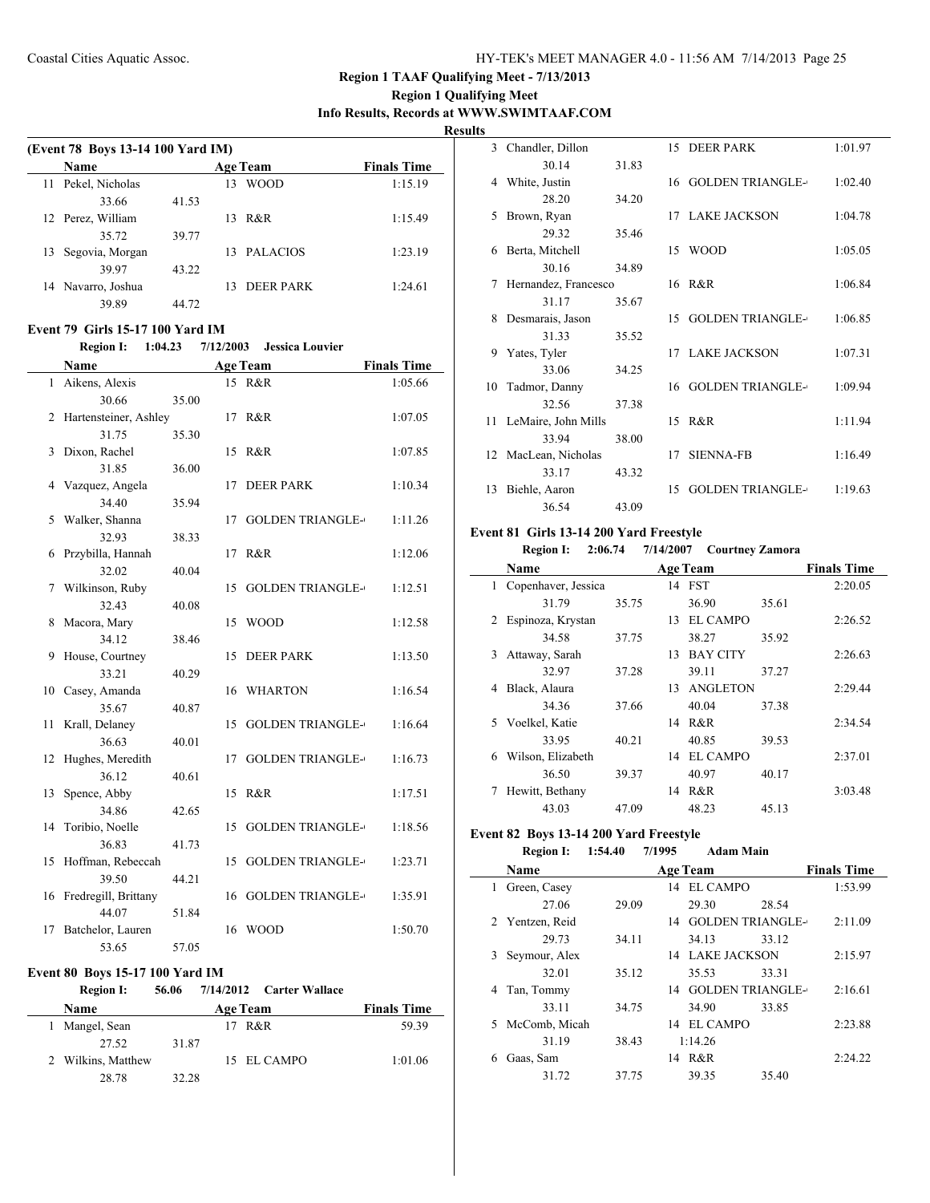## Region 1 TAAF Qualifying Meet - 7/13/2013

### Region 1 Qualifying Meet

**Info Results, Records at WWW.SWIMTAAF.COM**

**Results**

### (Event 78 Boys 13-14 100 Yard IM)

| | Name | Age | Team | Finals Time |
|---|---|---|---|---|
| 11 | Pekel, Nicholas | 13 | WOOD | 1:15.19 |
| | 33.66 41.53 | | | |
| 12 | Perez, William | 13 | R&R | 1:15.49 |
| | 35.72 39.77 | | | |
| 13 | Segovia, Morgan | 13 | PALACIOS | 1:23.19 |
| | 39.97 43.22 | | | |
| 14 | Navarro, Joshua | 13 | DEER PARK | 1:24.61 |
| | 39.89 44.72 | | | |

### Event 79 Girls 15-17 100 Yard IM

**Region I: 1:04.23 7/12/2003 Jessica Louvier**

| | Name | Age | Team | Finals Time |
|---|---|---|---|---|
| 1 | Aikens, Alexis | 15 | R&R | 1:05.66 |
| | 30.66 35.00 | | | |
| 2 | Hartensteiner, Ashley | 17 | R&R | 1:07.05 |
| | 31.75 35.30 | | | |
| 3 | Dixon, Rachel | 15 | R&R | 1:07.85 |
| | 31.85 36.00 | | | |
| 4 | Vazquez, Angela | 17 | DEER PARK | 1:10.34 |
| | 34.40 35.94 | | | |
| 5 | Walker, Shanna | 17 | GOLDEN TRIANGLE- | 1:11.26 |
| | 32.93 38.33 | | | |
| 6 | Przybilla, Hannah | 17 | R&R | 1:12.06 |
| | 32.02 40.04 | | | |
| 7 | Wilkinson, Ruby | 15 | GOLDEN TRIANGLE- | 1:12.51 |
| | 32.43 40.08 | | | |
| 8 | Macora, Mary | 15 | WOOD | 1:12.58 |
| | 34.12 38.46 | | | |
| 9 | House, Courtney | 15 | DEER PARK | 1:13.50 |
| | 33.21 40.29 | | | |
| 10 | Casey, Amanda | 16 | WHARTON | 1:16.54 |
| | 35.67 40.87 | | | |
| 11 | Krall, Delaney | 15 | GOLDEN TRIANGLE- | 1:16.64 |
| | 36.63 40.01 | | | |
| 12 | Hughes, Meredith | 17 | GOLDEN TRIANGLE- | 1:16.73 |
| | 36.12 40.61 | | | |
| 13 | Spence, Abby | 15 | R&R | 1:17.51 |
| | 34.86 42.65 | | | |
| 14 | Toribio, Noelle | 15 | GOLDEN TRIANGLE- | 1:18.56 |
| | 36.83 41.73 | | | |
| 15 | Hoffman, Rebeccah | 15 | GOLDEN TRIANGLE- | 1:23.71 |
| | 39.50 44.21 | | | |
| 16 | Fredregill, Brittany | 16 | GOLDEN TRIANGLE- | 1:35.91 |
| | 44.07 51.84 | | | |
| 17 | Batchelor, Lauren | 16 | WOOD | 1:50.70 |
| | 53.65 57.05 | | | |

### Event 80 Boys 15-17 100 Yard IM

**Region I: 56.06 7/14/2012 Carter Wallace**

| | Name | Age | Team | Finals Time |
|---|---|---|---|---|
| 1 | Mangel, Sean | 17 | R&R | 59.39 |
| | 27.52 31.87 | | | |
| 2 | Wilkins, Matthew | 15 | EL CAMPO | 1:01.06 |
| | 28.78 32.28 | | | |
| 3 | Chandler, Dillon | 15 | DEER PARK | 1:01.97 |
| | 30.14 31.83 | | | |
| 4 | White, Justin | 16 | GOLDEN TRIANGLE- | 1:02.40 |
| | 28.20 34.20 | | | |
| 5 | Brown, Ryan | 17 | LAKE JACKSON | 1:04.78 |
| | 29.32 35.46 | | | |
| 6 | Berta, Mitchell | 15 | WOOD | 1:05.05 |
| | 30.16 34.89 | | | |
| 7 | Hernandez, Francesco | 16 | R&R | 1:06.84 |
| | 31.17 35.67 | | | |
| 8 | Desmarais, Jason | 15 | GOLDEN TRIANGLE- | 1:06.85 |
| | 31.33 35.52 | | | |
| 9 | Yates, Tyler | 17 | LAKE JACKSON | 1:07.31 |
| | 33.06 34.25 | | | |
| 10 | Tadmor, Danny | 16 | GOLDEN TRIANGLE- | 1:09.94 |
| | 32.56 37.38 | | | |
| 11 | LeMaire, John Mills | 15 | R&R | 1:11.94 |
| | 33.94 38.00 | | | |
| 12 | MacLean, Nicholas | 17 | SIENNA-FB | 1:16.49 |
| | 33.17 43.32 | | | |
| 13 | Biehle, Aaron | 15 | GOLDEN TRIANGLE- | 1:19.63 |
| | 36.54 43.09 | | | |

### Event 81 Girls 13-14 200 Yard Freestyle

**Region I: 2:06.74 7/14/2007 Courtney Zamora**

| | Name | Age | Team | Finals Time |
|---|---|---|---|---|
| 1 | Copenhaver, Jessica | 14 | FST | 2:20.05 |
| | 31.79 35.75 36.90 35.61 | | | |
| 2 | Espinoza, Krystan | 13 | EL CAMPO | 2:26.52 |
| | 34.58 37.75 38.27 35.92 | | | |
| 3 | Attaway, Sarah | 13 | BAY CITY | 2:26.63 |
| | 32.97 37.28 39.11 37.27 | | | |
| 4 | Black, Alaura | 13 | ANGLETON | 2:29.44 |
| | 34.36 37.66 40.04 37.38 | | | |
| 5 | Voelkel, Katie | 14 | R&R | 2:34.54 |
| | 33.95 40.21 40.85 39.53 | | | |
| 6 | Wilson, Elizabeth | 14 | EL CAMPO | 2:37.01 |
| | 36.50 39.37 40.97 40.17 | | | |
| 7 | Hewitt, Bethany | 14 | R&R | 3:03.48 |
| | 43.03 47.09 48.23 45.13 | | | |

### Event 82 Boys 13-14 200 Yard Freestyle

**Region I: 1:54.40 7/1995 Adam Main**

| | Name | Age | Team | Finals Time |
|---|---|---|---|---|
| 1 | Green, Casey | 14 | EL CAMPO | 1:53.99 |
| | 27.06 29.09 29.30 28.54 | | | |
| 2 | Yentzen, Reid | 14 | GOLDEN TRIANGLE- | 2:11.09 |
| | 29.73 34.11 34.13 33.12 | | | |
| 3 | Seymour, Alex | 14 | LAKE JACKSON | 2:15.97 |
| | 32.01 35.12 35.53 33.31 | | | |
| 4 | Tan, Tommy | 14 | GOLDEN TRIANGLE- | 2:16.61 |
| | 33.11 34.75 34.90 33.85 | | | |
| 5 | McComb, Micah | 14 | EL CAMPO | 2:23.88 |
| | 31.19 38.43 1:14.26 | | | |
| 6 | Gaas, Sam | 14 | R&R | 2:24.22 |
| | 31.72 37.75 39.35 35.40 | | | |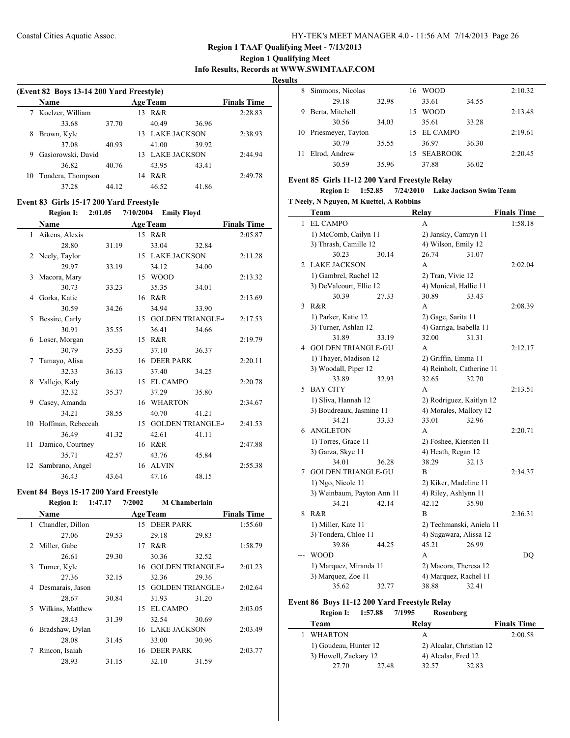## Region 1 TAAF Qualifying Meet - 7/13/2013

### Region 1 Qualifying Meet

### Info Results, Records at WWW.SWIMTAAF.COM

### Results

#### (Event 82 Boys 13-14 200 Yard Freestyle)

| | Name | | Age | Team | | Finals Time |
|---|---|---|---|---|---|---|
| 7 | Koelzer, William | | 13 | R&R | | 2:28.83 |
| | 33.68 | 37.70 | | 40.49 | 36.96 | |
| 8 | Brown, Kyle | | 13 | LAKE JACKSON | | 2:38.93 |
| | 37.08 | 40.93 | | 41.00 | 39.92 | |
| 9 | Gasiorowski, David | | 13 | LAKE JACKSON | | 2:44.94 |
| | 36.82 | 40.76 | | 43.95 | 43.41 | |
| 10 | Tondera, Thompson | | 14 | R&R | | 2:49.78 |
| | 37.28 | 44.12 | | 46.52 | 41.86 | |

#### Event 83 Girls 15-17 200 Yard Freestyle

**Region I: 2:01.05 7/10/2004 Emily Floyd**

| | Name | | Age | Team | | Finals Time |
|---|---|---|---|---|---|---|
| 1 | Aikens, Alexis | | 15 | R&R | | 2:05.87 |
| | 28.80 | 31.19 | | 33.04 | 32.84 | |
| 2 | Neely, Taylor | | 15 | LAKE JACKSON | | 2:11.28 |
| | 29.97 | 33.19 | | 34.12 | 34.00 | |
| 3 | Macora, Mary | | 15 | WOOD | | 2:13.32 |
| | 30.73 | 33.23 | | 35.35 | 34.01 | |
| 4 | Gorka, Katie | | 16 | R&R | | 2:13.69 |
| | 30.59 | 34.26 | | 34.94 | 33.90 | |
| 5 | Bessire, Carly | | 15 | GOLDEN TRIANGLE- | | 2:17.53 |
| | 30.91 | 35.55 | | 36.41 | 34.66 | |
| 6 | Loser, Morgan | | 15 | R&R | | 2:19.79 |
| | 30.79 | 35.53 | | 37.10 | 36.37 | |
| 7 | Tamayo, Alisa | | 16 | DEER PARK | | 2:20.11 |
| | 32.33 | 36.13 | | 37.40 | 34.25 | |
| 8 | Vallejo, Kaly | | 15 | EL CAMPO | | 2:20.78 |
| | 32.32 | 35.37 | | 37.29 | 35.80 | |
| 9 | Casey, Amanda | | 16 | WHARTON | | 2:34.67 |
| | 34.21 | 38.55 | | 40.70 | 41.21 | |
| 10 | Hoffman, Rebeccah | | 15 | GOLDEN TRIANGLE- | | 2:41.53 |
| | 36.49 | 41.32 | | 42.61 | 41.11 | |
| 11 | Damico, Courtney | | 16 | R&R | | 2:47.88 |
| | 35.71 | 42.57 | | 43.76 | 45.84 | |
| 12 | Sambrano, Angel | | 16 | ALVIN | | 2:55.38 |
| | 36.43 | 43.64 | | 47.16 | 48.15 | |

#### Event 84 Boys 15-17 200 Yard Freestyle

**Region I: 1:47.17 7/2002 M Chamberlain**

| | Name | | Age | Team | | Finals Time |
|---|---|---|---|---|---|---|
| 1 | Chandler, Dillon | | 15 | DEER PARK | | 1:55.60 |
| | 27.06 | 29.53 | | 29.18 | 29.83 | |
| 2 | Miller, Gabe | | 17 | R&R | | 1:58.79 |
| | 26.61 | 29.30 | | 30.36 | 32.52 | |
| 3 | Turner, Kyle | | 16 | GOLDEN TRIANGLE- | | 2:01.23 |
| | 27.36 | 32.15 | | 32.36 | 29.36 | |
| 4 | Desmarais, Jason | | 15 | GOLDEN TRIANGLE- | | 2:02.64 |
| | 28.67 | 30.84 | | 31.93 | 31.20 | |
| 5 | Wilkins, Matthew | | 15 | EL CAMPO | | 2:03.05 |
| | 28.43 | 31.39 | | 32.54 | 30.69 | |
| 6 | Bradshaw, Dylan | | 16 | LAKE JACKSON | | 2:03.49 |
| | 28.08 | 31.45 | | 33.00 | 30.96 | |
| 7 | Rincon, Isaiah | | 16 | DEER PARK | | 2:03.77 |
| | 28.93 | 31.15 | | 32.10 | 31.59 | |
| 8 | Simmons, Nicolas | | 16 | WOOD | | 2:10.32 |
| | 29.18 | 32.98 | | 33.61 | 34.55 | |
| 9 | Berta, Mitchell | | 15 | WOOD | | 2:13.48 |
| | 30.56 | 34.03 | | 35.61 | 33.28 | |
| 10 | Priesmeyer, Tayton | | 15 | EL CAMPO | | 2:19.61 |
| | 30.79 | 35.55 | | 36.97 | 36.30 | |
| 11 | Elrod, Andrew | | 15 | SEABROOK | | 2:20.45 |
| | 30.59 | 35.96 | | 37.88 | 36.02 | |

#### Event 85 Girls 11-12 200 Yard Freestyle Relay

**Region I: 1:52.85 7/24/2010 Lake Jackson Swim Team**

**T Neely, N Nguyen, M Kuettel, A Robbins**

| | Team | | Relay | | Finals Time |
|---|---|---|---|---|---|
| 1 | EL CAMPO | | A | | 1:58.18 |
| | 1) McComb, Cailyn 11 | | 2) Jansky, Camryn 11 | | |
| | 3) Thrash, Camille 12 | | 4) Wilson, Emily 12 | | |
| | 30.23 | 30.14 | 26.74 | 31.07 | |
| 2 | LAKE JACKSON | | A | | 2:02.04 |
| | 1) Gambrel, Rachel 12 | | 2) Tran, Vivie 12 | | |
| | 3) DeValcourt, Ellie 12 | | 4) Monical, Hallie 11 | | |
| | 30.39 | 27.33 | 30.89 | 33.43 | |
| 3 | R&R | | A | | 2:08.39 |
| | 1) Parker, Katie 12 | | 2) Gage, Sarita 11 | | |
| | 3) Turner, Ashlan 12 | | 4) Garriga, Isabella 11 | | |
| | 31.89 | 33.19 | 32.00 | 31.31 | |
| 4 | GOLDEN TRIANGLE-GU | | A | | 2:12.17 |
| | 1) Thayer, Madison 12 | | 2) Griffin, Emma 11 | | |
| | 3) Woodall, Piper 12 | | 4) Reinholt, Catherine 11 | | |
| | 33.89 | 32.93 | 32.65 | 32.70 | |
| 5 | BAY CITY | | A | | 2:13.51 |
| | 1) Sliva, Hannah 12 | | 2) Rodriguez, Kaitlyn 12 | | |
| | 3) Boudreaux, Jasmine 11 | | 4) Morales, Mallory 12 | | |
| | 34.21 | 33.33 | 33.01 | 32.96 | |
| 6 | ANGLETON | | A | | 2:20.71 |
| | 1) Torres, Grace 11 | | 2) Foshee, Kiersten 11 | | |
| | 3) Garza, Skye 11 | | 4) Heath, Regan 12 | | |
| | 34.01 | 36.28 | 38.29 | 32.13 | |
| 7 | GOLDEN TRIANGLE-GU | | B | | 2:34.37 |
| | 1) Ngo, Nicole 11 | | 2) Kiker, Madeline 11 | | |
| | 3) Weinbaum, Payton Ann 11 | | 4) Riley, Ashlynn 11 | | |
| | 34.21 | 42.14 | 42.12 | 35.90 | |
| 8 | R&R | | B | | 2:36.31 |
| | 1) Miller, Kate 11 | | 2) Techmanski, Aniela 11 | | |
| | 3) Tondera, Chloe 11 | | 4) Sugawara, Alissa 12 | | |
| | 39.86 | 44.25 | 45.21 | 26.99 | |
| --- | WOOD | | A | | DQ |
| | 1) Marquez, Miranda 11 | | 2) Macora, Theresa 12 | | |
| | 3) Marquez, Zoe 11 | | 4) Marquez, Rachel 11 | | |
| | 35.62 | 32.77 | 38.88 | 32.41 | |

#### Event 86 Boys 11-12 200 Yard Freestyle Relay

**Region I: 1:57.88 7/1995 Rosenberg**

| | Team | | Relay | | Finals Time |
|---|---|---|---|---|---|
| 1 | WHARTON | | A | | 2:00.58 |
| | 1) Goudeau, Hunter 12 | | 2) Alcalar, Christian 12 | | |
| | 3) Howell, Zackary 12 | | 4) Alcalar, Fred 12 | | |
| | 27.70 | 27.48 | 32.57 | 32.83 | |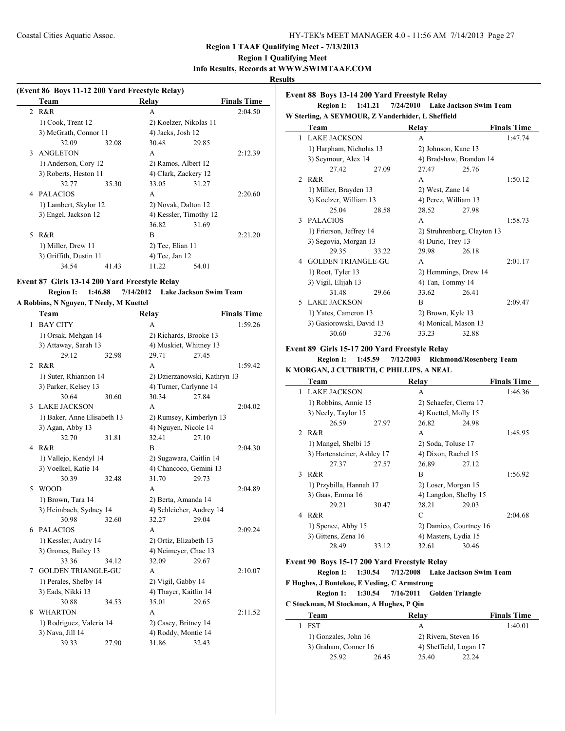**Region 1 TAAF Qualifying Meet - 7/13/2013**
**Region 1 Qualifying Meet**
**Info Results, Records at WWW.SWIMTAAF.COM**

## Results

### (Event 86 Boys 11-12 200 Yard Freestyle Relay)

| | Team | | Relay | | Finals Time |
|---|---|---|---|---|---|
| 2 | R&R | | A | | 2:04.50 |
| | 1) Cook, Trent 12 | | 2) Koelzer, Nikolas 11 | | |
| | 3) McGrath, Connor 11 | | 4) Jacks, Josh 12 | | |
| | 32.09 | 32.08 | 30.48 | 29.85 | |
| 3 | ANGLETON | | A | | 2:12.39 |
| | 1) Anderson, Cory 12 | | 2) Ramos, Albert 12 | | |
| | 3) Roberts, Heston 11 | | 4) Clark, Zackery 12 | | |
| | 32.77 | 35.30 | 33.05 | 31.27 | |
| 4 | PALACIOS | | A | | 2:20.60 |
| | 1) Lambert, Skylor 12 | | 2) Novak, Dalton 12 | | |
| | 3) Engel, Jackson 12 | | 4) Kessler, Timothy 12 | | |
| | | | 36.82 | 31.69 | |
| 5 | R&R | | B | | 2:21.20 |
| | 1) Miller, Drew 11 | | 2) Tee, Elian 11 | | |
| | 3) Griffith, Dustin 11 | | 4) Tee, Jan 12 | | |
| | 34.54 | 41.43 | 11.22 | 54.01 | |

### Event 87 Girls 13-14 200 Yard Freestyle Relay

**Region I: 1:46.88 7/14/2012 Lake Jackson Swim Team**
**A Robbins, N Nguyen, T Neely, M Kuettel**

| | Team | | Relay | | Finals Time |
|---|---|---|---|---|---|
| 1 | BAY CITY | | A | | 1:59.26 |
| | 1) Orsak, Mehgan 14 | | 2) Richards, Brooke 13 | | |
| | 3) Attaway, Sarah 13 | | 4) Muskiet, Whitney 13 | | |
| | 29.12 | 32.98 | 29.71 | 27.45 | |
| 2 | R&R | | A | | 1:59.42 |
| | 1) Suter, Rhiannon 14 | | 2) Dzierzanowski, Kathryn 13 | | |
| | 3) Parker, Kelsey 13 | | 4) Turner, Carlynne 14 | | |
| | 30.64 | 30.60 | 30.34 | 27.84 | |
| 3 | LAKE JACKSON | | A | | 2:04.02 |
| | 1) Baker, Anne Elisabeth 13 | | 2) Rumsey, Kimberlyn 13 | | |
| | 3) Agan, Abby 13 | | 4) Nguyen, Nicole 14 | | |
| | 32.70 | 31.81 | 32.41 | 27.10 | |
| 4 | R&R | | B | | 2:04.30 |
| | 1) Vallejo, Kendyl 14 | | 2) Sugawara, Caitlin 14 | | |
| | 3) Voelkel, Katie 14 | | 4) Chancoco, Gemini 13 | | |
| | 30.39 | 32.48 | 31.70 | 29.73 | |
| 5 | WOOD | | A | | 2:04.89 |
| | 1) Brown, Tara 14 | | 2) Berta, Amanda 14 | | |
| | 3) Heimbach, Sydney 14 | | 4) Schleicher, Audrey 14 | | |
| | 30.98 | 32.60 | 32.27 | 29.04 | |
| 6 | PALACIOS | | A | | 2:09.24 |
| | 1) Kessler, Audry 14 | | 2) Ortiz, Elizabeth 13 | | |
| | 3) Grones, Bailey 13 | | 4) Neimeyer, Chae 13 | | |
| | 33.36 | 34.12 | 32.09 | 29.67 | |
| 7 | GOLDEN TRIANGLE-GU | | A | | 2:10.07 |
| | 1) Perales, Shelby 14 | | 2) Vigil, Gabby 14 | | |
| | 3) Eads, Nikki 13 | | 4) Thayer, Kaitlin 14 | | |
| | 30.88 | 34.53 | 35.01 | 29.65 | |
| 8 | WHARTON | | A | | 2:11.52 |
| | 1) Rodriguez, Valeria 14 | | 2) Casey, Britney 14 | | |
| | 3) Nava, Jill 14 | | 4) Roddy, Montie 14 | | |
| | 39.33 | 27.90 | 31.86 | 32.43 | |

### Event 88 Boys 13-14 200 Yard Freestyle Relay

**Region I: 1:41.21 7/24/2010 Lake Jackson Swim Team**
**W Sterling, A SEYMOUR, Z Vanderhider, L Sheffield**

| | Team | | Relay | | Finals Time |
|---|---|---|---|---|---|
| 1 | LAKE JACKSON | | A | | 1:47.74 |
| | 1) Harpham, Nicholas 13 | | 2) Johnson, Kane 13 | | |
| | 3) Seymour, Alex 14 | | 4) Bradshaw, Brandon 14 | | |
| | 27.42 | 27.09 | 27.47 | 25.76 | |
| 2 | R&R | | A | | 1:50.12 |
| | 1) Miller, Brayden 13 | | 2) West, Zane 14 | | |
| | 3) Koelzer, William 13 | | 4) Perez, William 13 | | |
| | 25.04 | 28.58 | 28.52 | 27.98 | |
| 3 | PALACIOS | | A | | 1:58.73 |
| | 1) Frierson, Jeffrey 14 | | 2) Struhrenberg, Clayton 13 | | |
| | 3) Segovia, Morgan 13 | | 4) Durio, Trey 13 | | |
| | 29.35 | 33.22 | 29.98 | 26.18 | |
| 4 | GOLDEN TRIANGLE-GU | | A | | 2:01.17 |
| | 1) Root, Tyler 13 | | 2) Hemmings, Drew 14 | | |
| | 3) Vigil, Elijah 13 | | 4) Tan, Tommy 14 | | |
| | 31.48 | 29.66 | 33.62 | 26.41 | |
| 5 | LAKE JACKSON | | B | | 2:09.47 |
| | 1) Yates, Cameron 13 | | 2) Brown, Kyle 13 | | |
| | 3) Gasiorowski, David 13 | | 4) Monical, Mason 13 | | |
| | 30.60 | 32.76 | 33.23 | 32.88 | |

### Event 89 Girls 15-17 200 Yard Freestyle Relay

**Region I: 1:45.59 7/12/2003 Richmond/Rosenberg Team**
**K MORGAN, J CUTBIRTH, C PHILLIPS, A NEAL**

| | Team | | Relay | | Finals Time |
|---|---|---|---|---|---|
| 1 | LAKE JACKSON | | A | | 1:46.36 |
| | 1) Robbins, Annie 15 | | 2) Schaefer, Cierra 17 | | |
| | 3) Neely, Taylor 15 | | 4) Kuettel, Molly 15 | | |
| | 26.59 | 27.97 | 26.82 | 24.98 | |
| 2 | R&R | | A | | 1:48.95 |
| | 1) Mangel, Shelbi 15 | | 2) Soda, Toluse 17 | | |
| | 3) Hartensteiner, Ashley 17 | | 4) Dixon, Rachel 15 | | |
| | 27.37 | 27.57 | 26.89 | 27.12 | |
| 3 | R&R | | B | | 1:56.92 |
| | 1) Przybilla, Hannah 17 | | 2) Loser, Morgan 15 | | |
| | 3) Gaas, Emma 16 | | 4) Langdon, Shelby 15 | | |
| | 29.21 | 30.47 | 28.21 | 29.03 | |
| 4 | R&R | | C | | 2:04.68 |
| | 1) Spence, Abby 15 | | 2) Damico, Courtney 16 | | |
| | 3) Gittens, Zena 16 | | 4) Masters, Lydia 15 | | |
| | 28.49 | 33.12 | 32.61 | 30.46 | |

### Event 90 Boys 15-17 200 Yard Freestyle Relay

**Region I: 1:30.54 7/12/2008 Lake Jackson Swim Team**
**F Hughes, J Bontekoe, E Vesling, C Armstrong**
**Region 1: 1:30.54 7/16/2011 Golden Triangle**
**C Stockman, M Stockman, A Hughes, P Qin**

| | Team | | Relay | | Finals Time |
|---|---|---|---|---|---|
| 1 | FST | | A | | 1:40.01 |
| | 1) Gonzales, John 16 | | 2) Rivera, Steven 16 | | |
| | 3) Graham, Conner 16 | | 4) Sheffield, Logan 17 | | |
| | 25.92 | 26.45 | 25.40 | 22.24 | |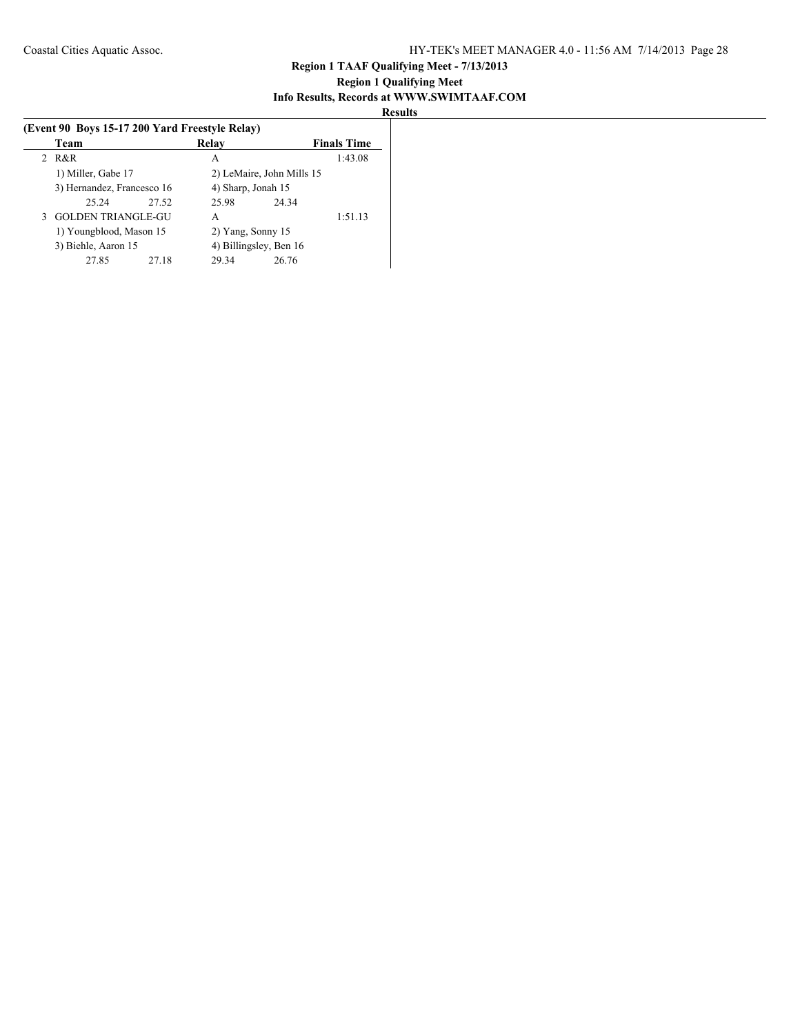## Region 1 TAAF Qualifying Meet - 7/13/2013

### Region 1 Qualifying Meet

### Info Results, Records at WWW.SWIMTAAF.COM

#### Results

**(Event 90 Boys 15-17 200 Yard Freestyle Relay)**

| | Team | Relay | Finals Time |
|---|---|---|---|
| 2 | R&R | A | 1:43.08 |
| | 1) Miller, Gabe 17 | 2) LeMaire, John Mills 15 | |
| | 3) Hernandez, Francesco 16 | 4) Sharp, Jonah 15 | |
| | 25.24 27.52 | 25.98 24.34 | |
| 3 | GOLDEN TRIANGLE-GU | A | 1:51.13 |
| | 1) Youngblood, Mason 15 | 2) Yang, Sonny 15 | |
| | 3) Biehle, Aaron 15 | 4) Billingsley, Ben 16 | |
| | 27.85 27.18 | 29.34 26.76 | |